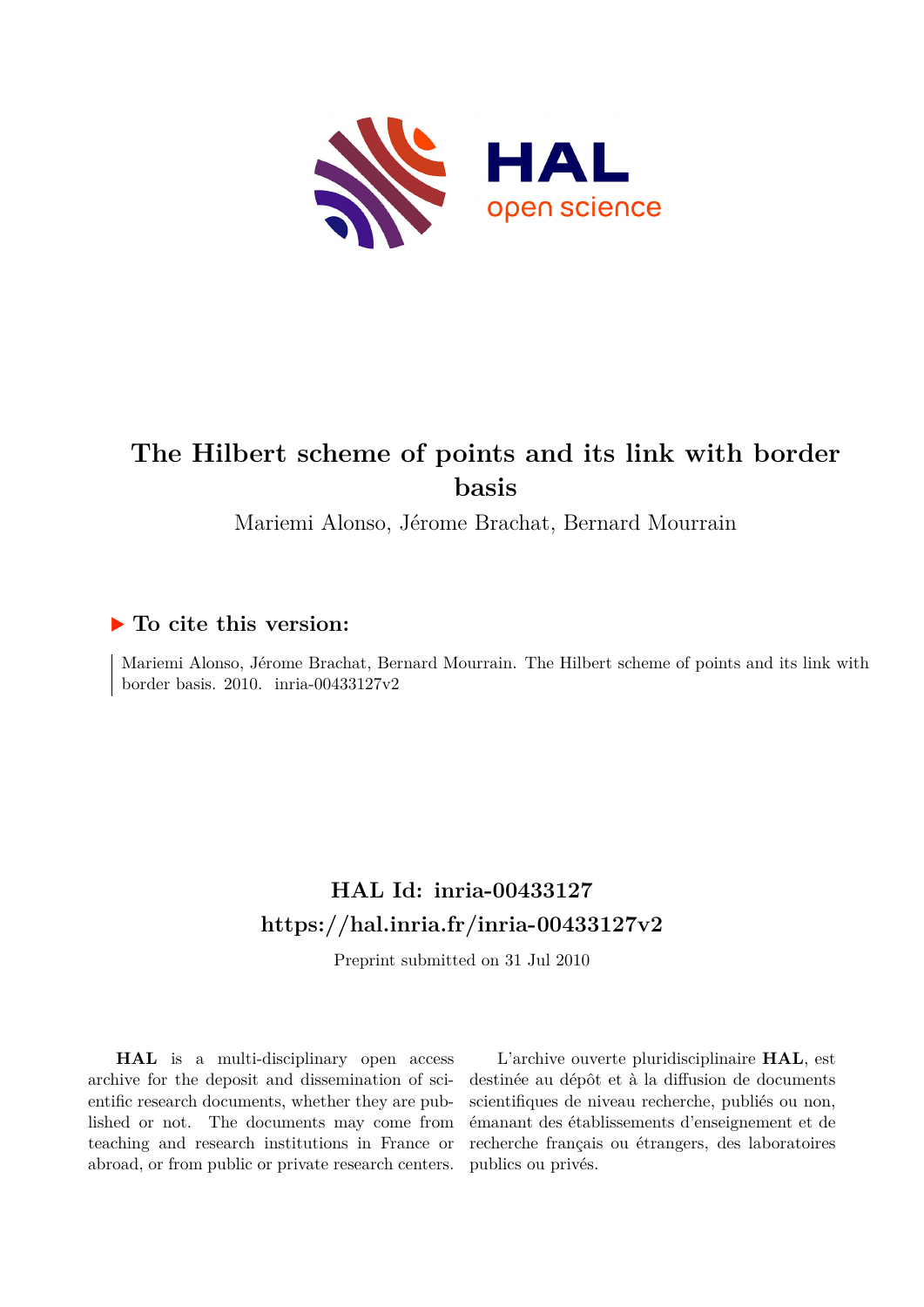# The Hilbert scheme of points and its link with border basis

Mariemi Alonso, Jérome Brachat, Bernard Mourrain

## ▶ To cite this version:

Mariemi Alonso, Jérome Brachat, Bernard Mourrain. The Hilbert scheme of points and its link with border basis. 2010. inria-00433127v2

## HAL Id: inria-00433127
## https://hal.inria.fr/inria-00433127v2

Preprint submitted on 31 Jul 2010

**HAL** is a multi-disciplinary open access archive for the deposit and dissemination of scientific research documents, whether they are published or not. The documents may come from teaching and research institutions in France or abroad, or from public or private research centers.

L'archive ouverte pluridisciplinaire **HAL**, est destinée au dépôt et à la diffusion de documents scientifiques de niveau recherche, publiés ou non, émanant des établissements d'enseignement et de recherche français ou étrangers, des laboratoires publics ou privés.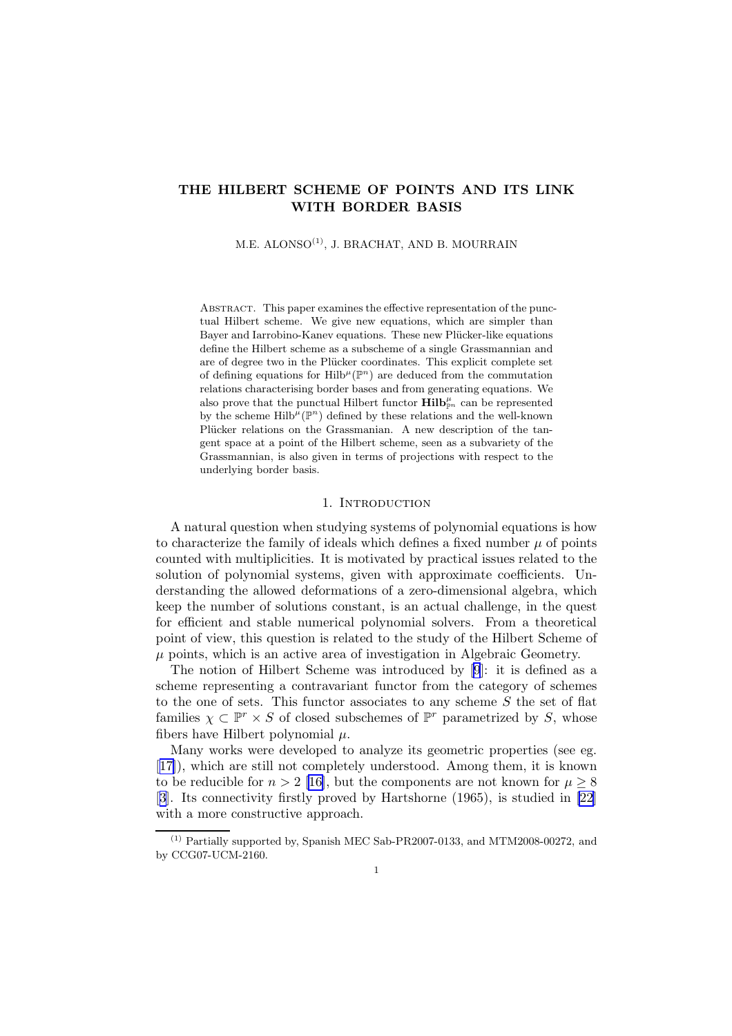# THE HILBERT SCHEME OF POINTS AND ITS LINK WITH BORDER BASIS

M.E. ALONSO[(1)], J. BRACHAT, AND B. MOURRAIN

Abstract. This paper examines the effective representation of the punctual Hilbert scheme. We give new equations, which are simpler than Bayer and Iarrobino-Kanev equations. These new Plücker-like equations define the Hilbert scheme as a subscheme of a single Grassmannian and are of degree two in the Plücker coordinates. This explicit complete set of defining equations for $\mathrm{Hilb}^{\mu}(\mathbb{P}^n)$ are deduced from the commutation relations characterising border bases and from generating equations. We also prove that the punctual Hilbert functor $\mathbf{Hilb}^{\mu}_{\mathbb{P}^n}$ can be represented by the scheme $\mathrm{Hilb}^{\mu}(\mathbb{P}^n)$ defined by these relations and the well-known Plücker relations on the Grassmanian. A new description of the tangent space at a point of the Hilbert scheme, seen as a subvariety of the Grassmannian, is also given in terms of projections with respect to the underlying border basis.

## 1. Introduction

A natural question when studying systems of polynomial equations is how to characterize the family of ideals which defines a fixed number $\mu$ of points counted with multiplicities. It is motivated by practical issues related to the solution of polynomial systems, given with approximate coefficients. Understanding the allowed deformations of a zero-dimensional algebra, which keep the number of solutions constant, is an actual challenge, in the quest for efficient and stable numerical polynomial solvers. From a theoretical point of view, this question is related to the study of the Hilbert Scheme of $\mu$ points, which is an active area of investigation in Algebraic Geometry.

The notion of Hilbert Scheme was introduced by [9]: it is defined as a scheme representing a contravariant functor from the category of schemes to the one of sets. This functor associates to any scheme $S$ the set of flat families $\chi \subset \mathbb{P}^r \times S$ of closed subschemes of $\mathbb{P}^r$ parametrized by $S$, whose fibers have Hilbert polynomial $\mu$.

Many works were developed to analyze its geometric properties (see eg. [17]), which are still not completely understood. Among them, it is known to be reducible for $n > 2$ [16], but the components are not known for $\mu \geq 8$ [3]. Its connectivity firstly proved by Hartshorne (1965), is studied in [22] with a more constructive approach.

(1) Partially supported by, Spanish MEC Sab-PR2007-0133, and MTM2008-00272, and by CCG07-UCM-2160.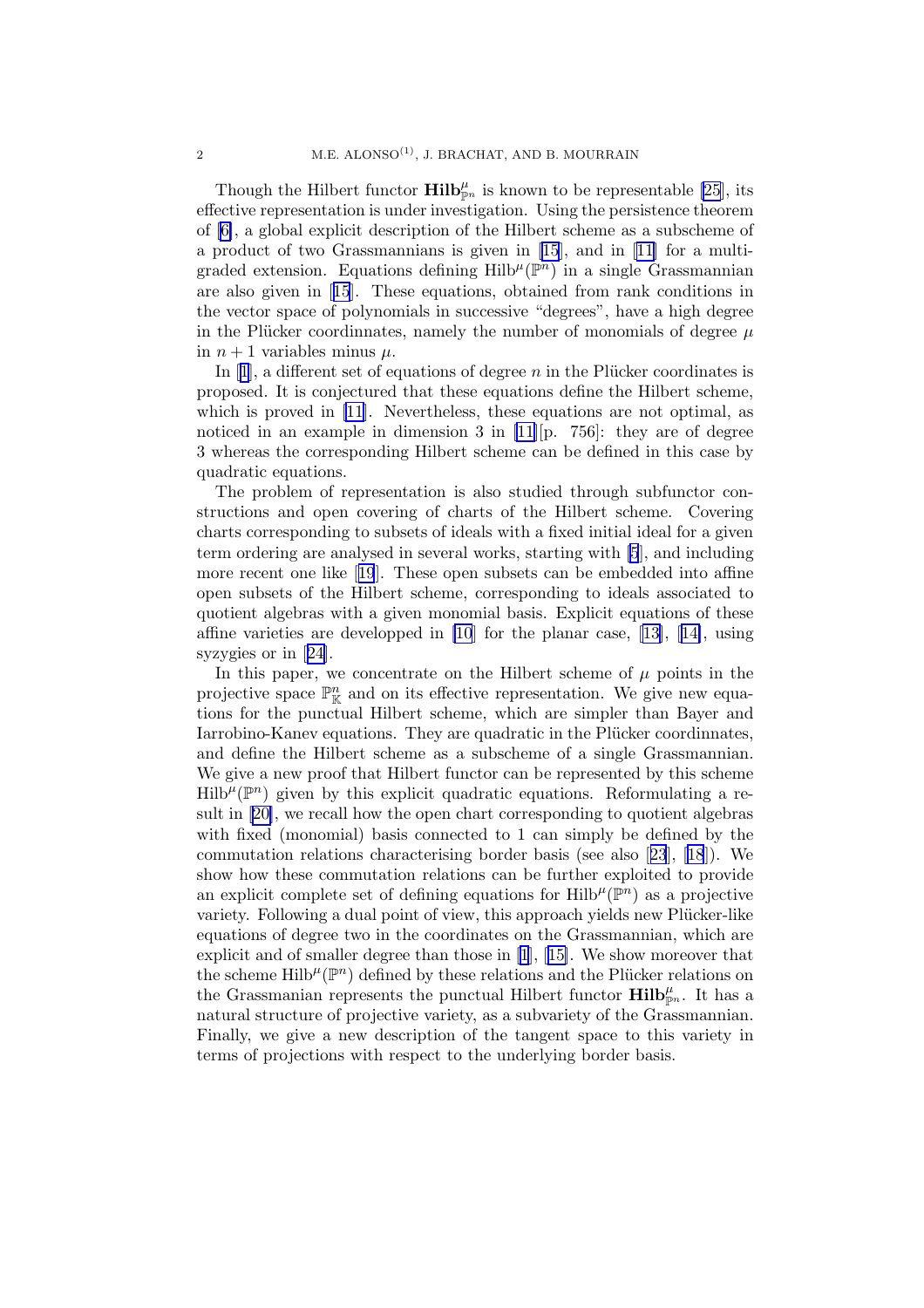Though the Hilbert functor $\mathbf{Hilb}^{\mu}_{\mathbb{P}^n}$ is known to be representable [25], its effective representation is under investigation. Using the persistence theorem of [6], a global explicit description of the Hilbert scheme as a subscheme of a product of two Grassmannians is given in [15], and in [11] for a multi-graded extension. Equations defining $\mathrm{Hilb}^{\mu}(\mathbb{P}^n)$ in a single Grassmannian are also given in [15]. These equations, obtained from rank conditions in the vector space of polynomials in successive "degrees", have a high degree in the Plücker coordinnates, namely the number of monomials of degree $\mu$ in $n+1$ variables minus $\mu$.

In [1], a different set of equations of degree $n$ in the Plücker coordinates is proposed. It is conjectured that these equations define the Hilbert scheme, which is proved in [11]. Nevertheless, these equations are not optimal, as noticed in an example in dimension 3 in [11][p. 756]: they are of degree 3 whereas the corresponding Hilbert scheme can be defined in this case by quadratic equations.

The problem of representation is also studied through subfunctor constructions and open covering of charts of the Hilbert scheme. Covering charts corresponding to subsets of ideals with a fixed initial ideal for a given term ordering are analysed in several works, starting with [5], and including more recent one like [19]. These open subsets can be embedded into affine open subsets of the Hilbert scheme, corresponding to ideals associated to quotient algebras with a given monomial basis. Explicit equations of these affine varieties are developped in [10] for the planar case, [13], [14], using syzygies or in [24].

In this paper, we concentrate on the Hilbert scheme of $\mu$ points in the projective space $\mathbb{P}^n_{\mathbb{K}}$ and on its effective representation. We give new equations for the punctual Hilbert scheme, which are simpler than Bayer and Iarrobino-Kanev equations. They are quadratic in the Plücker coordinnates, and define the Hilbert scheme as a subscheme of a single Grassmannian. We give a new proof that Hilbert functor can be represented by this scheme $\mathrm{Hilb}^{\mu}(\mathbb{P}^n)$ given by this explicit quadratic equations. Reformulating a result in [20], we recall how the open chart corresponding to quotient algebras with fixed (monomial) basis connected to 1 can simply be defined by the commutation relations characterising border basis (see also [23], [18]). We show how these commutation relations can be further exploited to provide an explicit complete set of defining equations for $\mathrm{Hilb}^{\mu}(\mathbb{P}^n)$ as a projective variety. Following a dual point of view, this approach yields new Plücker-like equations of degree two in the coordinates on the Grassmannian, which are explicit and of smaller degree than those in [1], [15]. We show moreover that the scheme $\mathrm{Hilb}^{\mu}(\mathbb{P}^n)$ defined by these relations and the Plücker relations on the Grassmanian represents the punctual Hilbert functor $\mathbf{Hilb}^{\mu}_{\mathbb{P}^n}$. It has a natural structure of projective variety, as a subvariety of the Grassmannian. Finally, we give a new description of the tangent space to this variety in terms of projections with respect to the underlying border basis.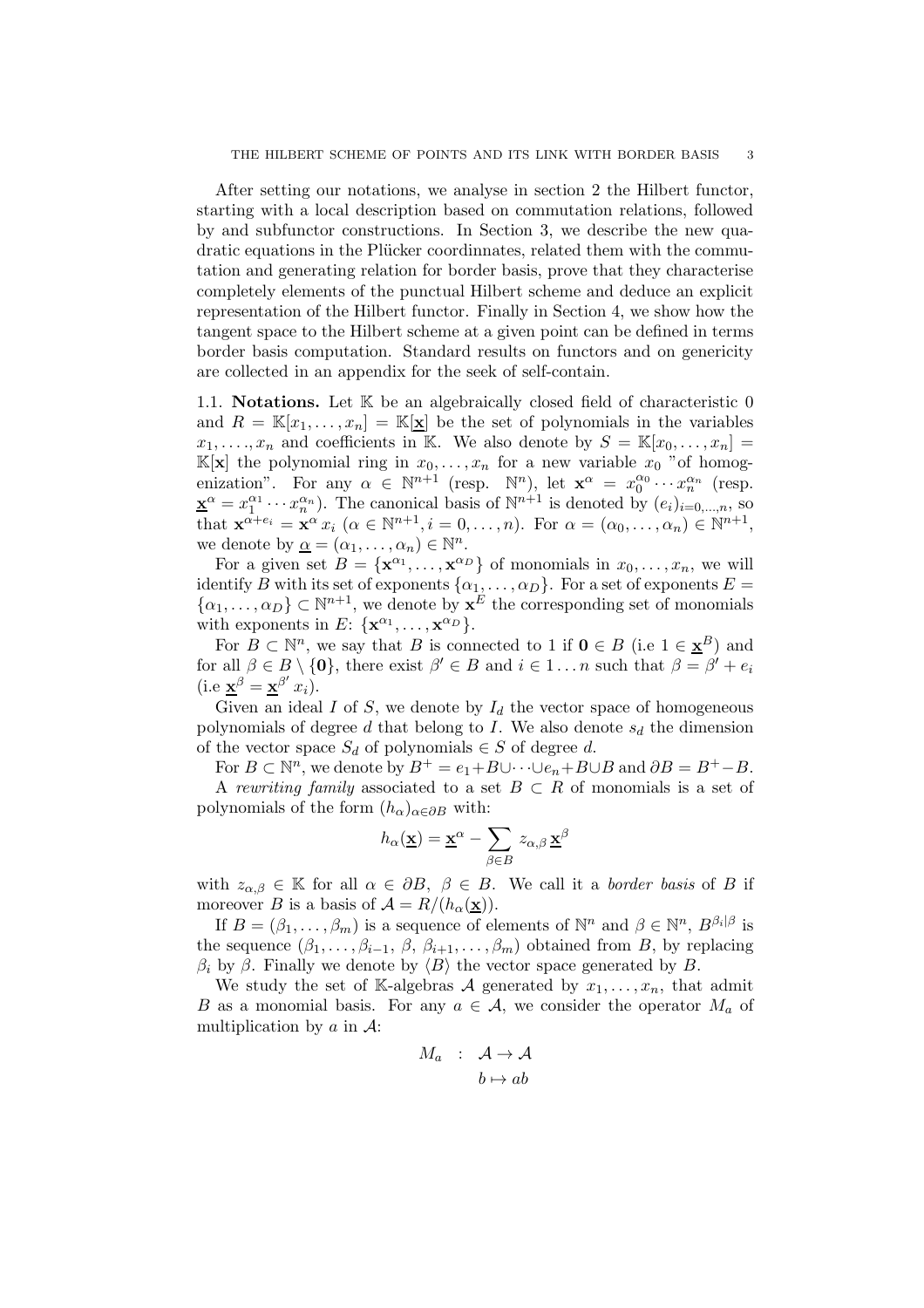After setting our notations, we analyse in section 2 the Hilbert functor, starting with a local description based on commutation relations, followed by and subfunctor constructions. In Section 3, we describe the new quadratic equations in the Plücker coordinnates, related them with the commutation and generating relation for border basis, prove that they characterise completely elements of the punctual Hilbert scheme and deduce an explicit representation of the Hilbert functor. Finally in Section 4, we show how the tangent space to the Hilbert scheme at a given point can be defined in terms border basis computation. Standard results on functors and on genericity are collected in an appendix for the seek of self-contain.

1.1. **Notations.** Let $\mathbb{K}$ be an algebraically closed field of characteristic 0 and $R = \mathbb{K}[x_1, \ldots, x_n] = \mathbb{K}[\underline{\mathbf{x}}]$ be the set of polynomials in the variables $x_1, \ldots, x_n$ and coefficients in $\mathbb{K}$. We also denote by $S = \mathbb{K}[x_0, \ldots, x_n] = \mathbb{K}[\mathbf{x}]$ the polynomial ring in $x_0, \ldots, x_n$ for a new variable $x_0$ "of homogenization". For any $\alpha \in \mathbb{N}^{n+1}$ (resp. $\mathbb{N}^n$), let $\mathbf{x}^\alpha = x_0^{\alpha_0} \cdots x_n^{\alpha_n}$ (resp. $\underline{\mathbf{x}}^\alpha = x_1^{\alpha_1} \cdots x_n^{\alpha_n}$). The canonical basis of $\mathbb{N}^{n+1}$ is denoted by $(e_i)_{i=0,\ldots,n}$, so that $\mathbf{x}^{\alpha+e_i} = \mathbf{x}^\alpha x_i$ ($\alpha \in \mathbb{N}^{n+1}, i = 0, \ldots, n$). For $\alpha = (\alpha_0, \ldots, \alpha_n) \in \mathbb{N}^{n+1}$, we denote by $\underline{\alpha} = (\alpha_1, \ldots, \alpha_n) \in \mathbb{N}^n$.

For a given set $B = \{\mathbf{x}^{\alpha_1}, \ldots, \mathbf{x}^{\alpha_D}\}$ of monomials in $x_0, \ldots, x_n$, we will identify $B$ with its set of exponents $\{\alpha_1, \ldots, \alpha_D\}$. For a set of exponents $E = \{\alpha_1, \ldots, \alpha_D\} \subset \mathbb{N}^{n+1}$, we denote by $\mathbf{x}^E$ the corresponding set of monomials with exponents in $E$: $\{\mathbf{x}^{\alpha_1}, \ldots, \mathbf{x}^{\alpha_D}\}$.

For $B \subset \mathbb{N}^n$, we say that $B$ is connected to 1 if $\mathbf{0} \in B$ (i.e $1 \in \underline{\mathbf{x}}^B$) and for all $\beta \in B \setminus \{\mathbf{0}\}$, there exist $\beta' \in B$ and $i \in 1 \ldots n$ such that $\beta = \beta' + e_i$ (i.e $\underline{\mathbf{x}}^\beta = \underline{\mathbf{x}}^{\beta'} x_i$).

Given an ideal $I$ of $S$, we denote by $I_d$ the vector space of homogeneous polynomials of degree $d$ that belong to $I$. We also denote $s_d$ the dimension of the vector space $S_d$ of polynomials $\in S$ of degree $d$.

For $B \subset \mathbb{N}^n$, we denote by $B^+ = e_1 + B \cup \cdots \cup e_n + B \cup B$ and $\partial B = B^+ - B$.

A *rewriting family* associated to a set $B \subset R$ of monomials is a set of polynomials of the form $(h_\alpha)_{\alpha \in \partial B}$ with:

$$h_\alpha(\underline{\mathbf{x}}) = \underline{\mathbf{x}}^\alpha - \sum_{\beta \in B} z_{\alpha,\beta} \, \underline{\mathbf{x}}^\beta$$

with $z_{\alpha,\beta} \in \mathbb{K}$ for all $\alpha \in \partial B$, $\beta \in B$. We call it a *border basis* of $B$ if moreover $B$ is a basis of $\mathcal{A} = R/(h_\alpha(\underline{\mathbf{x}}))$.

If $B = (\beta_1, \ldots, \beta_m)$ is a sequence of elements of $\mathbb{N}^n$ and $\beta \in \mathbb{N}^n$, $B^{\beta_i|\beta}$ is the sequence $(\beta_1, \ldots, \beta_{i-1}, \beta, \beta_{i+1}, \ldots, \beta_m)$ obtained from $B$, by replacing $\beta_i$ by $\beta$. Finally we denote by $\langle B \rangle$ the vector space generated by $B$.

We study the set of $\mathbb{K}$-algebras $\mathcal{A}$ generated by $x_1, \ldots, x_n$, that admit $B$ as a monomial basis. For any $a \in \mathcal{A}$, we consider the operator $M_a$ of multiplication by $a$ in $\mathcal{A}$:

$$\begin{aligned} M_a \quad : \quad & \mathcal{A} \to \mathcal{A} \\ & b \mapsto ab \end{aligned}$$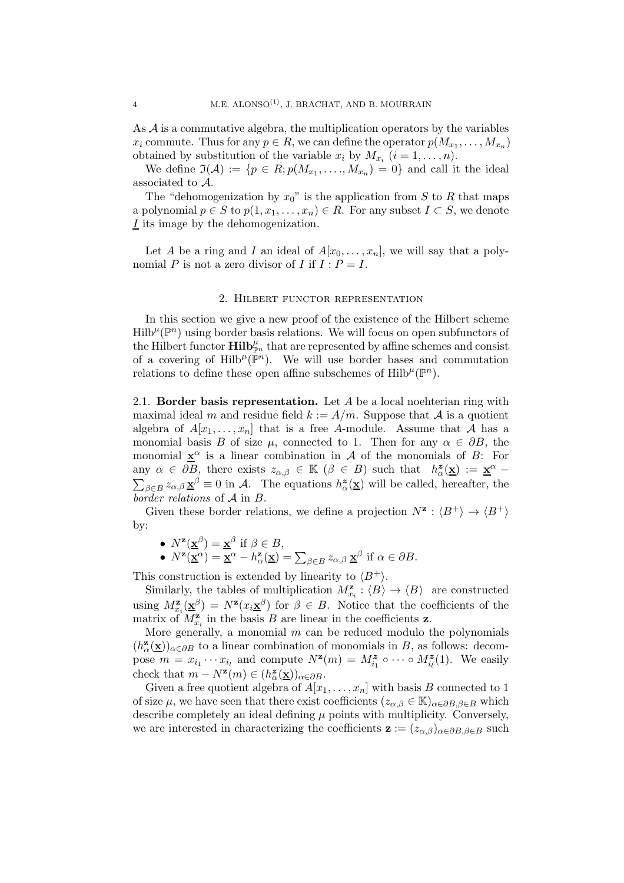As $\mathcal{A}$ is a commutative algebra, the multiplication operators by the variables $x_i$ commute. Thus for any $p \in R$, we can define the operator $p(M_{x_1}, \ldots, M_{x_n})$ obtained by substitution of the variable $x_i$ by $M_{x_i}$ $(i = 1, \ldots, n)$.

We define $\mathfrak{I}(\mathcal{A}) := \{p \in R; p(M_{x_1}, \ldots, M_{x_n}) = 0\}$ and call it the ideal associated to $\mathcal{A}$.

The "dehomogenization by $x_0$" is the application from $S$ to $R$ that maps a polynomial $p \in S$ to $p(1, x_1, \ldots, x_n) \in R$. For any subset $I \subset S$, we denote $\underline{I}$ its image by the dehomogenization.

Let $A$ be a ring and $I$ an ideal of $A[x_0, \ldots, x_n]$, we will say that a polynomial $P$ is not a zero divisor of $I$ if $I : P = I$.

## 2. Hilbert functor representation

In this section we give a new proof of the existence of the Hilbert scheme $\mathrm{Hilb}^{\mu}(\mathbb{P}^n)$ using border basis relations. We will focus on open subfunctors of the Hilbert functor $\mathbf{Hilb}^{\mu}_{\mathbb{P}^n}$ that are represented by affine schemes and consist of a covering of $\mathrm{Hilb}^{\mu}(\mathbb{P}^n)$. We will use border bases and commutation relations to define these open affine subschemes of $\mathrm{Hilb}^{\mu}(\mathbb{P}^n)$.

2.1. **Border basis representation.** Let $A$ be a local noehterian ring with maximal ideal $m$ and residue field $k := A/m$. Suppose that $\mathcal{A}$ is a quotient algebra of $A[x_1, \ldots, x_n]$ that is a free $A$-module. Assume that $\mathcal{A}$ has a monomial basis $B$ of size $\mu$, connected to 1. Then for any $\alpha \in \partial B$, the monomial $\underline{\mathbf{x}}^{\alpha}$ is a linear combination in $\mathcal{A}$ of the monomials of $B$: For any $\alpha \in \partial B$, there exists $z_{\alpha,\beta} \in \mathbb{K}$ $(\beta \in B)$ such that $h^{\mathbf{z}}_{\alpha}(\underline{\mathbf{x}}) := \underline{\mathbf{x}}^{\alpha} - \sum_{\beta \in B} z_{\alpha,\beta}\, \underline{\mathbf{x}}^{\beta} \equiv 0$ in $\mathcal{A}$. The equations $h^{\mathbf{z}}_{\alpha}(\underline{\mathbf{x}})$ will be called, hereafter, the *border relations* of $\mathcal{A}$ in $B$.

Given these border relations, we define a projection $N^{\mathbf{z}} : \langle B^+ \rangle \to \langle B^+ \rangle$ by:

- $N^{\mathbf{z}}(\underline{\mathbf{x}}^{\beta}) = \underline{\mathbf{x}}^{\beta}$ if $\beta \in B$,
- $N^{\mathbf{z}}(\underline{\mathbf{x}}^{\alpha}) = \underline{\mathbf{x}}^{\alpha} - h^{\mathbf{z}}_{\alpha}(\underline{\mathbf{x}}) = \sum_{\beta \in B} z_{\alpha,\beta}\, \underline{\mathbf{x}}^{\beta}$ if $\alpha \in \partial B$.

This construction is extended by linearity to $\langle B^+ \rangle$.

Similarly, the tables of multiplication $M^{\mathbf{z}}_{x_i} : \langle B \rangle \to \langle B \rangle$ are constructed using $M^{\mathbf{z}}_{x_i}(\underline{\mathbf{x}}^{\beta}) = N^{\mathbf{z}}(x_i \underline{\mathbf{x}}^{\beta})$ for $\beta \in B$. Notice that the coefficients of the matrix of $M^{\mathbf{z}}_{x_i}$ in the basis $B$ are linear in the coefficients $\mathbf{z}$.

More generally, a monomial $m$ can be reduced modulo the polynomials $(h^{\mathbf{z}}_{\alpha}(\underline{\mathbf{x}}))_{\alpha \in \partial B}$ to a linear combination of monomials in $B$, as follows: decompose $m = x_{i_1} \cdots x_{i_l}$ and compute $N^{\mathbf{z}}(m) = M^{\mathbf{z}}_{i_1} \circ \cdots \circ M^{\mathbf{z}}_{i_l}(1)$. We easily check that $m - N^{\mathbf{z}}(m) \in (h^{\mathbf{z}}_{\alpha}(\underline{\mathbf{x}}))_{\alpha \in \partial B}$.

Given a free quotient algebra of $A[x_1, \ldots, x_n]$ with basis $B$ connected to 1 of size $\mu$, we have seen that there exist coefficients $(z_{\alpha,\beta} \in \mathbb{K})_{\alpha \in \partial B, \beta \in B}$ which describe completely an ideal defining $\mu$ points with multiplicity. Conversely, we are interested in characterizing the coefficients $\mathbf{z} := (z_{\alpha,\beta})_{\alpha \in \partial B, \beta \in B}$ such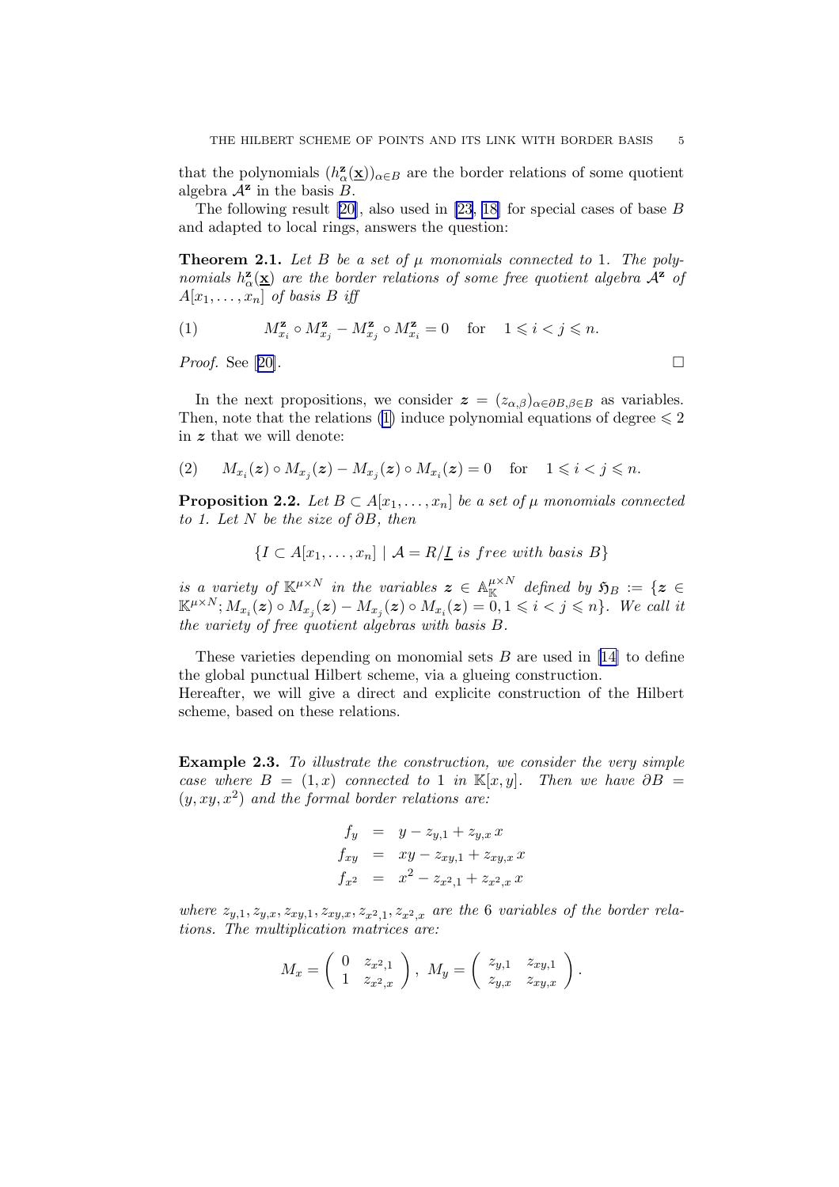that the polynomials $(h^{\mathbf{z}}_\alpha(\underline{\mathbf{x}}))_{\alpha\in B}$ are the border relations of some quotient algebra $\mathcal{A}^{\mathbf{z}}$ in the basis $B$.

The following result [20], also used in [23, 18] for special cases of base $B$ and adapted to local rings, answers the question:

**Theorem 2.1.** *Let $B$ be a set of $\mu$ monomials connected to* 1*. The polynomials $h^{\mathbf{z}}_\alpha(\underline{\mathbf{x}})$ are the border relations of some free quotient algebra $\mathcal{A}^{\mathbf{z}}$ of $A[x_1,\ldots,x_n]$ of basis $B$ iff*

$$M^{\mathbf{z}}_{x_i}\circ M^{\mathbf{z}}_{x_j} - M^{\mathbf{z}}_{x_j}\circ M^{\mathbf{z}}_{x_i} = 0 \quad \text{for} \quad 1\leqslant i<j\leqslant n. \tag{1}$$

*Proof.* See [20]. □

In the next propositions, we consider $\boldsymbol{z}=(z_{\alpha,\beta})_{\alpha\in\partial B,\beta\in B}$ as variables. Then, note that the relations (1) induce polynomial equations of degree $\leqslant 2$ in $\boldsymbol{z}$ that we will denote:

$$M_{x_i}(\boldsymbol{z})\circ M_{x_j}(\boldsymbol{z}) - M_{x_j}(\boldsymbol{z})\circ M_{x_i}(\boldsymbol{z}) = 0 \quad \text{for} \quad 1\leqslant i<j\leqslant n. \tag{2}$$

**Proposition 2.2.** *Let $B\subset A[x_1,\ldots,x_n]$ be a set of $\mu$ monomials connected to 1. Let $N$ be the size of $\partial B$, then*

$$\{I\subset A[x_1,\ldots,x_n]\mid \mathcal{A}=R/\underline{I} \text{ is free with basis } B\}$$

*is a variety of $\mathbb{K}^{\mu\times N}$ in the variables $\boldsymbol{z}\in\mathbb{A}^{\mu\times N}_{\mathbb{K}}$ defined by $\mathfrak{H}_B := \{\boldsymbol{z}\in\mathbb{K}^{\mu\times N}; M_{x_i}(\boldsymbol{z})\circ M_{x_j}(\boldsymbol{z}) - M_{x_j}(\boldsymbol{z})\circ M_{x_i}(\boldsymbol{z}) = 0, 1\leqslant i<j\leqslant n\}$. We call it the variety of free quotient algebras with basis $B$.*

These varieties depending on monomial sets $B$ are used in [14] to define the global punctual Hilbert scheme, via a glueing construction.
Hereafter, we will give a direct and explicit construction of the Hilbert scheme, based on these relations.

**Example 2.3.** *To illustrate the construction, we consider the very simple case where $B=(1,x)$ connected to 1 in $\mathbb{K}[x,y]$. Then we have $\partial B = (y,xy,x^2)$ and the formal border relations are:*

$$\begin{aligned}
f_y &= y - z_{y,1} + z_{y,x}\,x\\
f_{xy} &= xy - z_{xy,1} + z_{xy,x}\,x\\
f_{x^2} &= x^2 - z_{x^2,1} + z_{x^2,x}\,x
\end{aligned}$$

*where $z_{y,1}, z_{y,x}, z_{xy,1}, z_{xy,x}, z_{x^2,1}, z_{x^2,x}$ are the 6 variables of the border relations. The multiplication matrices are:*

$$M_x = \begin{pmatrix} 0 & z_{x^2,1}\\ 1 & z_{x^2,x}\end{pmatrix},\ M_y = \begin{pmatrix} z_{y,1} & z_{xy,1}\\ z_{y,x} & z_{xy,x}\end{pmatrix}.$$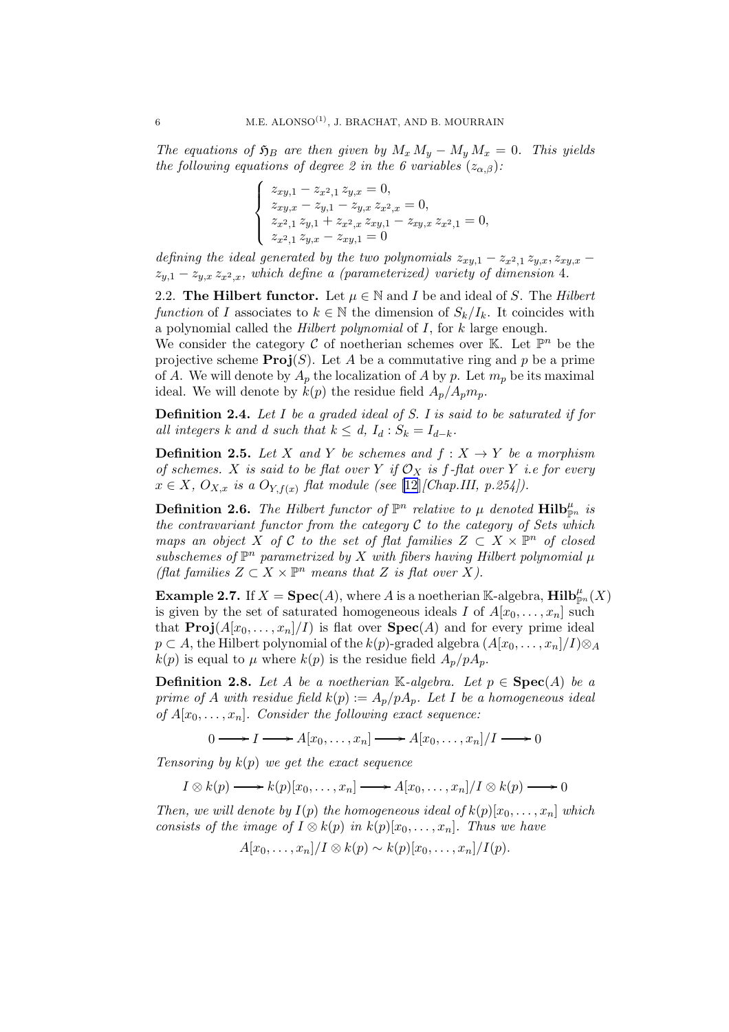*The equations of $\mathfrak{H}_B$ are then given by $M_x M_y - M_y M_x = 0$. This yields the following equations of degree 2 in the 6 variables $(z_{\alpha,\beta})$:*

$$
\begin{cases}
z_{xy,1} - z_{x^2,1}\, z_{y,x} = 0,\\
z_{xy,x} - z_{y,1} - z_{y,x}\, z_{x^2,x} = 0,\\
z_{x^2,1}\, z_{y,1} + z_{x^2,x}\, z_{xy,1} - z_{xy,x}\, z_{x^2,1} = 0,\\
z_{x^2,1}\, z_{y,x} - z_{xy,1} = 0
\end{cases}
$$

*defining the ideal generated by the two polynomials $z_{xy,1} - z_{x^2,1}\, z_{y,x}, z_{xy,x} - z_{y,1} - z_{y,x}\, z_{x^2,x}$, which define a (parameterized) variety of dimension 4.*

2.2. **The Hilbert functor.** Let $\mu \in \mathbb{N}$ and $I$ be and ideal of $S$. The *Hilbert function* of $I$ associates to $k \in \mathbb{N}$ the dimension of $S_k/I_k$. It coincides with a polynomial called the *Hilbert polynomial* of $I$, for $k$ large enough.
We consider the category $\mathcal{C}$ of noetherian schemes over $\mathbb{K}$. Let $\mathbb{P}^n$ be the projective scheme $\mathbf{Proj}(S)$. Let $A$ be a commutative ring and $p$ be a prime of $A$. We will denote by $A_p$ the localization of $A$ by $p$. Let $m_p$ be its maximal ideal. We will denote by $k(p)$ the residue field $A_p/A_p m_p$.

**Definition 2.4.** *Let $I$ be a graded ideal of $S$. $I$ is said to be saturated if for all integers $k$ and $d$ such that $k \leq d$, $I_d : S_k = I_{d-k}$.*

**Definition 2.5.** *Let $X$ and $Y$ be schemes and $f : X \to Y$ be a morphism of schemes. $X$ is said to be flat over $Y$ if $\mathcal{O}_X$ is $f$-flat over $Y$ i.e for every $x \in X$, $O_{X,x}$ is a $O_{Y,f(x)}$ flat module (see [12][Chap.III, p.254]).*

**Definition 2.6.** *The Hilbert functor of $\mathbb{P}^n$ relative to $\mu$ denoted $\mathbf{Hilb}^{\mu}_{\mathbb{P}^n}$ is the contravariant functor from the category $\mathcal{C}$ to the category of Sets which maps an object $X$ of $\mathcal{C}$ to the set of flat families $Z \subset X \times \mathbb{P}^n$ of closed subschemes of $\mathbb{P}^n$ parametrized by $X$ with fibers having Hilbert polynomial $\mu$ (flat families $Z \subset X \times \mathbb{P}^n$ means that $Z$ is flat over $X$).*

**Example 2.7.** If $X = \mathbf{Spec}(A)$, where $A$ is a noetherian $\mathbb{K}$-algebra, $\mathbf{Hilb}^{\mu}_{\mathbb{P}^n}(X)$ is given by the set of saturated homogeneous ideals $I$ of $A[x_0, \dots, x_n]$ such that $\mathbf{Proj}(A[x_0, \dots, x_n]/I)$ is flat over $\mathbf{Spec}(A)$ and for every prime ideal $p \subset A$, the Hilbert polynomial of the $k(p)$-graded algebra $(A[x_0, \dots, x_n]/I) \otimes_A k(p)$ is equal to $\mu$ where $k(p)$ is the residue field $A_p/pA_p$.

**Definition 2.8.** *Let $A$ be a noetherian $\mathbb{K}$-algebra. Let $p \in \mathbf{Spec}(A)$ be a prime of $A$ with residue field $k(p) := A_p/pA_p$. Let $I$ be a homogeneous ideal of $A[x_0, \dots, x_n]$. Consider the following exact sequence:*

$$0 \longrightarrow I \longrightarrow A[x_0, \dots, x_n] \longrightarrow A[x_0, \dots, x_n]/I \longrightarrow 0$$

*Tensoring by $k(p)$ we get the exact sequence*

$$I \otimes k(p) \longrightarrow k(p)[x_0, \dots, x_n] \longrightarrow A[x_0, \dots, x_n]/I \otimes k(p) \longrightarrow 0$$

*Then, we will denote by $I(p)$ the homogeneous ideal of $k(p)[x_0, \dots, x_n]$ which consists of the image of $I \otimes k(p)$ in $k(p)[x_0, \dots, x_n]$. Thus we have*

$$A[x_0, \dots, x_n]/I \otimes k(p) \sim k(p)[x_0, \dots, x_n]/I(p).$$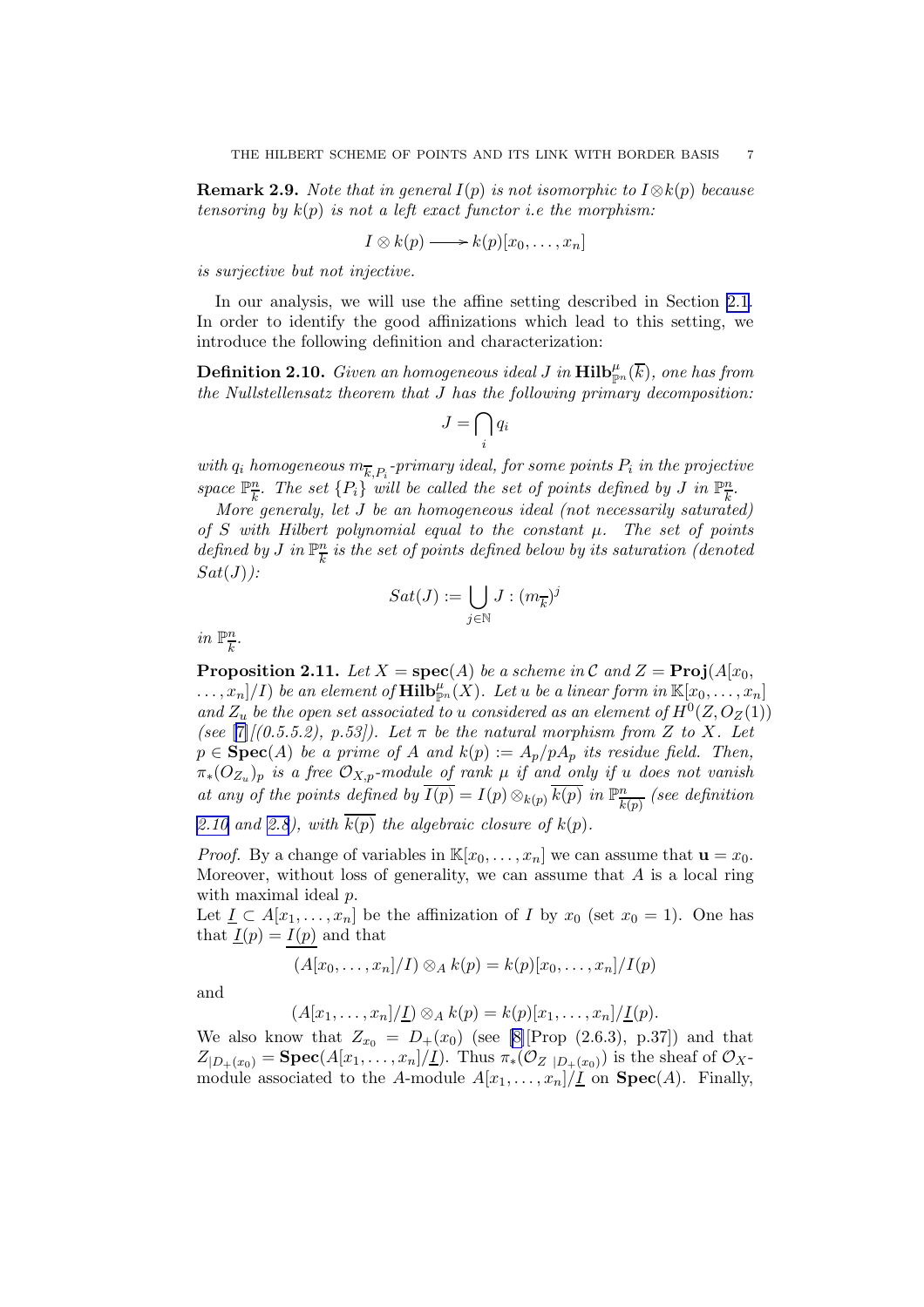**Remark 2.9.** *Note that in general $I(p)$ is not isomorphic to $I \otimes k(p)$ because tensoring by $k(p)$ is not a left exact functor i.e the morphism:*

$$I \otimes k(p) \longrightarrow k(p)[x_0, \dots, x_n]$$

*is surjective but not injective.*

In our analysis, we will use the affine setting described in Section 2.1. In order to identify the good affinizations which lead to this setting, we introduce the following definition and characterization:

**Definition 2.10.** *Given an homogeneous ideal $J$ in $\mathbf{Hilb}^{\mu}_{\mathbb{P}^n}(\overline{k})$, one has from the Nullstellensatz theorem that $J$ has the following primary decomposition:*

$$J = \bigcap_i q_i$$

*with $q_i$ homogeneous $m_{\overline{k},P_i}$-primary ideal, for some points $P_i$ in the projective space $\mathbb{P}^n_{\overline{k}}$. The set $\{P_i\}$ will be called the set of points defined by $J$ in $\mathbb{P}^n_{\overline{k}}$.*

*More generaly, let $J$ be an homogeneous ideal (not necessarily saturated) of $S$ with Hilbert polynomial equal to the constant $\mu$. The set of points defined by $J$ in $\mathbb{P}^n_{\overline{k}}$ is the set of points defined below by its saturation (denoted $Sat(J)$):*

$$Sat(J) := \bigcup_{j \in \mathbb{N}} J : (m_{\overline{k}})^j$$

*in $\mathbb{P}^n_{\overline{k}}$.*

**Proposition 2.11.** *Let $X = \mathbf{spec}(A)$ be a scheme in $\mathcal{C}$ and $Z = \mathbf{Proj}(A[x_0, \dots, x_n]/I)$ be an element of $\mathbf{Hilb}^{\mu}_{\mathbb{P}^n}(X)$. Let $u$ be a linear form in $\mathbb{K}[x_0, \dots, x_n]$ and $Z_u$ be the open set associated to $u$ considered as an element of $H^0(Z, O_Z(1))$ (see [7][(0.5.5.2), p.53]). Let $\pi$ be the natural morphism from $Z$ to $X$. Let $p \in \mathbf{Spec}(A)$ be a prime of $A$ and $k(p) := A_p/pA_p$ its residue field. Then, $\pi_*(O_{Z_u})_p$ is a free $\mathcal{O}_{X,p}$-module of rank $\mu$ if and only if $u$ does not vanish at any of the points defined by $\overline{I(p)} = I(p) \otimes_{k(p)} \overline{k(p)}$ in $\mathbb{P}^n_{\overline{k(p)}}$ (see definition 2.10 and 2.8), with $\overline{k(p)}$ the algebraic closure of $k(p)$.*

*Proof.* By a change of variables in $\mathbb{K}[x_0, \dots, x_n]$ we can assume that $\mathbf{u} = x_0$. Moreover, without loss of generality, we can assume that $A$ is a local ring with maximal ideal $p$.

Let $\underline{I} \subset A[x_1, \dots, x_n]$ be the affinization of $I$ by $x_0$ (set $x_0 = 1$). One has that $\underline{I}(p) = \underline{I(p)}$ and that

$$(A[x_0, \dots, x_n]/I) \otimes_A k(p) = k(p)[x_0, \dots, x_n]/I(p)$$

and

$$(A[x_1, \dots, x_n]/\underline{I}) \otimes_A k(p) = k(p)[x_1, \dots, x_n]/\underline{I}(p).$$

We also know that $Z_{x_0} = D_+(x_0)$ (see [8][Prop (2.6.3), p.37]) and that $Z_{|D_+(x_0)} = \mathbf{Spec}(A[x_1, \dots, x_n]/\underline{I})$. Thus $\pi_*(\mathcal{O}_{Z\ |D_+(x_0)})$ is the sheaf of $\mathcal{O}_X$-module associated to the $A$-module $A[x_1, \dots, x_n]/\underline{I}$ on $\mathbf{Spec}(A)$. Finally,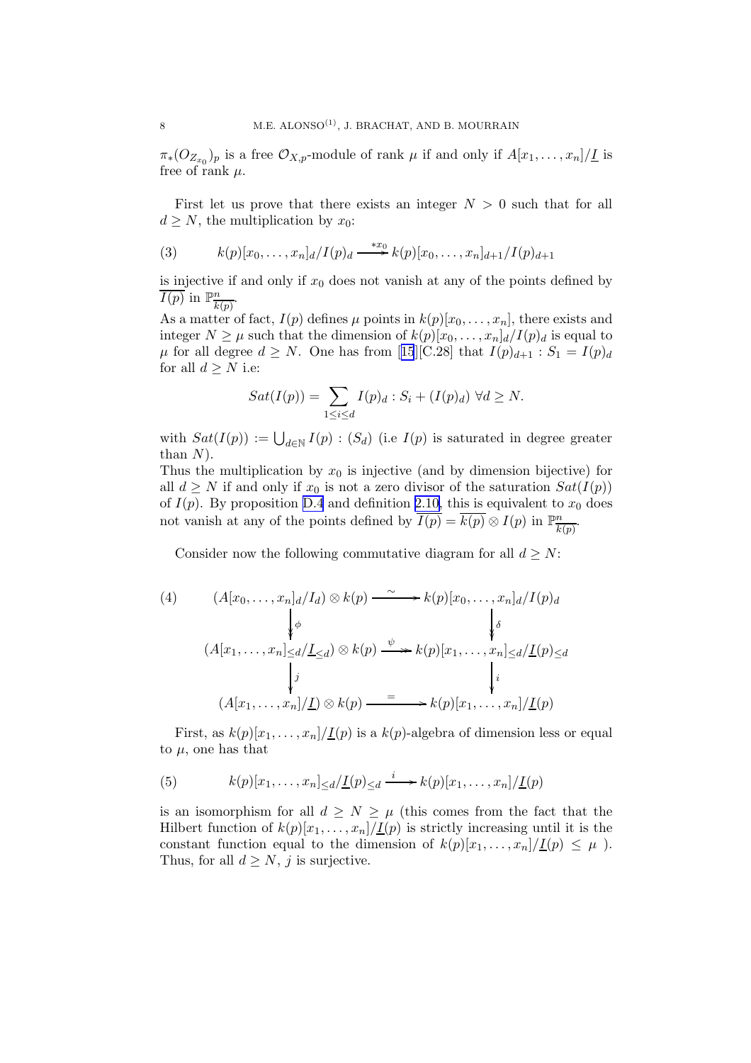$\pi_*(O_{Z_{x_0}})_p$ is a free $\mathcal{O}_{X,p}$-module of rank $\mu$ if and only if $A[x_1,\dots,x_n]/\underline{I}$ is free of rank $\mu$.

First let us prove that there exists an integer $N > 0$ such that for all $d \geq N$, the multiplication by $x_0$:

$$k(p)[x_0,\dots,x_n]_d/I(p)_d \xrightarrow{*x_0} k(p)[x_0,\dots,x_n]_{d+1}/I(p)_{d+1} \tag{3}$$

is injective if and only if $x_0$ does not vanish at any of the points defined by $\overline{I(p)}$ in $\mathbb{P}^n_{\overline{k(p)}}$.

As a matter of fact, $I(p)$ defines $\mu$ points in $k(p)[x_0,\dots,x_n]$, there exists and integer $N \geq \mu$ such that the dimension of $k(p)[x_0,\dots,x_n]_d/I(p)_d$ is equal to $\mu$ for all degree $d \geq N$. One has from [15][C.28] that $I(p)_{d+1} : S_1 = I(p)_d$ for all $d \geq N$ i.e:

$$Sat(I(p)) = \sum_{1 \leq i \leq d} I(p)_d : S_i + (I(p)_d) \ \forall d \geq N.$$

with $Sat(I(p)) := \bigcup_{d\in\mathbb{N}} I(p) : (S_d)$ (i.e $I(p)$ is saturated in degree greater than $N$).

Thus the multiplication by $x_0$ is injective (and by dimension bijective) for all $d \geq N$ if and only if $x_0$ is not a zero divisor of the saturation $Sat(I(p))$ of $I(p)$. By proposition D.4 and definition 2.10, this is equivalent to $x_0$ does not vanish at any of the points defined by $\overline{I(p)} = \overline{k(p)} \otimes I(p)$ in $\mathbb{P}^n_{\overline{k(p)}}$.

Consider now the following commutative diagram for all $d \geq N$:

$$\begin{array}{ccc}
(A[x_0,\dots,x_n]_d/I_d) \otimes k(p) & \xrightarrow{\sim} & k(p)[x_0,\dots,x_n]_d/I(p)_d \\
\downarrow \phi & & \downarrow \delta \\
(A[x_1,\dots,x_n]_{\leq d}/\underline{I}_{\leq d}) \otimes k(p) & \xrightarrow{\psi} & k(p)[x_1,\dots,x_n]_{\leq d}/\underline{I}(p)_{\leq d} \\
\downarrow j & & \downarrow i \\
(A[x_1,\dots,x_n]/\underline{I}) \otimes k(p) & \xrightarrow{=} & k(p)[x_1,\dots,x_n]/\underline{I}(p)
\end{array} \tag{4}$$

First, as $k(p)[x_1,\dots,x_n]/\underline{I}(p)$ is a $k(p)$-algebra of dimension less or equal to $\mu$, one has that

$$k(p)[x_1,\dots,x_n]_{\leq d}/\underline{I}(p)_{\leq d} \xrightarrow{i} k(p)[x_1,\dots,x_n]/\underline{I}(p) \tag{5}$$

is an isomorphism for all $d \geq N \geq \mu$ (this comes from the fact that the Hilbert function of $k(p)[x_1,\dots,x_n]/\underline{I}(p)$ is strictly increasing until it is the constant function equal to the dimension of $k(p)[x_1,\dots,x_n]/\underline{I}(p) \leq \mu$ ). Thus, for all $d \geq N$, $j$ is surjective.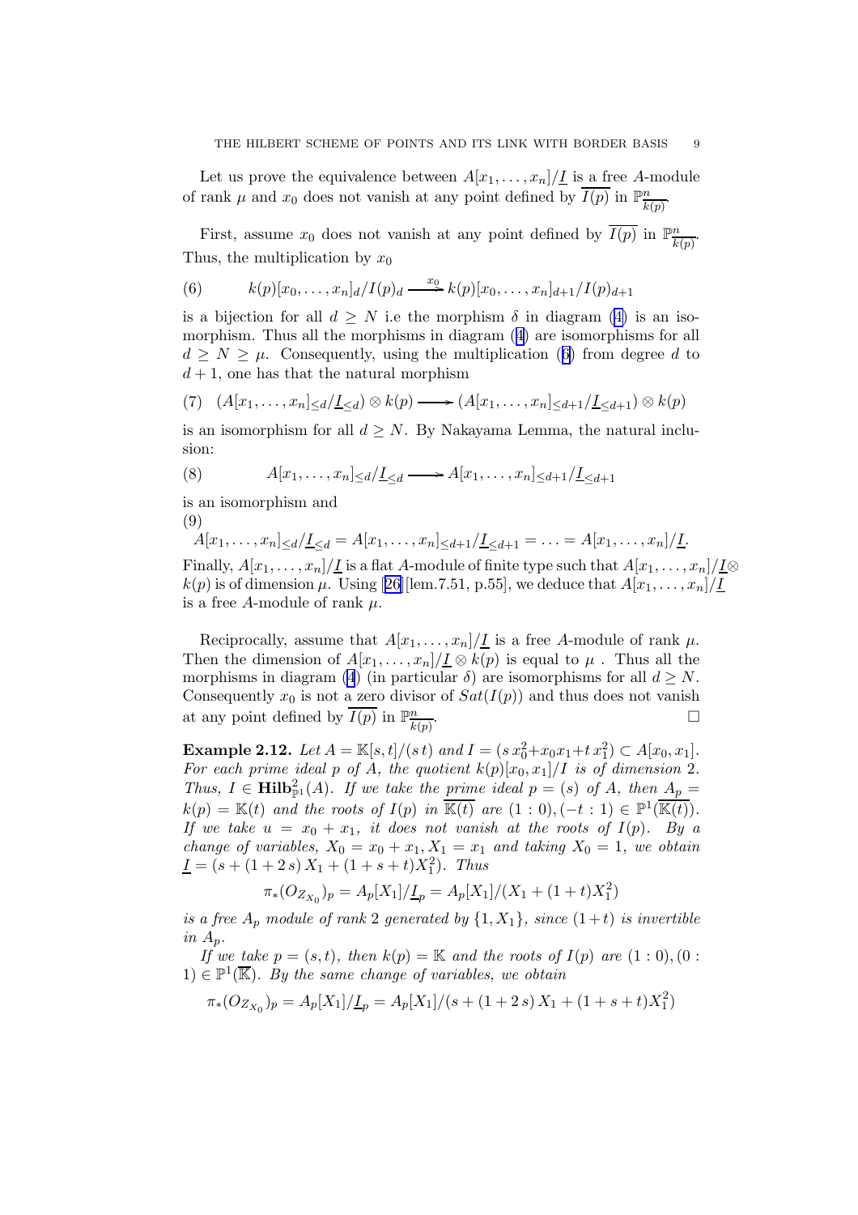Let us prove the equivalence between $A[x_1, \ldots, x_n]/\underline{I}$ is a free $A$-module of rank $\mu$ and $x_0$ does not vanish at any point defined by $\overline{I(p)}$ in $\mathbb{P}^n_{\overline{k(p)}}$.

First, assume $x_0$ does not vanish at any point defined by $\overline{I(p)}$ in $\mathbb{P}^n_{\overline{k(p)}}$. Thus, the multiplication by $x_0$

$$k(p)[x_0, \ldots, x_n]_d/I(p)_d \xrightarrow{x_0} k(p)[x_0, \ldots, x_n]_{d+1}/I(p)_{d+1} \tag{6}$$

is a bijection for all $d \geq N$ i.e the morphism $\delta$ in diagram (4) is an isomorphism. Thus all the morphisms in diagram (4) are isomorphisms for all $d \geq N \geq \mu$. Consequently, using the multiplication (6) from degree $d$ to $d+1$, one has that the natural morphism

$$(A[x_1, \ldots, x_n]_{\leq d}/\underline{I}_{\leq d}) \otimes k(p) \longrightarrow (A[x_1, \ldots, x_n]_{\leq d+1}/\underline{I}_{\leq d+1}) \otimes k(p) \tag{7}$$

is an isomorphism for all $d \geq N$. By Nakayama Lemma, the natural inclusion:

$$A[x_1, \ldots, x_n]_{\leq d}/\underline{I}_{\leq d} \longrightarrow A[x_1, \ldots, x_n]_{\leq d+1}/\underline{I}_{\leq d+1} \tag{8}$$

is an isomorphism and

$$A[x_1, \ldots, x_n]_{\leq d}/\underline{I}_{\leq d} = A[x_1, \ldots, x_n]_{\leq d+1}/\underline{I}_{\leq d+1} = \ldots = A[x_1, \ldots, x_n]/\underline{I}. \tag{9}$$

Finally, $A[x_1, \ldots, x_n]/\underline{I}$ is a flat $A$-module of finite type such that $A[x_1, \ldots, x_n]/\underline{I} \otimes k(p)$ is of dimension $\mu$. Using [26][lem.7.51, p.55], we deduce that $A[x_1, \ldots, x_n]/\underline{I}$ is a free $A$-module of rank $\mu$.

Reciprocally, assume that $A[x_1, \ldots, x_n]/\underline{I}$ is a free $A$-module of rank $\mu$. Then the dimension of $A[x_1, \ldots, x_n]/\underline{I} \otimes k(p)$ is equal to $\mu$ . Thus all the morphisms in diagram (4) (in particular $\delta$) are isomorphisms for all $d \geq N$. Consequently $x_0$ is not a zero divisor of $Sat(I(p))$ and thus does not vanish at any point defined by $\overline{I(p)}$ in $\mathbb{P}^n_{\overline{k(p)}}$. □

**Example 2.12.** *Let $A = \mathbb{K}[s,t]/(s\,t)$ and $I = (s\,x_0^2 + x_0 x_1 + t\,x_1^2) \subset A[x_0, x_1]$. For each prime ideal $p$ of $A$, the quotient $k(p)[x_0, x_1]/I$ is of dimension 2. Thus, $I \in \mathbf{Hilb}^2_{\mathbb{P}^1}(A)$. If we take the prime ideal $p = (s)$ of $A$, then $A_p = k(p) = \mathbb{K}(t)$ and the roots of $I(p)$ in $\overline{\mathbb{K}(t)}$ are $(1:0), (-t:1) \in \mathbb{P}^1(\overline{\mathbb{K}(t)})$. If we take $u = x_0 + x_1$, it does not vanish at the roots of $I(p)$. By a change of variables, $X_0 = x_0 + x_1, X_1 = x_1$ and taking $X_0 = 1$, we obtain $\underline{I} = (s + (1 + 2\,s)\,X_1 + (1 + s + t)X_1^2)$. Thus*

$$\pi_*(O_{Z_{X_0}})_p = A_p[X_1]/\underline{I}_p = A_p[X_1]/(X_1 + (1+t)X_1^2)$$

*is a free $A_p$ module of rank 2 generated by $\{1, X_1\}$, since $(1+t)$ is invertible in $A_p$.*

*If we take $p = (s,t)$, then $k(p) = \mathbb{K}$ and the roots of $I(p)$ are $(1:0), (0:1) \in \mathbb{P}^1(\overline{\mathbb{K}})$. By the same change of variables, we obtain*

$$\pi_*(O_{Z_{X_0}})_p = A_p[X_1]/\underline{I}_p = A_p[X_1]/(s + (1 + 2\,s)\,X_1 + (1 + s + t)X_1^2)$$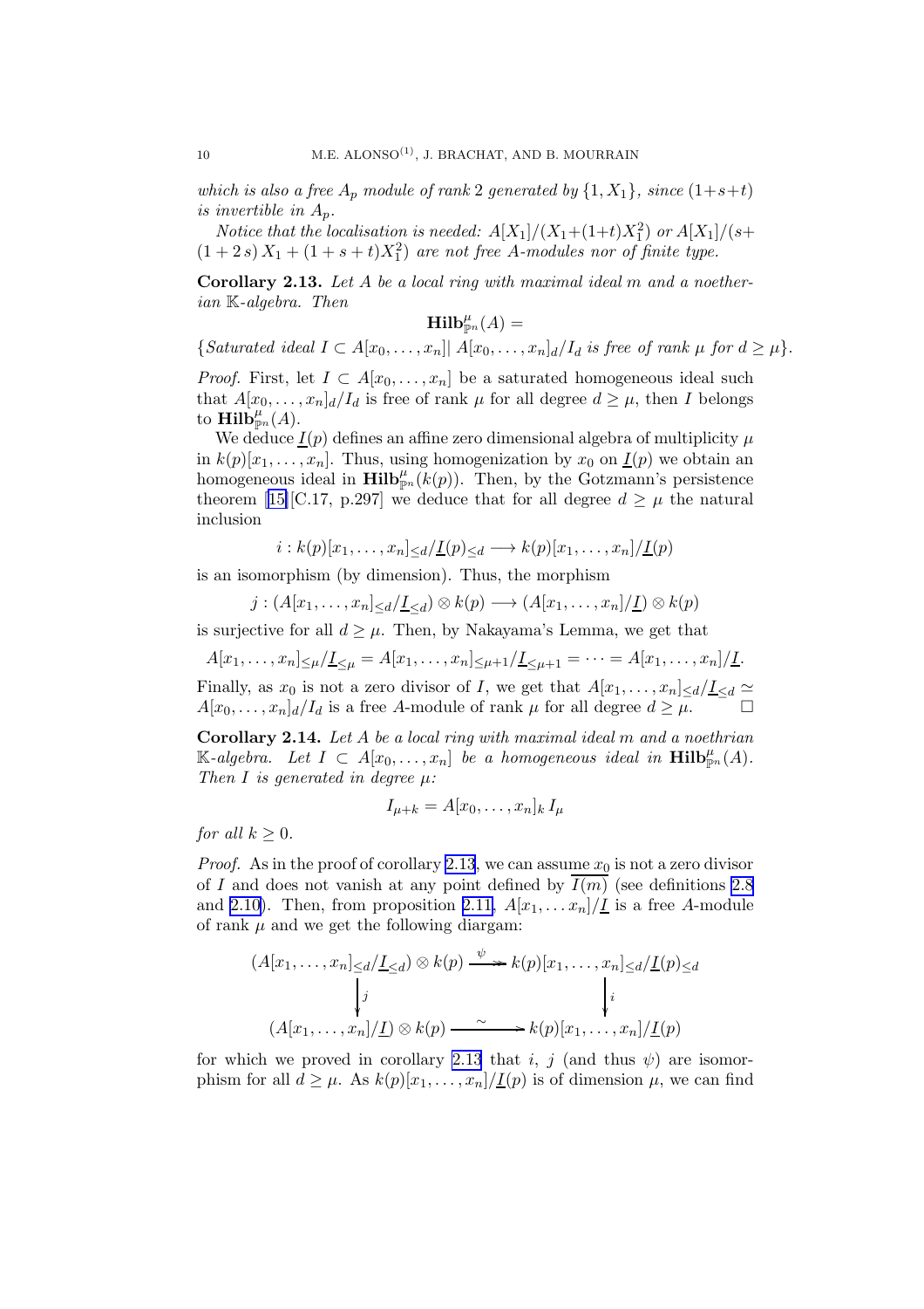*which is also a free $A_p$ module of rank 2 generated by $\{1, X_1\}$, since $(1+s+t)$ is invertible in $A_p$.*

*Notice that the localisation is needed: $A[X_1]/(X_1+(1+t)X_1^2)$ or $A[X_1]/(s+(1+2\,s)\,X_1+(1+s+t)X_1^2)$ are not free $A$-modules nor of finite type.*

**Corollary 2.13.** *Let $A$ be a local ring with maximal ideal $m$ and a noetherian $\mathbb{K}$-algebra. Then*

$$\mathbf{Hilb}^{\mu}_{\mathbb{P}^n}(A) =$$

$$\{\text{Saturated ideal } I \subset A[x_0,\ldots,x_n] \mid A[x_0,\ldots,x_n]_d/I_d \text{ is free of rank } \mu \text{ for } d \geq \mu\}.$$

*Proof.* First, let $I \subset A[x_0,\ldots,x_n]$ be a saturated homogeneous ideal such that $A[x_0,\ldots,x_n]_d/I_d$ is free of rank $\mu$ for all degree $d \geq \mu$, then $I$ belongs to $\mathbf{Hilb}^{\mu}_{\mathbb{P}^n}(A)$.

We deduce $\underline{I}(p)$ defines an affine zero dimensional algebra of multiplicity $\mu$ in $k(p)[x_1,\ldots,x_n]$. Thus, using homogenization by $x_0$ on $\underline{I}(p)$ we obtain an homogeneous ideal in $\mathbf{Hilb}^{\mu}_{\mathbb{P}^n}(k(p))$. Then, by the Gotzmann's persistence theorem [15][C.17, p.297] we deduce that for all degree $d \geq \mu$ the natural inclusion

$$i : k(p)[x_1,\ldots,x_n]_{\leq d}/\underline{I}(p)_{\leq d} \longrightarrow k(p)[x_1,\ldots,x_n]/\underline{I}(p)$$

is an isomorphism (by dimension). Thus, the morphism

$$j : (A[x_1,\ldots,x_n]_{\leq d}/\underline{I}_{\leq d}) \otimes k(p) \longrightarrow (A[x_1,\ldots,x_n]/\underline{I}) \otimes k(p)$$

is surjective for all $d \geq \mu$. Then, by Nakayama's Lemma, we get that

$$A[x_1,\ldots,x_n]_{\leq \mu}/\underline{I}_{\leq \mu} = A[x_1,\ldots,x_n]_{\leq \mu+1}/\underline{I}_{\leq \mu+1} = \cdots = A[x_1,\ldots,x_n]/\underline{I}.$$

Finally, as $x_0$ is not a zero divisor of $I$, we get that $A[x_1,\ldots,x_n]_{\leq d}/\underline{I}_{\leq d} \simeq A[x_0,\ldots,x_n]_d/I_d$ is a free $A$-module of rank $\mu$ for all degree $d \geq \mu$. $\square$

**Corollary 2.14.** *Let $A$ be a local ring with maximal ideal $m$ and a noethrian $\mathbb{K}$-algebra. Let $I \subset A[x_0,\ldots,x_n]$ be a homogeneous ideal in $\mathbf{Hilb}^{\mu}_{\mathbb{P}^n}(A)$. Then $I$ is generated in degree $\mu$:*

$$I_{\mu+k} = A[x_0,\ldots,x_n]_k\, I_\mu$$

*for all $k \geq 0$.*

*Proof.* As in the proof of corollary 2.13, we can assume $x_0$ is not a zero divisor of $I$ and does not vanish at any point defined by $\overline{I(m)}$ (see definitions 2.8 and 2.10). Then, from proposition 2.11, $A[x_1,\ldots x_n]/\underline{I}$ is a free $A$-module of rank $\mu$ and we get the following diargam:

$$\begin{array}{ccc}
(A[x_1,\ldots,x_n]_{\leq d}/\underline{I}_{\leq d}) \otimes k(p) & \xrightarrow{\ \psi\ } & k(p)[x_1,\ldots,x_n]_{\leq d}/\underline{I}(p)_{\leq d} \\
\Big\downarrow j & & \Big\downarrow i \\
(A[x_1,\ldots,x_n]/\underline{I}) \otimes k(p) & \xrightarrow{\ \sim\ } & k(p)[x_1,\ldots,x_n]/\underline{I}(p)
\end{array}$$

for which we proved in corollary 2.13 that $i$, $j$ (and thus $\psi$) are isomorphism for all $d \geq \mu$. As $k(p)[x_1,\ldots,x_n]/\underline{I}(p)$ is of dimension $\mu$, we can find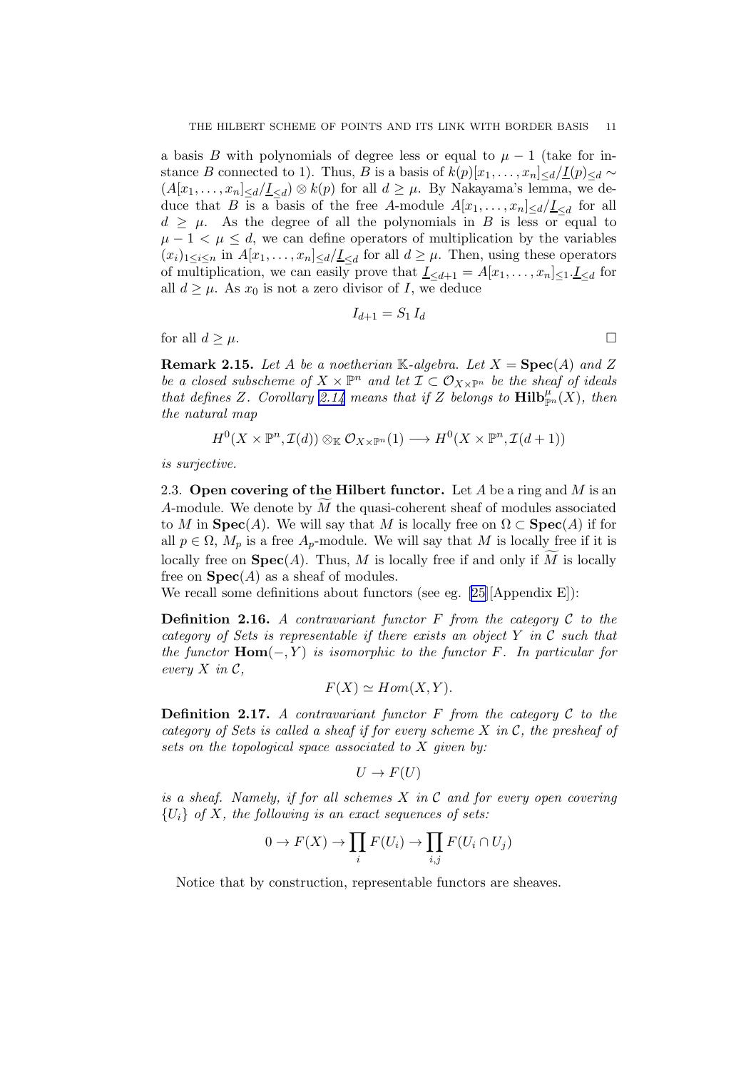a basis $B$ with polynomials of degree less or equal to $\mu - 1$ (take for instance $B$ connected to 1). Thus, $B$ is a basis of $k(p)[x_1, \ldots, x_n]_{\leq d}/\underline{I}(p)_{\leq d} \sim (A[x_1, \ldots, x_n]_{\leq d}/\underline{I}_{\leq d}) \otimes k(p)$ for all $d \geq \mu$. By Nakayama's lemma, we deduce that $B$ is a basis of the free $A$-module $A[x_1, \ldots, x_n]_{\leq d}/\underline{I}_{\leq d}$ for all $d \geq \mu$. As the degree of all the polynomials in $B$ is less or equal to $\mu - 1 < \mu \leq d$, we can define operators of multiplication by the variables $(x_i)_{1 \leq i \leq n}$ in $A[x_1, \ldots, x_n]_{\leq d}/\underline{I}_{\leq d}$ for all $d \geq \mu$. Then, using these operators of multiplication, we can easily prove that $\underline{I}_{\leq d+1} = A[x_1, \ldots, x_n]_{\leq 1}.\underline{I}_{\leq d}$ for all $d \geq \mu$. As $x_0$ is not a zero divisor of $I$, we deduce

$$I_{d+1} = S_1 \, I_d$$

for all $d \geq \mu$. $\square$

**Remark 2.15.** *Let $A$ be a noetherian $\mathbb{K}$-algebra. Let $X = \mathbf{Spec}(A)$ and $Z$ be a closed subscheme of $X \times \mathbb{P}^n$ and let $\mathcal{I} \subset \mathcal{O}_{X \times \mathbb{P}^n}$ be the sheaf of ideals that defines $Z$. Corollary 2.14 means that if $Z$ belongs to $\mathbf{Hilb}^{\mu}_{\mathbb{P}^n}(X)$, then the natural map*

$$H^0(X \times \mathbb{P}^n, \mathcal{I}(d)) \otimes_{\mathbb{K}} \mathcal{O}_{X \times \mathbb{P}^n}(1) \longrightarrow H^0(X \times \mathbb{P}^n, \mathcal{I}(d+1))$$

*is surjective.*

### 2.3. Open covering of the Hilbert functor.

Let $A$ be a ring and $M$ is an $A$-module. We denote by $\widetilde{M}$ the quasi-coherent sheaf of modules associated to $M$ in $\mathbf{Spec}(A)$. We will say that $M$ is locally free on $\Omega \subset \mathbf{Spec}(A)$ if for all $p \in \Omega$, $M_p$ is a free $A_p$-module. We will say that $M$ is locally free if it is locally free on $\mathbf{Spec}(A)$. Thus, $M$ is locally free if and only if $\widetilde{M}$ is locally free on $\mathbf{Spec}(A)$ as a sheaf of modules.

We recall some definitions about functors (see eg. [25][Appendix E]):

**Definition 2.16.** *A contravariant functor $F$ from the category $\mathcal{C}$ to the category of Sets is representable if there exists an object $Y$ in $\mathcal{C}$ such that the functor $\mathbf{Hom}(-, Y)$ is isomorphic to the functor $F$. In particular for every $X$ in $\mathcal{C}$,*

$$F(X) \simeq Hom(X, Y).$$

**Definition 2.17.** *A contravariant functor $F$ from the category $\mathcal{C}$ to the category of Sets is called a sheaf if for every scheme $X$ in $\mathcal{C}$, the presheaf of sets on the topological space associated to $X$ given by:*

$$U \to F(U)$$

*is a sheaf. Namely, if for all schemes $X$ in $\mathcal{C}$ and for every open covering $\{U_i\}$ of $X$, the following is an exact sequences of sets:*

$$0 \to F(X) \to \prod_i F(U_i) \to \prod_{i,j} F(U_i \cap U_j)$$

Notice that by construction, representable functors are sheaves.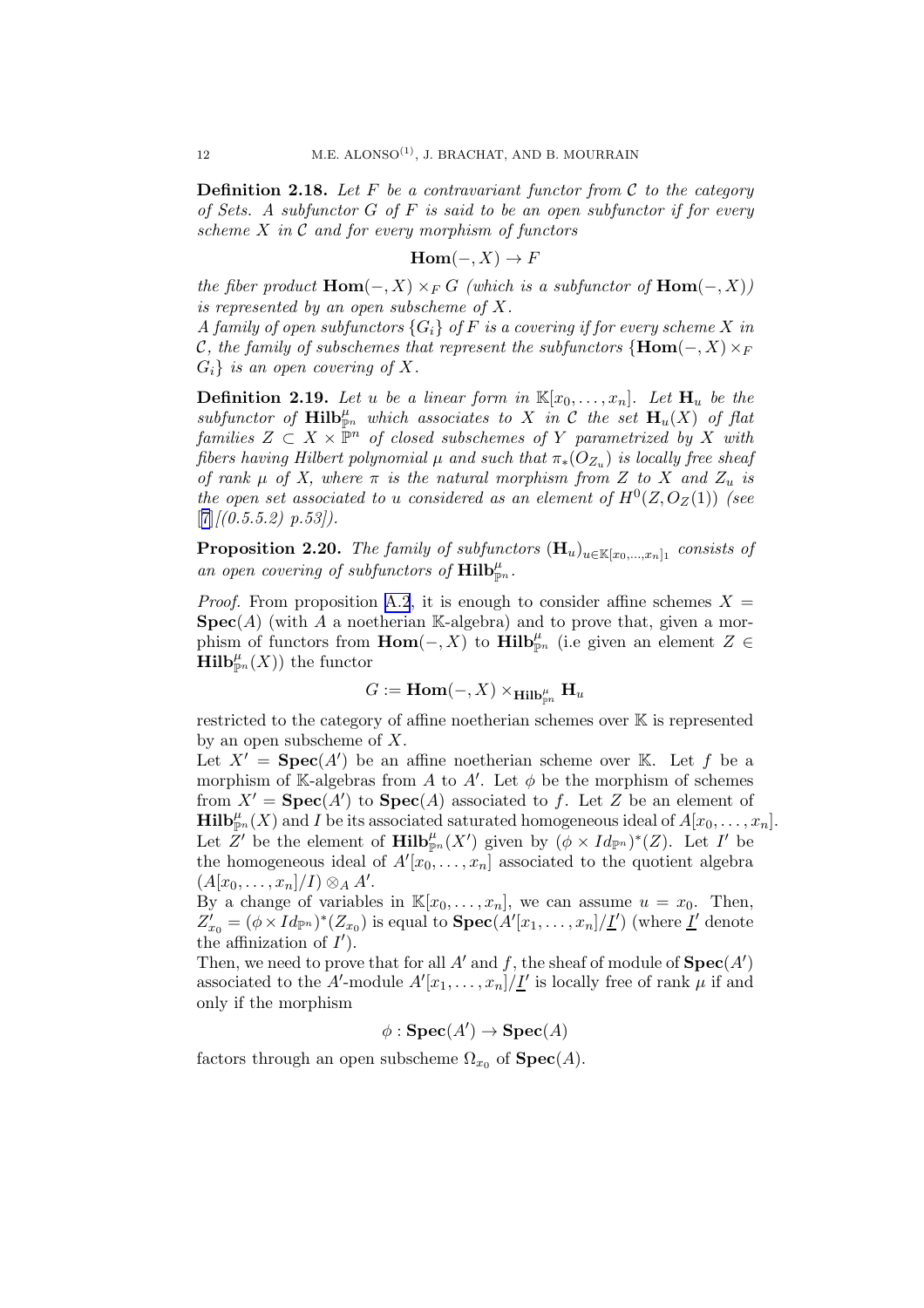**Definition 2.18.** *Let $F$ be a contravariant functor from $\mathcal{C}$ to the category of Sets. A subfunctor $G$ of $F$ is said to be an open subfunctor if for every scheme $X$ in $\mathcal{C}$ and for every morphism of functors*

$$\mathbf{Hom}(-, X) \to F$$

*the fiber product $\mathbf{Hom}(-, X) \times_F G$ (which is a subfunctor of $\mathbf{Hom}(-, X)$) is represented by an open subscheme of $X$.*

*A family of open subfunctors $\{G_i\}$ of $F$ is a covering if for every scheme $X$ in $\mathcal{C}$, the family of subschemes that represent the subfunctors $\{\mathbf{Hom}(-, X) \times_F G_i\}$ is an open covering of $X$.*

**Definition 2.19.** *Let $u$ be a linear form in $\mathbb{K}[x_0, \ldots, x_n]$. Let $\mathbf{H}_u$ be the subfunctor of $\mathbf{Hilb}^{\mu}_{\mathbb{P}^n}$ which associates to $X$ in $\mathcal{C}$ the set $\mathbf{H}_u(X)$ of flat families $Z \subset X \times \mathbb{P}^n$ of closed subschemes of $Y$ parametrized by $X$ with fibers having Hilbert polynomial $\mu$ and such that $\pi_*(O_{Z_u})$ is locally free sheaf of rank $\mu$ of $X$, where $\pi$ is the natural morphism from $Z$ to $X$ and $Z_u$ is the open set associated to $u$ considered as an element of $H^0(Z, O_Z(1))$ (see [7](0.5.5.2) p.53]).*

**Proposition 2.20.** *The family of subfunctors $(\mathbf{H}_u)_{u \in \mathbb{K}[x_0,\ldots,x_n]_1}$ consists of an open covering of subfunctors of $\mathbf{Hilb}^{\mu}_{\mathbb{P}^n}$.*

*Proof.* From proposition A.2, it is enough to consider affine schemes $X = \mathbf{Spec}(A)$ (with $A$ a noetherian $\mathbb{K}$-algebra) and to prove that, given a morphism of functors from $\mathbf{Hom}(-, X)$ to $\mathbf{Hilb}^{\mu}_{\mathbb{P}^n}$ (i.e given an element $Z \in \mathbf{Hilb}^{\mu}_{\mathbb{P}^n}(X)$) the functor

$$G := \mathbf{Hom}(-, X) \times_{\mathbf{Hilb}^{\mu}_{\mathbb{P}^n}} \mathbf{H}_u$$

restricted to the category of affine noetherian schemes over $\mathbb{K}$ is represented by an open subscheme of $X$.

Let $X' = \mathbf{Spec}(A')$ be an affine noetherian scheme over $\mathbb{K}$. Let $f$ be a morphism of $\mathbb{K}$-algebras from $A$ to $A'$. Let $\phi$ be the morphism of schemes from $X' = \mathbf{Spec}(A')$ to $\mathbf{Spec}(A)$ associated to $f$. Let $Z$ be an element of $\mathbf{Hilb}^{\mu}_{\mathbb{P}^n}(X)$ and $I$ be its associated saturated homogeneous ideal of $A[x_0, \ldots, x_n]$. Let $Z'$ be the element of $\mathbf{Hilb}^{\mu}_{\mathbb{P}^n}(X')$ given by $(\phi \times Id_{\mathbb{P}^n})^*(Z)$. Let $I'$ be the homogeneous ideal of $A'[x_0, \ldots, x_n]$ associated to the quotient algebra $(A[x_0, \ldots, x_n]/I) \otimes_A A'$.

By a change of variables in $\mathbb{K}[x_0, \ldots, x_n]$, we can assume $u = x_0$. Then, $Z'_{x_0} = (\phi \times Id_{\mathbb{P}^n})^*(Z_{x_0})$ is equal to $\mathbf{Spec}(A'[x_1, \ldots, x_n]/\underline{I}')$ (where $\underline{I}'$ denote the affinization of $I'$).

Then, we need to prove that for all $A'$ and $f$, the sheaf of module of $\mathbf{Spec}(A')$ associated to the $A'$-module $A'[x_1, \ldots, x_n]/\underline{I}'$ is locally free of rank $\mu$ if and only if the morphism

$$\phi : \mathbf{Spec}(A') \to \mathbf{Spec}(A)$$

factors through an open subscheme $\Omega_{x_0}$ of $\mathbf{Spec}(A)$.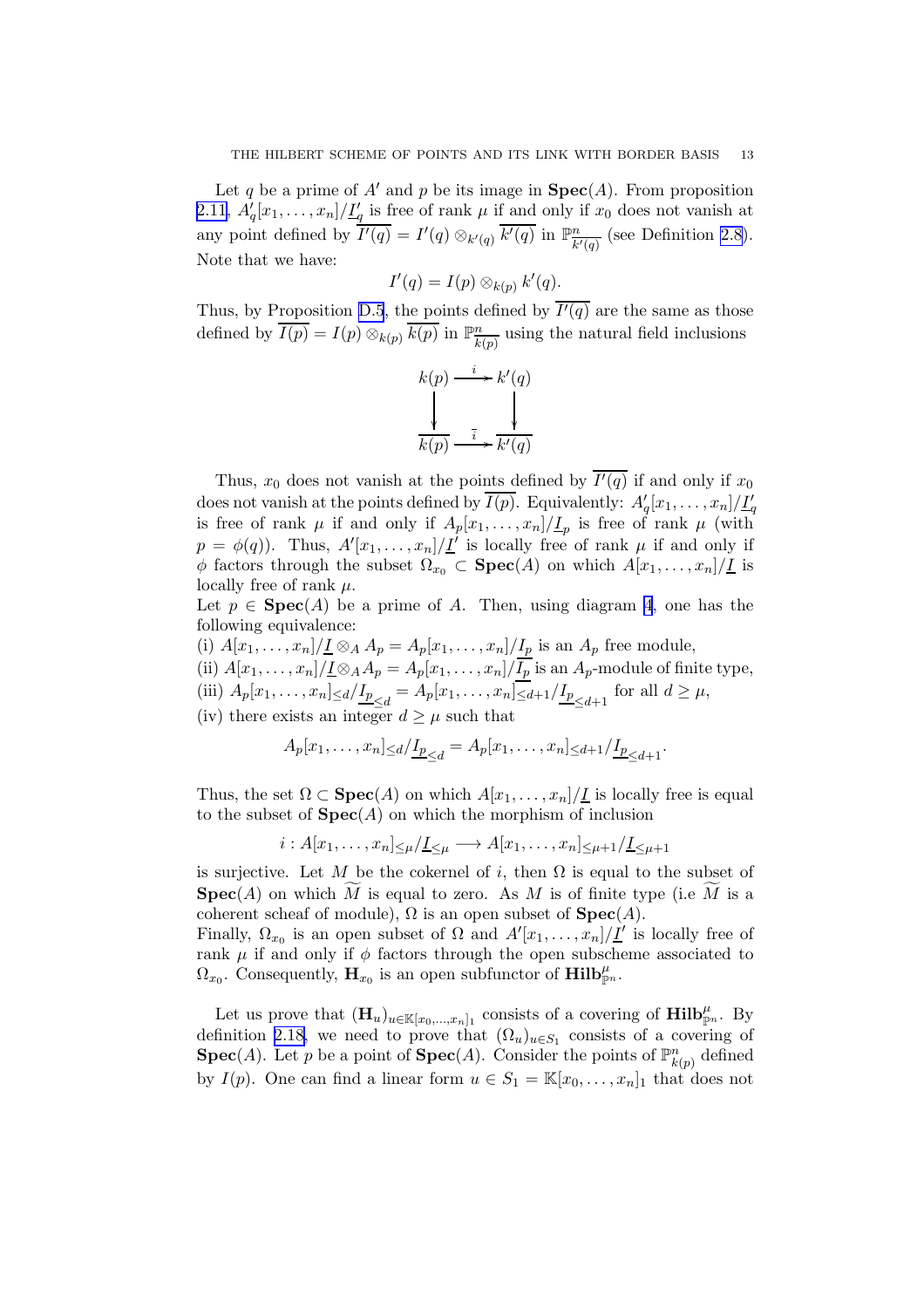Let $q$ be a prime of $A'$ and $p$ be its image in $\mathbf{Spec}(A)$. From proposition 2.11, $A'_q[x_1,\ldots,x_n]/\underline{I}'_q$ is free of rank $\mu$ if and only if $x_0$ does not vanish at any point defined by $\overline{I'(q)} = I'(q) \otimes_{k'(q)} \overline{k'(q)}$ in $\mathbb{P}^n_{\overline{k'(q)}}$ (see Definition 2.8). Note that we have:

$$I'(q) = I(p) \otimes_{k(p)} k'(q).$$

Thus, by Proposition D.5, the points defined by $\overline{I'(q)}$ are the same as those defined by $\overline{I(p)} = I(p) \otimes_{k(p)} \overline{k(p)}$ in $\mathbb{P}^n_{\overline{k(p)}}$ using the natural field inclusions

$$\begin{array}{ccc} k(p) & \xrightarrow{i} & k'(q) \\ \downarrow & & \downarrow \\ \overline{k(p)} & \xrightarrow{\bar{i}} & \overline{k'(q)} \end{array}$$

Thus, $x_0$ does not vanish at the points defined by $\overline{I'(q)}$ if and only if $x_0$ does not vanish at the points defined by $\overline{I(p)}$. Equivalently: $A'_q[x_1,\ldots,x_n]/\underline{I}'_q$ is free of rank $\mu$ if and only if $A_p[x_1,\ldots,x_n]/\underline{I}_p$ is free of rank $\mu$ (with $p = \phi(q)$). Thus, $A'[x_1,\ldots,x_n]/\underline{I}'$ is locally free of rank $\mu$ if and only if $\phi$ factors through the subset $\Omega_{x_0} \subset \mathbf{Spec}(A)$ on which $A[x_1,\ldots,x_n]/\underline{I}$ is locally free of rank $\mu$.
Let $p \in \mathbf{Spec}(A)$ be a prime of $A$. Then, using diagram 4, one has the following equivalence:
(i) $A[x_1,\ldots,x_n]/\underline{I} \otimes_A A_p = A_p[x_1,\ldots,x_n]/\underline{I}_p$ is an $A_p$ free module,
(ii) $A[x_1,\ldots,x_n]/\underline{I} \otimes_A A_p = A_p[x_1,\ldots,x_n]/\underline{I}_p$ is an $A_p$-module of finite type,
(iii) $A_p[x_1,\ldots,x_n]_{\leq d}/\underline{I_p}_{\leq d} = A_p[x_1,\ldots,x_n]_{\leq d+1}/\underline{I_p}_{\leq d+1}$ for all $d \geq \mu$,
(iv) there exists an integer $d \geq \mu$ such that

$$A_p[x_1,\ldots,x_n]_{\leq d}/\underline{I_p}_{\leq d} = A_p[x_1,\ldots,x_n]_{\leq d+1}/\underline{I_p}_{\leq d+1}.$$

Thus, the set $\Omega \subset \mathbf{Spec}(A)$ on which $A[x_1,\ldots,x_n]/\underline{I}$ is locally free is equal to the subset of $\mathbf{Spec}(A)$ on which the morphism of inclusion

$$i : A[x_1,\ldots,x_n]_{\leq \mu}/\underline{I}_{\leq \mu} \longrightarrow A[x_1,\ldots,x_n]_{\leq \mu+1}/\underline{I}_{\leq \mu+1}$$

is surjective. Let $M$ be the cokernel of $i$, then $\Omega$ is equal to the subset of $\mathbf{Spec}(A)$ on which $\widetilde{M}$ is equal to zero. As $M$ is of finite type (i.e $\widetilde{M}$ is a coherent scheaf of module), $\Omega$ is an open subset of $\mathbf{Spec}(A)$.
Finally, $\Omega_{x_0}$ is an open subset of $\Omega$ and $A'[x_1,\ldots,x_n]/\underline{I}'$ is locally free of rank $\mu$ if and only if $\phi$ factors through the open subscheme associated to $\Omega_{x_0}$. Consequently, $\mathbf{H}_{x_0}$ is an open subfunctor of $\mathbf{Hilb}^{\mu}_{\mathbb{P}^n}$.

Let us prove that $(\mathbf{H}_u)_{u \in \mathbb{K}[x_0,\ldots,x_n]_1}$ consists of a covering of $\mathbf{Hilb}^{\mu}_{\mathbb{P}^n}$. By definition 2.18, we need to prove that $(\Omega_u)_{u \in S_1}$ consists of a covering of $\mathbf{Spec}(A)$. Let $p$ be a point of $\mathbf{Spec}(A)$. Consider the points of $\mathbb{P}^n_{k(p)}$ defined by $I(p)$. One can find a linear form $u \in S_1 = \mathbb{K}[x_0,\ldots,x_n]_1$ that does not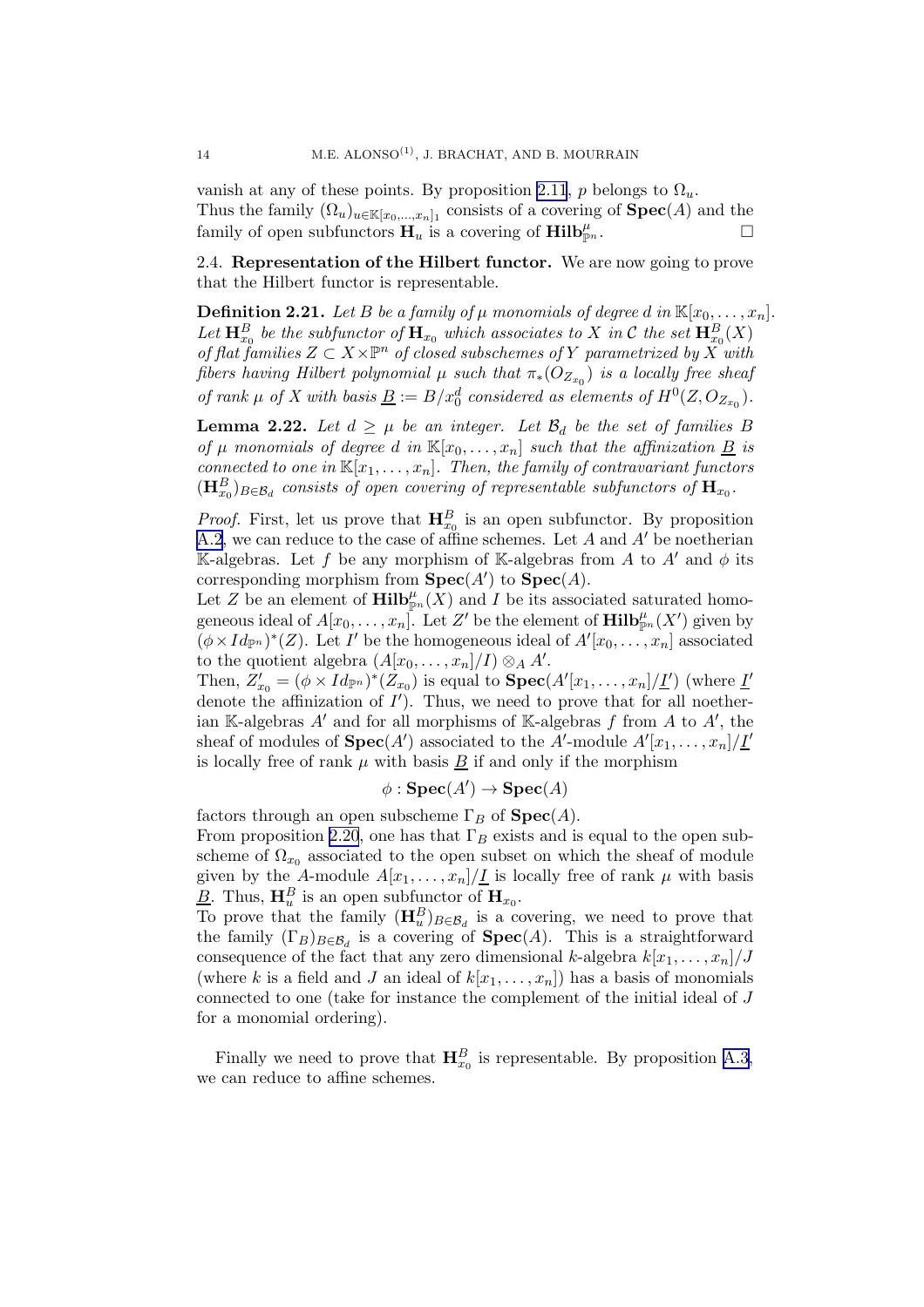vanish at any of these points. By proposition 2.11, $p$ belongs to $\Omega_u$.
Thus the family $(\Omega_u)_{u\in\mathbb{K}[x_0,\ldots,x_n]_1}$ consists of a covering of $\mathbf{Spec}(A)$ and the family of open subfunctors $\mathbf{H}_u$ is a covering of $\mathbf{Hilb}^{\mu}_{\mathbb{P}^n}$. $\square$

2.4. **Representation of the Hilbert functor.** We are now going to prove that the Hilbert functor is representable.

**Definition 2.21.** *Let $B$ be a family of $\mu$ monomials of degree $d$ in $\mathbb{K}[x_0,\ldots,x_n]$. Let $\mathbf{H}^B_{x_0}$ be the subfunctor of $\mathbf{H}_{x_0}$ which associates to $X$ in $\mathcal{C}$ the set $\mathbf{H}^B_{x_0}(X)$ of flat families $Z \subset X\times\mathbb{P}^n$ of closed subschemes of $Y$ parametrized by $X$ with fibers having Hilbert polynomial $\mu$ such that $\pi_*(O_{Z_{x_0}})$ is a locally free sheaf of rank $\mu$ of $X$ with basis $\underline{B} := B/x_0^d$ considered as elements of $H^0(Z, O_{Z_{x_0}})$.*

**Lemma 2.22.** *Let $d \geq \mu$ be an integer. Let $\mathcal{B}_d$ be the set of families $B$ of $\mu$ monomials of degree $d$ in $\mathbb{K}[x_0,\ldots,x_n]$ such that the affinization $\underline{B}$ is connected to one in $\mathbb{K}[x_1,\ldots,x_n]$. Then, the family of contravariant functors $(\mathbf{H}^B_{x_0})_{B\in\mathcal{B}_d}$ consists of open covering of representable subfunctors of $\mathbf{H}_{x_0}$.*

*Proof.* First, let us prove that $\mathbf{H}^B_{x_0}$ is an open subfunctor. By proposition A.2, we can reduce to the case of affine schemes. Let $A$ and $A'$ be noetherian $\mathbb{K}$-algebras. Let $f$ be any morphism of $\mathbb{K}$-algebras from $A$ to $A'$ and $\phi$ its corresponding morphism from $\mathbf{Spec}(A')$ to $\mathbf{Spec}(A)$.
Let $Z$ be an element of $\mathbf{Hilb}^{\mu}_{\mathbb{P}^n}(X)$ and $I$ be its associated saturated homogeneous ideal of $A[x_0,\ldots,x_n]$. Let $Z'$ be the element of $\mathbf{Hilb}^{\mu}_{\mathbb{P}^n}(X')$ given by $(\phi\times Id_{\mathbb{P}^n})^*(Z)$. Let $I'$ be the homogeneous ideal of $A'[x_0,\ldots,x_n]$ associated to the quotient algebra $(A[x_0,\ldots,x_n]/I)\otimes_A A'$.
Then, $Z'_{x_0} = (\phi\times Id_{\mathbb{P}^n})^*(Z_{x_0})$ is equal to $\mathbf{Spec}(A'[x_1,\ldots,x_n]/\underline{I}')$ (where $\underline{I}'$ denote the affinization of $I'$). Thus, we need to prove that for all noetherian $\mathbb{K}$-algebras $A'$ and for all morphisms of $\mathbb{K}$-algebras $f$ from $A$ to $A'$, the sheaf of modules of $\mathbf{Spec}(A')$ associated to the $A'$-module $A'[x_1,\ldots,x_n]/\underline{I}'$ is locally free of rank $\mu$ with basis $\underline{B}$ if and only if the morphism

$$\phi : \mathbf{Spec}(A') \to \mathbf{Spec}(A)$$

factors through an open subscheme $\Gamma_B$ of $\mathbf{Spec}(A)$.
From proposition 2.20, one has that $\Gamma_B$ exists and is equal to the open subscheme of $\Omega_{x_0}$ associated to the open subset on which the sheaf of module given by the $A$-module $A[x_1,\ldots,x_n]/\underline{I}$ is locally free of rank $\mu$ with basis $\underline{B}$. Thus, $\mathbf{H}^B_u$ is an open subfunctor of $\mathbf{H}_{x_0}$.
To prove that the family $(\mathbf{H}^B_u)_{B\in\mathcal{B}_d}$ is a covering, we need to prove that the family $(\Gamma_B)_{B\in\mathcal{B}_d}$ is a covering of $\mathbf{Spec}(A)$. This is a straightforward consequence of the fact that any zero dimensional $k$-algebra $k[x_1,\ldots,x_n]/J$ (where $k$ is a field and $J$ an ideal of $k[x_1,\ldots,x_n]$) has a basis of monomials connected to one (take for instance the complement of the initial ideal of $J$ for a monomial ordering).

Finally we need to prove that $\mathbf{H}^B_{x_0}$ is representable. By proposition A.3, we can reduce to affine schemes.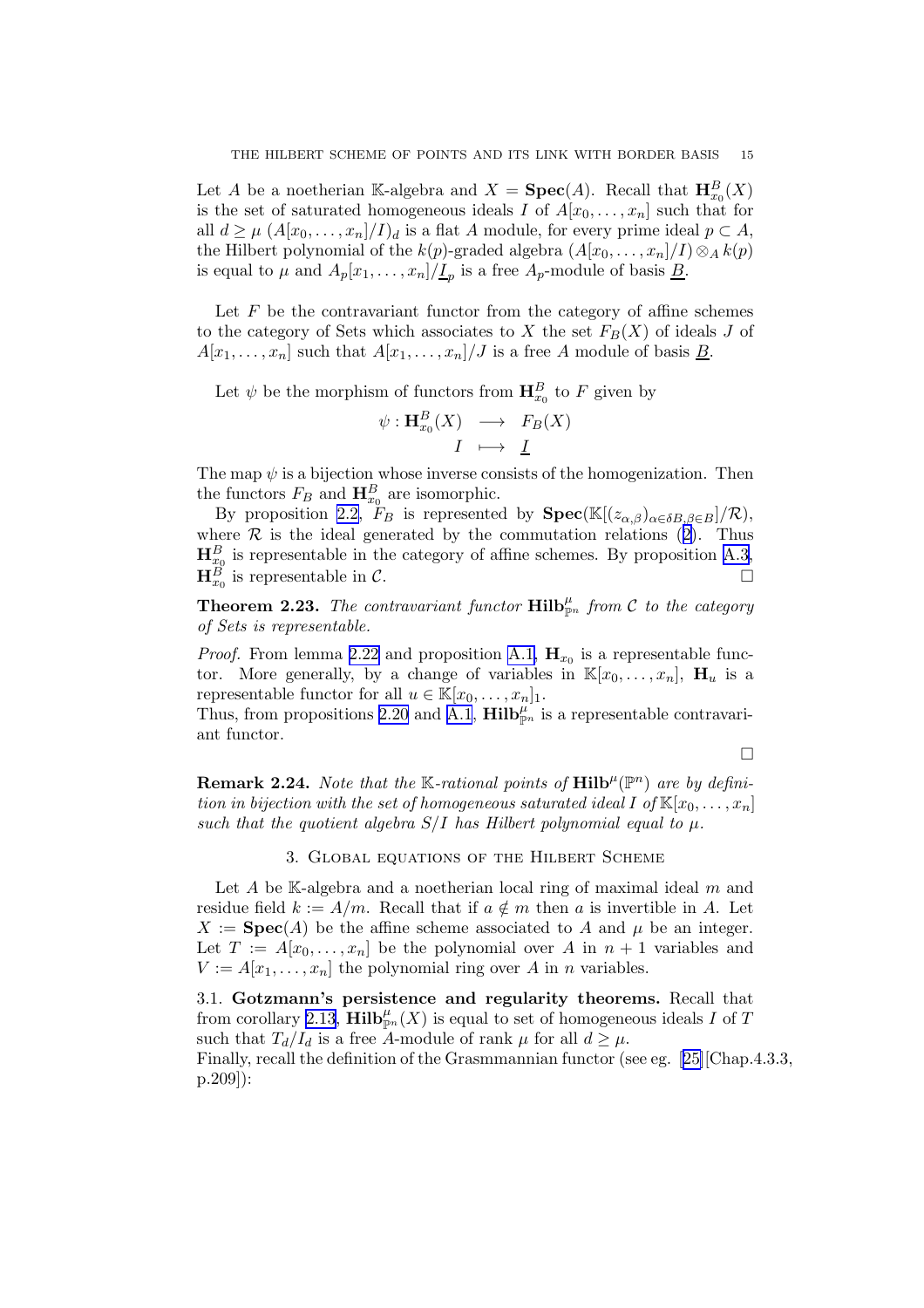Let $A$ be a noetherian $\mathbb{K}$-algebra and $X = \mathbf{Spec}(A)$. Recall that $\mathbf{H}^B_{x_0}(X)$ is the set of saturated homogeneous ideals $I$ of $A[x_0, \ldots, x_n]$ such that for all $d \geq \mu$ $(A[x_0, \ldots, x_n]/I)_d$ is a flat $A$ module, for every prime ideal $p \subset A$, the Hilbert polynomial of the $k(p)$-graded algebra $(A[x_0, \ldots, x_n]/I) \otimes_A k(p)$ is equal to $\mu$ and $A_p[x_1, \ldots, x_n]/\underline{I}_p$ is a free $A_p$-module of basis $\underline{B}$.

Let $F$ be the contravariant functor from the category of affine schemes to the category of Sets which associates to $X$ the set $F_B(X)$ of ideals $J$ of $A[x_1, \ldots, x_n]$ such that $A[x_1, \ldots, x_n]/J$ is a free $A$ module of basis $\underline{B}$.

Let $\psi$ be the morphism of functors from $\mathbf{H}^B_{x_0}$ to $F$ given by

$$
\begin{array}{rcl}
\psi : \mathbf{H}^B_{x_0}(X) & \longrightarrow & F_B(X) \\
I & \longmapsto & \underline{I}
\end{array}
$$

The map $\psi$ is a bijection whose inverse consists of the homogenization. Then the functors $F_B$ and $\mathbf{H}^B_{x_0}$ are isomorphic.

By proposition 2.2, $F_B$ is represented by $\mathbf{Spec}(\mathbb{K}[(z_{\alpha,\beta})_{\alpha\in\delta B,\beta\in B}]/\mathcal{R})$, where $\mathcal{R}$ is the ideal generated by the commutation relations (2). Thus $\mathbf{H}^B_{x_0}$ is representable in the category of affine schemes. By proposition A.3, $\mathbf{H}^B_{x_0}$ is representable in $\mathcal{C}$. $\square$

**Theorem 2.23.** *The contravariant functor $\mathbf{Hilb}^{\mu}_{\mathbb{P}^n}$ from $\mathcal{C}$ to the category of Sets is representable.*

*Proof.* From lemma 2.22 and proposition A.1, $\mathbf{H}_{x_0}$ is a representable functor. More generally, by a change of variables in $\mathbb{K}[x_0, \ldots, x_n]$, $\mathbf{H}_u$ is a representable functor for all $u \in \mathbb{K}[x_0, \ldots, x_n]_1$.

Thus, from propositions 2.20 and A.1, $\mathbf{Hilb}^{\mu}_{\mathbb{P}^n}$ is a representable contravariant functor.

$\square$

**Remark 2.24.** *Note that the $\mathbb{K}$-rational points of $\mathbf{Hilb}^{\mu}(\mathbb{P}^n)$ are by definition in bijection with the set of homogeneous saturated ideal $I$ of $\mathbb{K}[x_0, \ldots, x_n]$ such that the quotient algebra $S/I$ has Hilbert polynomial equal to $\mu$.*

## 3. Global equations of the Hilbert Scheme

Let $A$ be $\mathbb{K}$-algebra and a noetherian local ring of maximal ideal $m$ and residue field $k := A/m$. Recall that if $a \notin m$ then $a$ is invertible in $A$. Let $X := \mathbf{Spec}(A)$ be the affine scheme associated to $A$ and $\mu$ be an integer. Let $T := A[x_0, \ldots, x_n]$ be the polynomial over $A$ in $n+1$ variables and $V := A[x_1, \ldots, x_n]$ the polynomial ring over $A$ in $n$ variables.

### 3.1. Gotzmann's persistence and regularity theorems.

Recall that from corollary 2.13, $\mathbf{Hilb}^{\mu}_{\mathbb{P}^n}(X)$ is equal to set of homogeneous ideals $I$ of $T$ such that $T_d/I_d$ is a free $A$-module of rank $\mu$ for all $d \geq \mu$.

Finally, recall the definition of the Grasmmannian functor (see eg. [25][Chap.4.3.3, p.209]):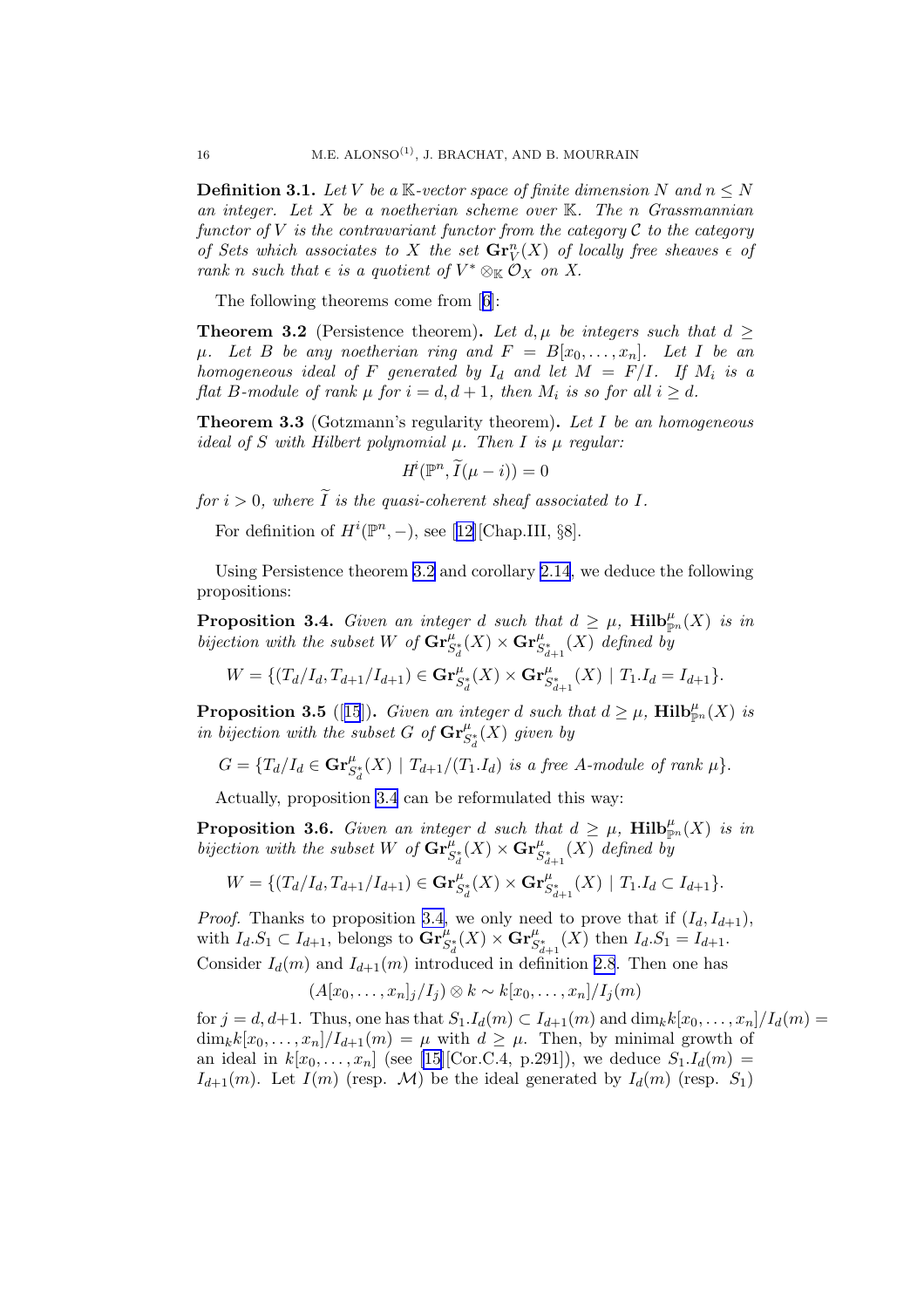**Definition 3.1.** *Let $V$ be a $\mathbb{K}$-vector space of finite dimension $N$ and $n \leq N$ an integer. Let $X$ be a noetherian scheme over $\mathbb{K}$. The $n$ Grassmannian functor of $V$ is the contravariant functor from the category $\mathcal{C}$ to the category of Sets which associates to $X$ the set $\mathbf{Gr}_V^n(X)$ of locally free sheaves $\epsilon$ of rank $n$ such that $\epsilon$ is a quotient of $V^* \otimes_{\mathbb{K}} \mathcal{O}_X$ on $X$.*

The following theorems come from [6]:

**Theorem 3.2** (Persistence theorem)**.** *Let $d, \mu$ be integers such that $d \geq \mu$. Let $B$ be any noetherian ring and $F = B[x_0, \ldots, x_n]$. Let $I$ be an homogeneous ideal of $F$ generated by $I_d$ and let $M = F/I$. If $M_i$ is a flat $B$-module of rank $\mu$ for $i = d, d+1$, then $M_i$ is so for all $i \geq d$.*

**Theorem 3.3** (Gotzmann's regularity theorem)**.** *Let $I$ be an homogeneous ideal of $S$ with Hilbert polynomial $\mu$. Then $I$ is $\mu$ regular:*

$$H^i(\mathbb{P}^n, \widetilde{I}(\mu - i)) = 0$$

*for $i > 0$, where $\widetilde{I}$ is the quasi-coherent sheaf associated to $I$.*

For definition of $H^i(\mathbb{P}^n, -)$, see [12][Chap.III, §8].

Using Persistence theorem 3.2 and corollary 2.14, we deduce the following propositions:

**Proposition 3.4.** *Given an integer $d$ such that $d \geq \mu$, $\mathbf{Hilb}^{\mu}_{\mathbb{P}^n}(X)$ is in bijection with the subset $W$ of $\mathbf{Gr}^{\mu}_{S_d^*}(X) \times \mathbf{Gr}^{\mu}_{S_{d+1}^*}(X)$ defined by*

$$W = \{(T_d/I_d, T_{d+1}/I_{d+1}) \in \mathbf{Gr}^{\mu}_{S_d^*}(X) \times \mathbf{Gr}^{\mu}_{S_{d+1}^*}(X) \mid T_1.I_d = I_{d+1}\}.$$

**Proposition 3.5** ([15])**.** *Given an integer $d$ such that $d \geq \mu$, $\mathbf{Hilb}^{\mu}_{\mathbb{P}^n}(X)$ is in bijection with the subset $G$ of $\mathbf{Gr}^{\mu}_{S_d^*}(X)$ given by*

$$G = \{T_d/I_d \in \mathbf{Gr}^{\mu}_{S_d^*}(X) \mid T_{d+1}/(T_1.I_d) \text{ is a free } A\text{-module of rank } \mu\}.$$

Actually, proposition 3.4 can be reformulated this way:

**Proposition 3.6.** *Given an integer $d$ such that $d \geq \mu$, $\mathbf{Hilb}^{\mu}_{\mathbb{P}^n}(X)$ is in bijection with the subset $W$ of $\mathbf{Gr}^{\mu}_{S_d^*}(X) \times \mathbf{Gr}^{\mu}_{S_{d+1}^*}(X)$ defined by*

$$W = \{(T_d/I_d, T_{d+1}/I_{d+1}) \in \mathbf{Gr}^{\mu}_{S_d^*}(X) \times \mathbf{Gr}^{\mu}_{S_{d+1}^*}(X) \mid T_1.I_d \subset I_{d+1}\}.$$

*Proof.* Thanks to proposition 3.4, we only need to prove that if $(I_d, I_{d+1})$, with $I_d.S_1 \subset I_{d+1}$, belongs to $\mathbf{Gr}^{\mu}_{S_d^*}(X) \times \mathbf{Gr}^{\mu}_{S_{d+1}^*}(X)$ then $I_d.S_1 = I_{d+1}$. Consider $I_d(m)$ and $I_{d+1}(m)$ introduced in definition 2.8. Then one has

$$(A[x_0, \ldots, x_n]_j/I_j) \otimes k \sim k[x_0, \ldots, x_n]/I_j(m)$$

for $j = d, d+1$. Thus, one has that $S_1.I_d(m) \subset I_{d+1}(m)$ and $\dim_k k[x_0, \ldots, x_n]/I_d(m) = \dim_k k[x_0, \ldots, x_n]/I_{d+1}(m) = \mu$ with $d \geq \mu$. Then, by minimal growth of an ideal in $k[x_0, \ldots, x_n]$ (see [15][Cor.C.4, p.291]), we deduce $S_1.I_d(m) = I_{d+1}(m)$. Let $I(m)$ (resp. $\mathcal{M}$) be the ideal generated by $I_d(m)$ (resp. $S_1$)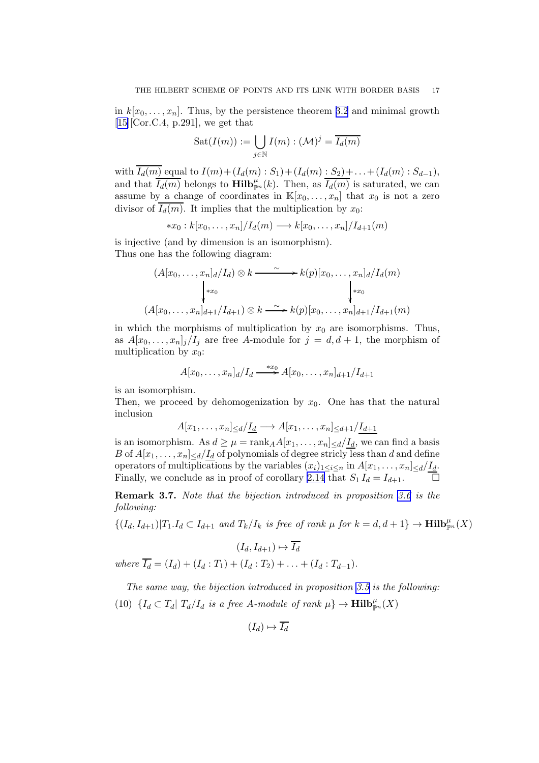in $k[x_0,\ldots,x_n]$. Thus, by the persistence theorem 3.2 and minimal growth [15][Cor.C.4, p.291], we get that

$$\mathrm{Sat}(I(m)) := \bigcup_{j\in\mathbb{N}} I(m) : (\mathcal{M})^j = \overline{I_d(m)}$$

with $\overline{I_d(m)}$ equal to $I(m)+(I_d(m):S_1)+(I_d(m):S_2)+\ldots+(I_d(m):S_{d-1})$, and that $\overline{I_d(m)}$ belongs to $\mathbf{Hilb}^{\mu}_{\mathbb{P}^n}(k)$. Then, as $\overline{I_d(m)}$ is saturated, we can assume by a change of coordinates in $\mathbb{K}[x_0,\ldots,x_n]$ that $x_0$ is not a zero divisor of $\overline{I_d(m)}$. It implies that the multiplication by $x_0$:

$$*x_0 : k[x_0,\ldots,x_n]/I_d(m) \longrightarrow k[x_0,\ldots,x_n]/I_{d+1}(m)$$

is injective (and by dimension is an isomorphism).
Thus one has the following diagram:

$$\begin{array}{ccc}
(A[x_0,\ldots,x_n]_d/I_d)\otimes k & \xrightarrow{\ \sim\ } & k(p)[x_0,\ldots,x_n]_d/I_d(m) \\
\Big\downarrow{\scriptstyle *x_0} & & \Big\downarrow{\scriptstyle *x_0} \\
(A[x_0,\ldots,x_n]_{d+1}/I_{d+1})\otimes k & \xrightarrow{\ \sim\ } & k(p)[x_0,\ldots,x_n]_{d+1}/I_{d+1}(m)
\end{array}$$

in which the morphisms of multiplication by $x_0$ are isomorphisms. Thus, as $A[x_0,\ldots,x_n]_j/I_j$ are free $A$-module for $j=d,d+1$, the morphism of multiplication by $x_0$:

$$A[x_0,\ldots,x_n]_d/I_d \xrightarrow{*x_0} A[x_0,\ldots,x_n]_{d+1}/I_{d+1}$$

is an isomorphism.
Then, we proceed by dehomogenization by $x_0$. One has that the natural inclusion

$$A[x_1,\ldots,x_n]_{\leq d}/\underline{I_d} \longrightarrow A[x_1,\ldots,x_n]_{\leq d+1}/\underline{I_{d+1}}$$

is an isomorphism. As $d\geq \mu = \mathrm{rank}_A A[x_1,\ldots,x_n]_{\leq d}/\underline{I_d}$, we can find a basis $B$ of $A[x_1,\ldots,x_n]_{\leq d}/\underline{I_d}$ of polynomials of degree stricly less than $d$ and define operators of multiplications by the variables $(x_i)_{1\leq i\leq n}$ in $A[x_1,\ldots,x_n]_{\leq d}/\underline{I_d}$. Finally, we conclude as in proof of corollary 2.14 that $S_1\, I_d = I_{d+1}$. $\square$

**Remark 3.7.** *Note that the bijection introduced in proposition 3.6 is the following:*

$$\{(I_d,I_{d+1})|T_1.I_d\subset I_{d+1} \text{ and } T_k/I_k \text{ is free of rank } \mu \text{ for } k=d,d+1\} \to \mathbf{Hilb}^{\mu}_{\mathbb{P}^n}(X)$$

$$(I_d,I_{d+1}) \mapsto \overline{I_d}$$

*where* $\overline{I_d} = (I_d)+(I_d:T_1)+(I_d:T_2)+\ldots+(I_d:T_{d-1})$.

*The same way, the bijection introduced in proposition 3.5 is the following:*

$$(10)\quad \{I_d\subset T_d|\ T_d/I_d \text{ is a free } A\text{-module of rank } \mu\} \to \mathbf{Hilb}^{\mu}_{\mathbb{P}^n}(X)$$

$$(I_d) \mapsto \overline{I_d}$$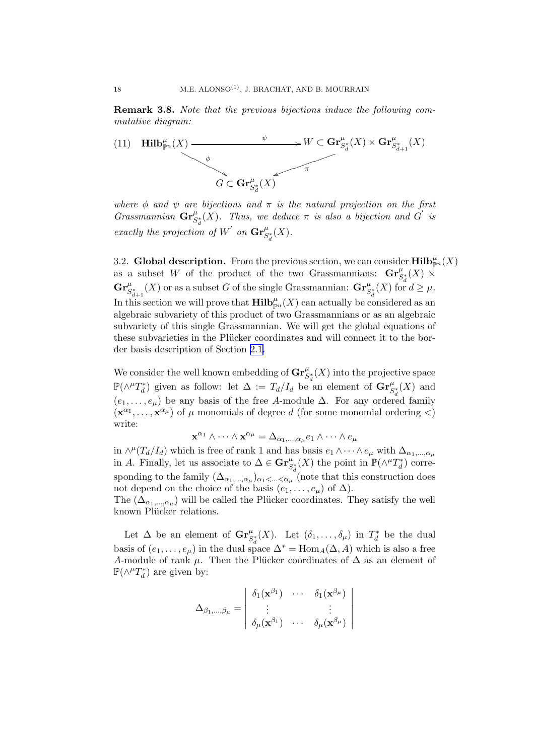**Remark 3.8.** *Note that the previous bijections induce the following commutative diagram:*

$$
\begin{array}{ccc}
\mathbf{Hilb}^{\mu}_{\mathbb{P}^n}(X) & \xrightarrow{\quad\psi\quad} & W \subset \mathbf{Gr}^{\mu}_{S^*_d}(X) \times \mathbf{Gr}^{\mu}_{S^*_{d+1}}(X) \\
& {\scriptstyle\phi}\searrow \quad \swarrow{\scriptstyle\pi} & \\
& G \subset \mathbf{Gr}^{\mu}_{S^*_d}(X) &
\end{array} \tag{11}
$$

*where $\phi$ and $\psi$ are bijections and $\pi$ is the natural projection on the first Grassmannian $\mathbf{Gr}^{\mu}_{S^*_d}(X)$. Thus, we deduce $\pi$ is also a bijection and $G'$ is exactly the projection of $W'$ on $\mathbf{Gr}^{\mu}_{S^*_d}(X)$.*

### 3.2. Global description.

From the previous section, we can consider $\mathbf{Hilb}^{\mu}_{\mathbb{P}^n}(X)$ as a subset $W$ of the product of the two Grassmannians: $\mathbf{Gr}^{\mu}_{S^*_d}(X) \times \mathbf{Gr}^{\mu}_{S^*_{d+1}}(X)$ or as a subset $G$ of the single Grassmannian: $\mathbf{Gr}^{\mu}_{S^*_d}(X)$ for $d \geq \mu$. In this section we will prove that $\mathbf{Hilb}^{\mu}_{\mathbb{P}^n}(X)$ can actually be considered as an algebraic subvariety of this product of two Grassmannians or as an algebraic subvariety of this single Grassmannian. We will get the global equations of these subvarieties in the Plücker coordinates and will connect it to the border basis description of Section 2.1.

We consider the well known embedding of $\mathbf{Gr}^{\mu}_{S^*_d}(X)$ into the projective space $\mathbb{P}(\wedge^{\mu} T^*_d)$ given as follow: let $\Delta := T_d/I_d$ be an element of $\mathbf{Gr}^{\mu}_{S^*_d}(X)$ and $(e_1, \ldots, e_\mu)$ be any basis of the free $A$-module $\Delta$. For any ordered family $(\mathbf{x}^{\alpha_1}, \ldots, \mathbf{x}^{\alpha_\mu})$ of $\mu$ monomials of degree $d$ (for some monomial ordering $<$) write:

$$\mathbf{x}^{\alpha_1} \wedge \cdots \wedge \mathbf{x}^{\alpha_\mu} = \Delta_{\alpha_1,\ldots,\alpha_\mu} e_1 \wedge \cdots \wedge e_\mu$$

in $\wedge^{\mu}(T_d/I_d)$ which is free of rank 1 and has basis $e_1 \wedge \cdots \wedge e_\mu$ with $\Delta_{\alpha_1,\ldots,\alpha_\mu}$ in $A$. Finally, let us associate to $\Delta \in \mathbf{Gr}^{\mu}_{S^*_d}(X)$ the point in $\mathbb{P}(\wedge^{\mu} T^*_d)$ corresponding to the family $(\Delta_{\alpha_1,\ldots,\alpha_\mu})_{\alpha_1 < \ldots < \alpha_\mu}$ (note that this construction does not depend on the choice of the basis $(e_1, \ldots, e_\mu)$ of $\Delta$).
The $(\Delta_{\alpha_1,\ldots,\alpha_\mu})$ will be called the Plücker coordinates. They satisfy the well known Plücker relations.

Let $\Delta$ be an element of $\mathbf{Gr}^{\mu}_{S^*_d}(X)$. Let $(\delta_1, \ldots, \delta_\mu)$ in $T^*_d$ be the dual basis of $(e_1, \ldots, e_\mu)$ in the dual space $\Delta^* = \mathrm{Hom}_A(\Delta, A)$ which is also a free $A$-module of rank $\mu$. Then the Plücker coordinates of $\Delta$ as an element of $\mathbb{P}(\wedge^{\mu} T^*_d)$ are given by:

$$\Delta_{\beta_1,\ldots,\beta_\mu} = \begin{vmatrix} \delta_1(\mathbf{x}^{\beta_1}) & \cdots & \delta_1(\mathbf{x}^{\beta_\mu}) \\ \vdots & & \vdots \\ \delta_\mu(\mathbf{x}^{\beta_1}) & \cdots & \delta_\mu(\mathbf{x}^{\beta_\mu}) \end{vmatrix}$$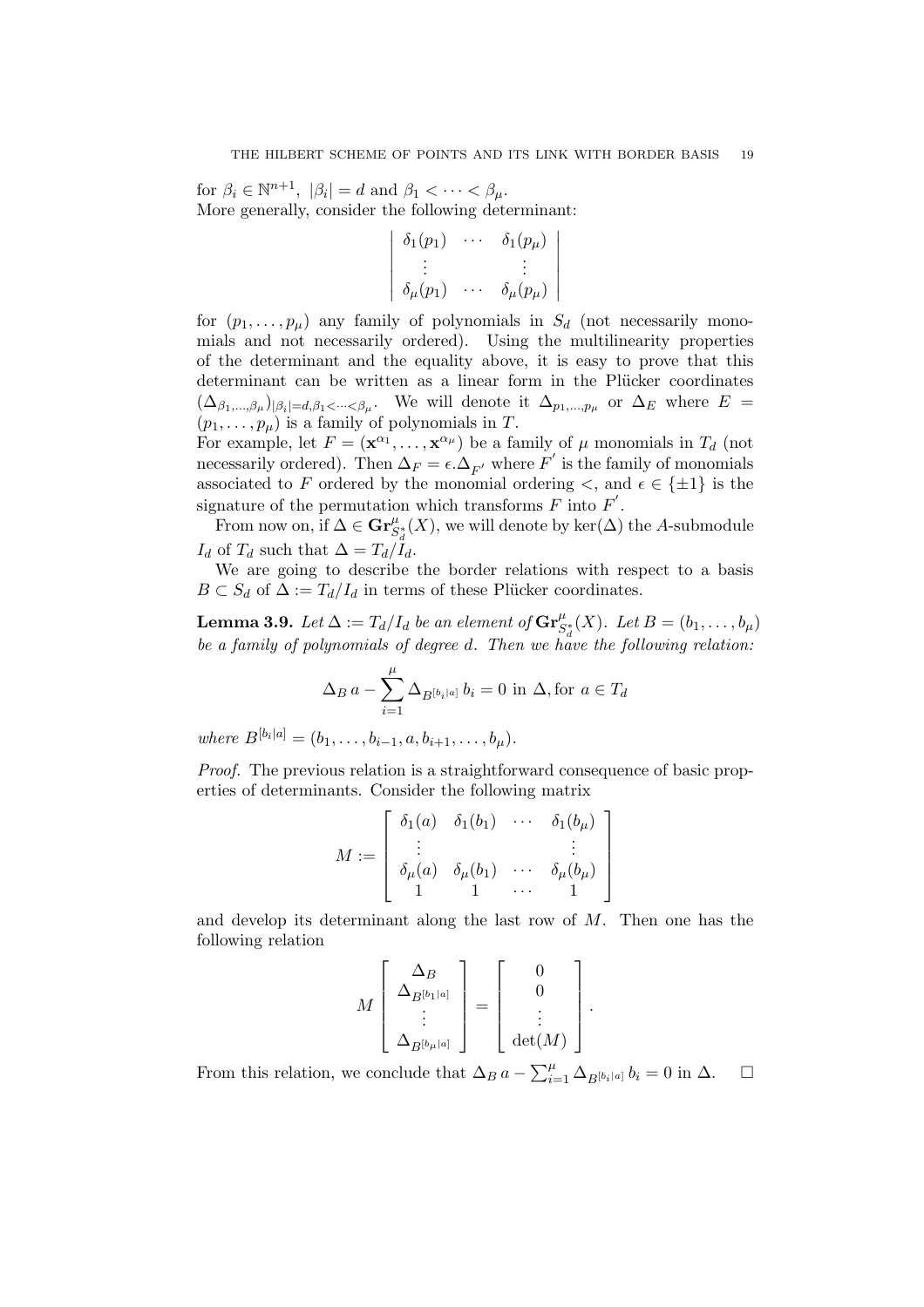for $\beta_i \in \mathbb{N}^{n+1}$, $|\beta_i| = d$ and $\beta_1 < \cdots < \beta_\mu$.
More generally, consider the following determinant:

$$\left| \begin{array}{ccc} \delta_1(p_1) & \cdots & \delta_1(p_\mu) \\ \vdots & & \vdots \\ \delta_\mu(p_1) & \cdots & \delta_\mu(p_\mu) \end{array} \right|$$

for $(p_1, \ldots, p_\mu)$ any family of polynomials in $S_d$ (not necessarily monomials and not necessarily ordered). Using the multilinearity properties of the determinant and the equality above, it is easy to prove that this determinant can be written as a linear form in the Plücker coordinates $(\Delta_{\beta_1,\ldots,\beta_\mu})_{|\beta_i|=d,\beta_1<\cdots<\beta_\mu}$. We will denote it $\Delta_{p_1,\ldots,p_\mu}$ or $\Delta_E$ where $E = (p_1, \ldots, p_\mu)$ is a family of polynomials in $T$.
For example, let $F = (\mathbf{x}^{\alpha_1}, \ldots, \mathbf{x}^{\alpha_\mu})$ be a family of $\mu$ monomials in $T_d$ (not necessarily ordered). Then $\Delta_F = \epsilon.\Delta_{F'}$ where $F'$ is the family of monomials associated to $F$ ordered by the monomial ordering $<$, and $\epsilon \in \{\pm 1\}$ is the signature of the permutation which transforms $F$ into $F'$.

From now on, if $\Delta \in \mathbf{Gr}^{\mu}_{S_d^*}(X)$, we will denote by $\ker(\Delta)$ the $A$-submodule $I_d$ of $T_d$ such that $\Delta = T_d/I_d$.

We are going to describe the border relations with respect to a basis $B \subset S_d$ of $\Delta := T_d/I_d$ in terms of these Plücker coordinates.

**Lemma 3.9.** *Let $\Delta := T_d/I_d$ be an element of $\mathbf{Gr}^{\mu}_{S_d^*}(X)$. Let $B = (b_1, \ldots, b_\mu)$ be a family of polynomials of degree $d$. Then we have the following relation:*

$$\Delta_B\, a - \sum_{i=1}^{\mu} \Delta_{B^{[b_i|a]}}\, b_i = 0 \text{ in } \Delta, \text{for } a \in T_d$$

*where $B^{[b_i|a]} = (b_1, \ldots, b_{i-1}, a, b_{i+1}, \ldots, b_\mu)$.*

*Proof.* The previous relation is a straightforward consequence of basic properties of determinants. Consider the following matrix

$$M := \left[ \begin{array}{cccc} \delta_1(a) & \delta_1(b_1) & \cdots & \delta_1(b_\mu) \\ \vdots & & & \vdots \\ \delta_\mu(a) & \delta_\mu(b_1) & \cdots & \delta_\mu(b_\mu) \\ 1 & 1 & \cdots & 1 \end{array} \right]$$

and develop its determinant along the last row of $M$. Then one has the following relation

$$M \left[ \begin{array}{c} \Delta_B \\ \Delta_{B^{[b_1|a]}} \\ \vdots \\ \Delta_{B^{[b_\mu|a]}} \end{array} \right] = \left[ \begin{array}{c} 0 \\ 0 \\ \vdots \\ \det(M) \end{array} \right].$$

From this relation, we conclude that $\Delta_B\, a - \sum_{i=1}^{\mu} \Delta_{B^{[b_i|a]}}\, b_i = 0$ in $\Delta$. $\square$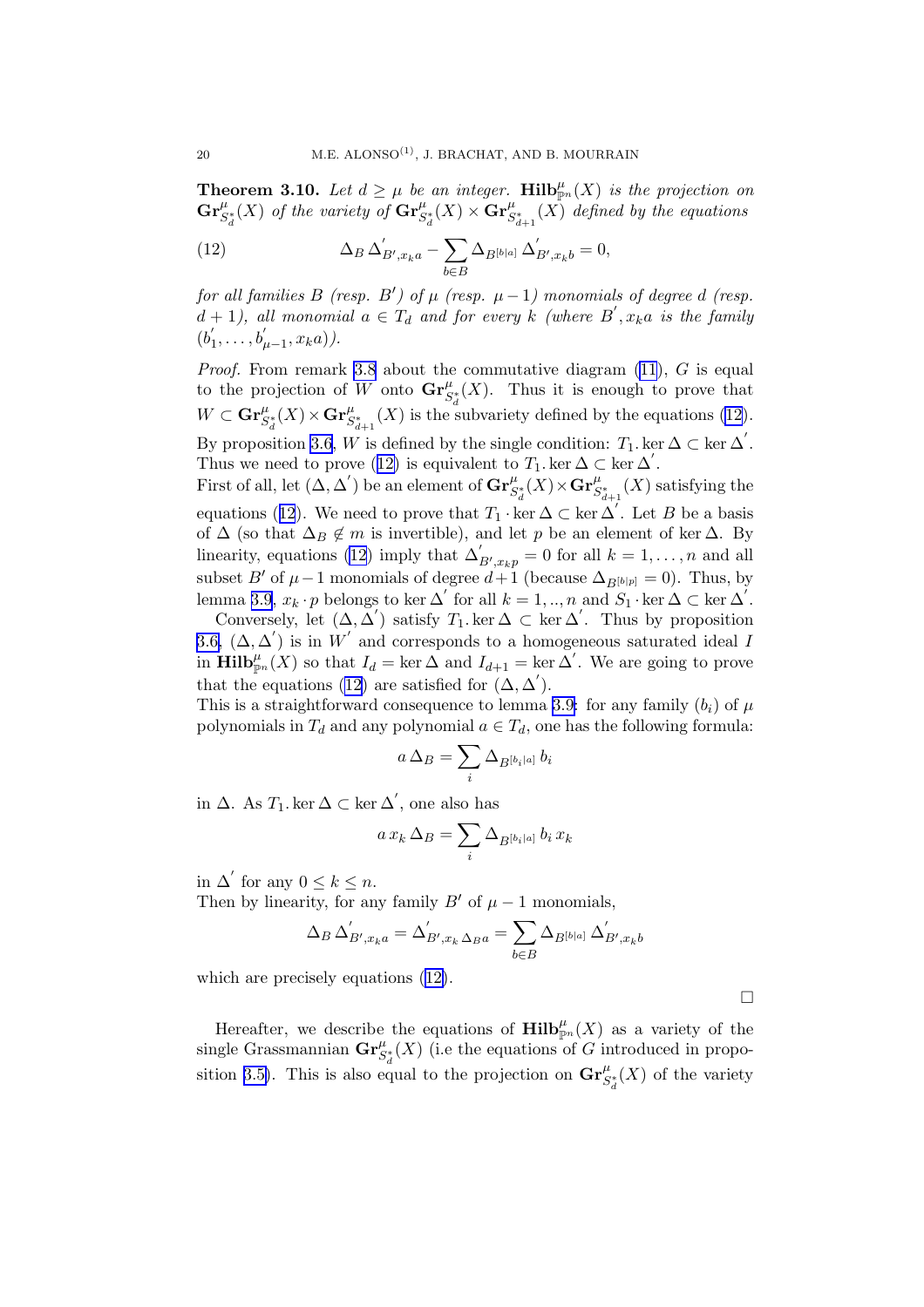**Theorem 3.10.** *Let $d \geq \mu$ be an integer. $\mathbf{Hilb}^{\mu}_{\mathbb{P}^n}(X)$ is the projection on $\mathbf{Gr}^{\mu}_{S^*_d}(X)$ of the variety of $\mathbf{Gr}^{\mu}_{S^*_d}(X) \times \mathbf{Gr}^{\mu}_{S^*_{d+1}}(X)$ defined by the equations*

$$\Delta_B \, \Delta^{'}_{B',x_k a} - \sum_{b \in B} \Delta_{B^{[b|a]}} \, \Delta^{'}_{B',x_k b} = 0, \tag{12}$$

*for all families $B$ (resp. $B'$) of $\mu$ (resp. $\mu - 1$) monomials of degree $d$ (resp. $d+1$), all monomial $a \in T_d$ and for every $k$ (where $B^{'}, x_k a$ is the family $(b^{'}_1, \ldots, b^{'}_{\mu-1}, x_k a)$).*

*Proof.* From remark 3.8 about the commutative diagram (11), $G$ is equal to the projection of $W$ onto $\mathbf{Gr}^{\mu}_{S^*_d}(X)$. Thus it is enough to prove that $W \subset \mathbf{Gr}^{\mu}_{S^*_d}(X) \times \mathbf{Gr}^{\mu}_{S^*_{d+1}}(X)$ is the subvariety defined by the equations (12). By proposition 3.6, $W$ is defined by the single condition: $T_1 . \ker \Delta \subset \ker \Delta^{'}$. Thus we need to prove (12) is equivalent to $T_1 . \ker \Delta \subset \ker \Delta^{'}$.
First of all, let $(\Delta, \Delta^{'})$ be an element of $\mathbf{Gr}^{\mu}_{S^*_d}(X) \times \mathbf{Gr}^{\mu}_{S^*_{d+1}}(X)$ satisfying the equations (12). We need to prove that $T_1 \cdot \ker \Delta \subset \ker \Delta^{'}$. Let $B$ be a basis of $\Delta$ (so that $\Delta_B \notin m$ is invertible), and let $p$ be an element of $\ker \Delta$. By linearity, equations (12) imply that $\Delta^{'}_{B',x_k p} = 0$ for all $k = 1, \ldots, n$ and all subset $B'$ of $\mu - 1$ monomials of degree $d+1$ (because $\Delta_{B^{[b|p]}} = 0$). Thus, by lemma 3.9, $x_k \cdot p$ belongs to $\ker \Delta^{'}$ for all $k = 1, .., n$ and $S_1 \cdot \ker \Delta \subset \ker \Delta^{'}$.

Conversely, let $(\Delta, \Delta^{'})$ satisfy $T_1 . \ker \Delta \subset \ker \Delta^{'}$. Thus by proposition 3.6, $(\Delta, \Delta^{'})$ is in $W^{'}$ and corresponds to a homogeneous saturated ideal $I$ in $\mathbf{Hilb}^{\mu}_{\mathbb{P}^n}(X)$ so that $I_d = \ker \Delta$ and $I_{d+1} = \ker \Delta^{'}$. We are going to prove that the equations (12) are satisfied for $(\Delta, \Delta^{'})$.
This is a straightforward consequence to lemma 3.9: for any family $(b_i)$ of $\mu$ polynomials in $T_d$ and any polynomial $a \in T_d$, one has the following formula:

$$a \, \Delta_B = \sum_i \Delta_{B^{[b_i|a]}} \, b_i$$

in $\Delta$. As $T_1 . \ker \Delta \subset \ker \Delta^{'}$, one also has

$$a \, x_k \, \Delta_B = \sum_i \Delta_{B^{[b_i|a]}} \, b_i \, x_k$$

in $\Delta^{'}$ for any $0 \leq k \leq n$.
Then by linearity, for any family $B'$ of $\mu - 1$ monomials,

$$\Delta_B \, \Delta^{'}_{B',x_k a} = \Delta^{'}_{B',x_k \, \Delta_B a} = \sum_{b \in B} \Delta_{B^{[b|a]}} \, \Delta^{'}_{B',x_k b}$$

which are precisely equations (12).

∎

Hereafter, we describe the equations of $\mathbf{Hilb}^{\mu}_{\mathbb{P}^n}(X)$ as a variety of the single Grassmannian $\mathbf{Gr}^{\mu}_{S^*_d}(X)$ (i.e the equations of $G$ introduced in proposition 3.5). This is also equal to the projection on $\mathbf{Gr}^{\mu}_{S^*_d}(X)$ of the variety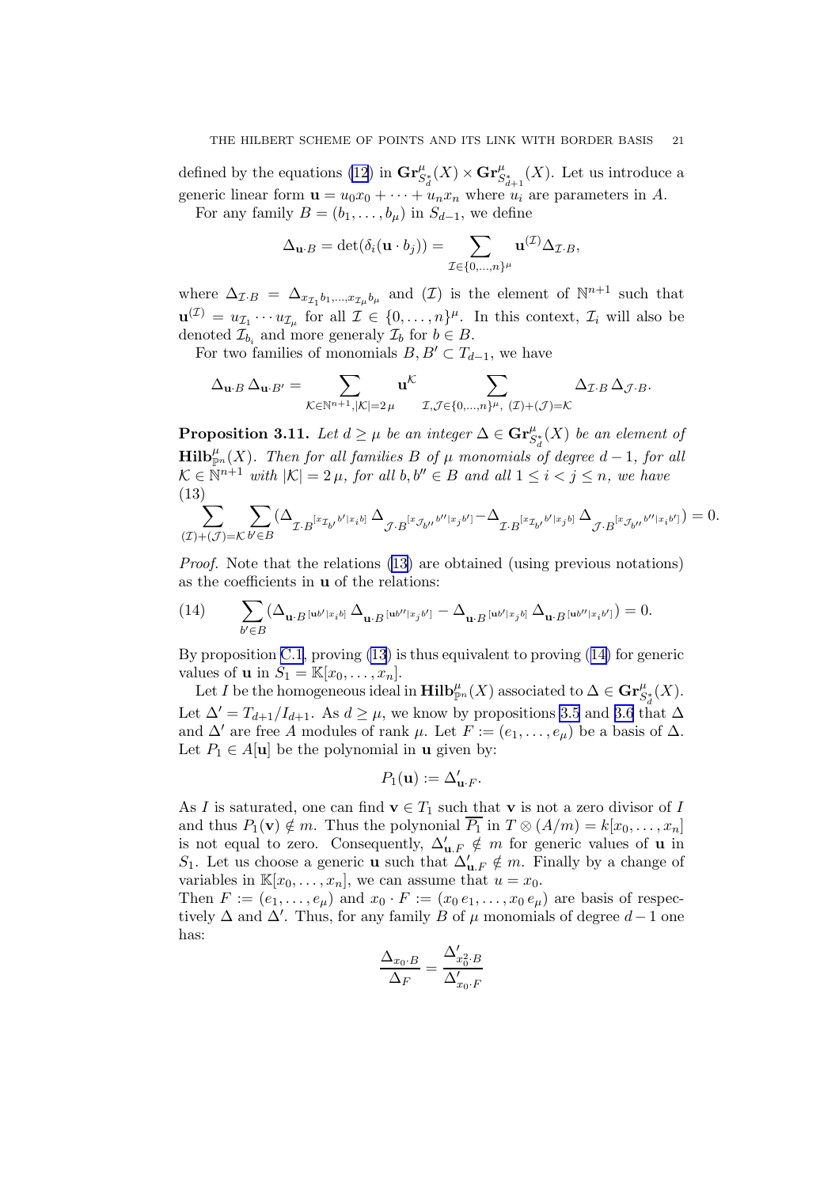defined by the equations (12) in $\mathbf{Gr}^{\mu}_{S_d^*}(X) \times \mathbf{Gr}^{\mu}_{S_{d+1}^*}(X)$. Let us introduce a generic linear form $\mathbf{u} = u_0 x_0 + \cdots + u_n x_n$ where $u_i$ are parameters in $A$.

For any family $B = (b_1, \ldots, b_\mu)$ in $S_{d-1}$, we define

$$\Delta_{\mathbf{u}\cdot B} = \det(\delta_i(\mathbf{u}\cdot b_j)) = \sum_{\mathcal{I}\in\{0,\ldots,n\}^\mu} \mathbf{u}^{(\mathcal{I})} \Delta_{\mathcal{I}\cdot B},$$

where $\Delta_{\mathcal{I}\cdot B} = \Delta_{x_{\mathcal{I}_1} b_1, \ldots, x_{\mathcal{I}_\mu} b_\mu}$ and $(\mathcal{I})$ is the element of $\mathbb{N}^{n+1}$ such that $\mathbf{u}^{(\mathcal{I})} = u_{\mathcal{I}_1} \cdots u_{\mathcal{I}_\mu}$ for all $\mathcal{I} \in \{0, \ldots, n\}^\mu$. In this context, $\mathcal{I}_i$ will also be denoted $\mathcal{I}_{b_i}$ and more generaly $\mathcal{I}_b$ for $b \in B$.

For two families of monomials $B, B' \subset T_{d-1}$, we have

$$\Delta_{\mathbf{u}\cdot B}\,\Delta_{\mathbf{u}\cdot B'} = \sum_{\mathcal{K}\in\mathbb{N}^{n+1}, |\mathcal{K}|=2\,\mu} \mathbf{u}^{\mathcal{K}} \sum_{\mathcal{I},\mathcal{J}\in\{0,\ldots,n\}^\mu,\ (\mathcal{I})+(\mathcal{J})=\mathcal{K}} \Delta_{\mathcal{I}\cdot B}\,\Delta_{\mathcal{J}\cdot B}.$$

**Proposition 3.11.** *Let $d \geq \mu$ be an integer $\Delta \in \mathbf{Gr}^{\mu}_{S_d^*}(X)$ be an element of $\mathbf{Hilb}^{\mu}_{\mathbb{P}^n}(X)$. Then for all families $B$ of $\mu$ monomials of degree $d-1$, for all $\mathcal{K} \in \mathbb{N}^{n+1}$ with $|\mathcal{K}| = 2\,\mu$, for all $b, b'' \in B$ and all $1 \leq i < j \leq n$, we have*
(13)

$$\sum_{(\mathcal{I})+(\mathcal{J})=\mathcal{K}} \sum_{b'\in B} (\Delta_{\mathcal{I}\cdot B^{[x_{\mathcal{I}_{b'}} b'|x_i b]}}\,\Delta_{\mathcal{J}\cdot B^{[x_{\mathcal{J}_{b''}} b''|x_j b']}} - \Delta_{\mathcal{I}\cdot B^{[x_{\mathcal{I}_{b'}} b'|x_j b]}}\,\Delta_{\mathcal{J}\cdot B^{[x_{\mathcal{J}_{b''}} b''|x_i b']}}) = 0.$$

*Proof.* Note that the relations (13) are obtained (using previous notations) as the coefficients in $\mathbf{u}$ of the relations:

$$\sum_{b'\in B} (\Delta_{\mathbf{u}\cdot B^{[\mathbf{u}b'|x_i b]}}\,\Delta_{\mathbf{u}\cdot B^{[\mathbf{u}b''|x_j b']}} - \Delta_{\mathbf{u}\cdot B^{[\mathbf{u}b'|x_j b]}}\,\Delta_{\mathbf{u}\cdot B^{[\mathbf{u}b''|x_i b']}}) = 0. \tag{14}$$

By proposition C.1, proving (13) is thus equivalent to proving (14) for generic values of $\mathbf{u}$ in $S_1 = \mathbb{K}[x_0, \ldots, x_n]$.

Let $I$ be the homogeneous ideal in $\mathbf{Hilb}^{\mu}_{\mathbb{P}^n}(X)$ associated to $\Delta \in \mathbf{Gr}^{\mu}_{S_d^*}(X)$. Let $\Delta' = T_{d+1}/I_{d+1}$. As $d \geq \mu$, we know by propositions 3.5 and 3.6 that $\Delta$ and $\Delta'$ are free $A$ modules of rank $\mu$. Let $F := (e_1, \ldots, e_\mu)$ be a basis of $\Delta$. Let $P_1 \in A[\mathbf{u}]$ be the polynomial in $\mathbf{u}$ given by:

$$P_1(\mathbf{u}) := \Delta'_{\mathbf{u}\cdot F}.$$

As $I$ is saturated, one can find $\mathbf{v} \in T_1$ such that $\mathbf{v}$ is not a zero divisor of $I$ and thus $P_1(\mathbf{v}) \notin m$. Thus the polynomial $\overline{P_1}$ in $T \otimes (A/m) = k[x_0, \ldots, x_n]$ is not equal to zero. Consequently, $\Delta'_{\mathbf{u}.F} \notin m$ for generic values of $\mathbf{u}$ in $S_1$. Let us choose a generic $\mathbf{u}$ such that $\Delta'_{\mathbf{u}.F} \notin m$. Finally by a change of variables in $\mathbb{K}[x_0, \ldots, x_n]$, we can assume that $u = x_0$.

Then $F := (e_1, \ldots, e_\mu)$ and $x_0 \cdot F := (x_0\, e_1, \ldots, x_0\, e_\mu)$ are basis of respectively $\Delta$ and $\Delta'$. Thus, for any family $B$ of $\mu$ monomials of degree $d-1$ one has:

$$\frac{\Delta_{x_0\cdot B}}{\Delta_F} = \frac{\Delta'_{x_0^2\cdot B}}{\Delta'_{x_0\cdot F}}$$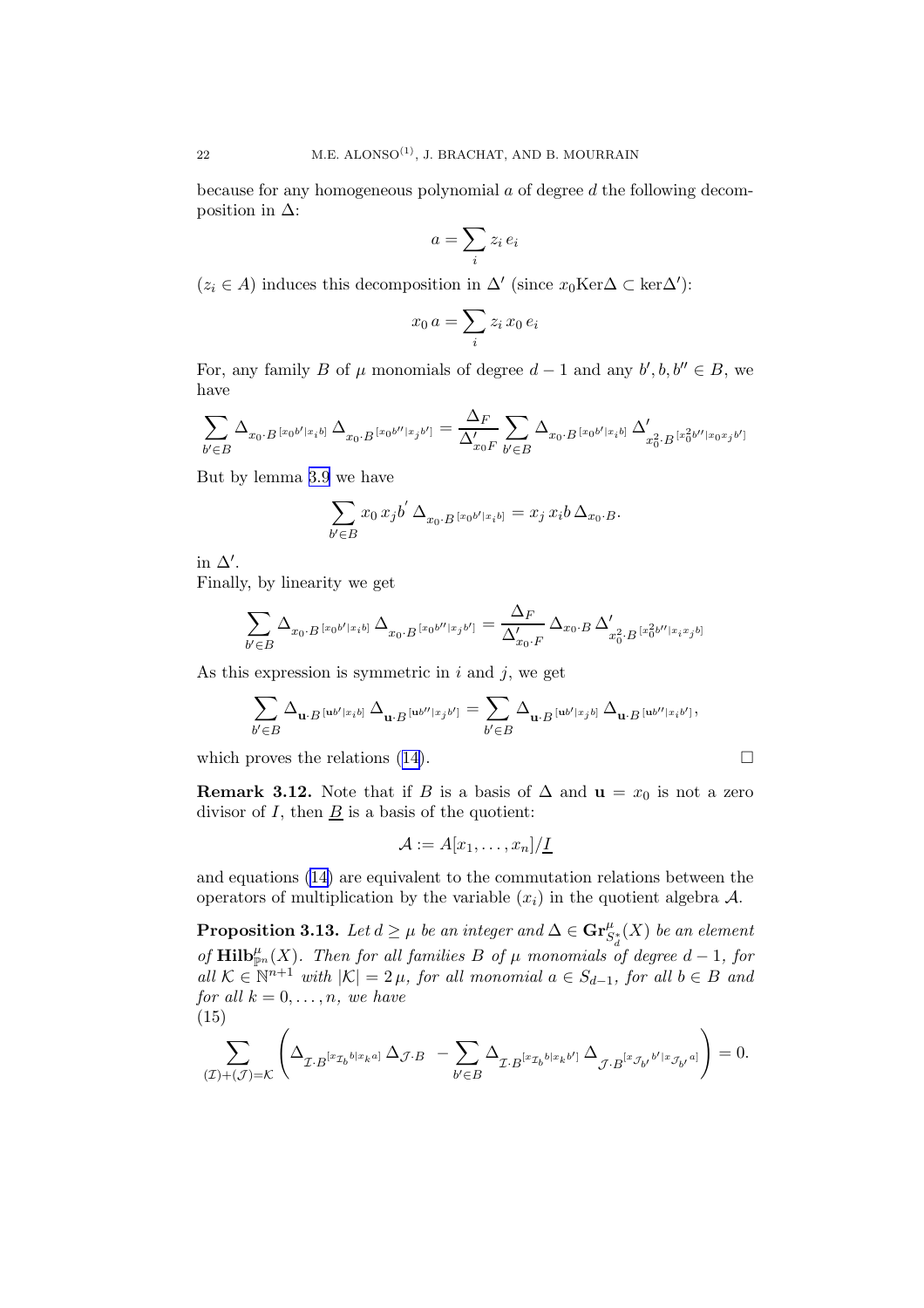because for any homogeneous polynomial $a$ of degree $d$ the following decomposition in $\Delta$:

$$a = \sum_i z_i \, e_i$$

($z_i \in A$) induces this decomposition in $\Delta'$ (since $x_0 \mathrm{Ker}\Delta \subset \ker \Delta'$):

$$x_0 \, a = \sum_i z_i \, x_0 \, e_i$$

For, any family $B$ of $\mu$ monomials of degree $d-1$ and any $b', b, b'' \in B$, we have

$$\sum_{b' \in B} \Delta_{x_0 \cdot B^{[x_0 b' | x_i b]}} \, \Delta_{x_0 \cdot B^{[x_0 b'' | x_j b']}} = \frac{\Delta_F}{\Delta'_{x_0 F}} \sum_{b' \in B} \Delta_{x_0 \cdot B^{[x_0 b' | x_i b]}} \, \Delta'_{x_0^2 \cdot B^{[x_0^2 b'' | x_0 x_j b']}}$$

But by lemma 3.9 we have

$$\sum_{b' \in B} x_0 \, x_j b' \, \Delta_{x_0 \cdot B^{[x_0 b' | x_i b]}} = x_j \, x_i b \, \Delta_{x_0 \cdot B}.$$

in $\Delta'$.

Finally, by linearity we get

$$\sum_{b' \in B} \Delta_{x_0 \cdot B^{[x_0 b' | x_i b]}} \, \Delta_{x_0 \cdot B^{[x_0 b'' | x_j b']}} = \frac{\Delta_F}{\Delta'_{x_0 \cdot F}} \, \Delta_{x_0 \cdot B} \, \Delta'_{x_0^2 \cdot B^{[x_0^2 b'' | x_i x_j b]}}$$

As this expression is symmetric in $i$ and $j$, we get

$$\sum_{b' \in B} \Delta_{\mathbf{u} \cdot B^{[\mathbf{u} b' | x_i b]}} \, \Delta_{\mathbf{u} \cdot B^{[\mathbf{u} b'' | x_j b']}} = \sum_{b' \in B} \Delta_{\mathbf{u} \cdot B^{[\mathbf{u} b' | x_j b]}} \, \Delta_{\mathbf{u} \cdot B^{[\mathbf{u} b'' | x_i b']}},$$

which proves the relations (14). □

**Remark 3.12.** Note that if $B$ is a basis of $\Delta$ and $\mathbf{u} = x_0$ is not a zero divisor of $I$, then $\underline{B}$ is a basis of the quotient:

$$\mathcal{A} := A[x_1, \ldots, x_n]/\underline{I}$$

and equations (14) are equivalent to the commutation relations between the operators of multiplication by the variable $(x_i)$ in the quotient algebra $\mathcal{A}$.

**Proposition 3.13.** *Let $d \geq \mu$ be an integer and $\Delta \in \mathbf{Gr}^{\mu}_{S^*_d}(X)$ be an element of $\mathbf{Hilb}^{\mu}_{\mathbb{P}^n}(X)$. Then for all families $B$ of $\mu$ monomials of degree $d-1$, for all $\mathcal{K} \in \mathbb{N}^{n+1}$ with $|\mathcal{K}| = 2\mu$, for all monomial $a \in S_{d-1}$, for all $b \in B$ and for all $k = 0, \ldots, n$, we have*

(15)

$$\sum_{(\mathcal{I})+(\mathcal{J})=\mathcal{K}} \left( \Delta_{\mathcal{I} \cdot B^{[x_{\mathcal{I}_b} b | x_k a]}} \, \Delta_{\mathcal{J} \cdot B} \; - \sum_{b' \in B} \Delta_{\mathcal{I} \cdot B^{[x_{\mathcal{I}_b} b | x_k b']}} \, \Delta_{\mathcal{J} \cdot B^{[x_{\mathcal{J}_{b'}} b' | x_{\mathcal{J}_{b'}} a]}} \right) = 0.$$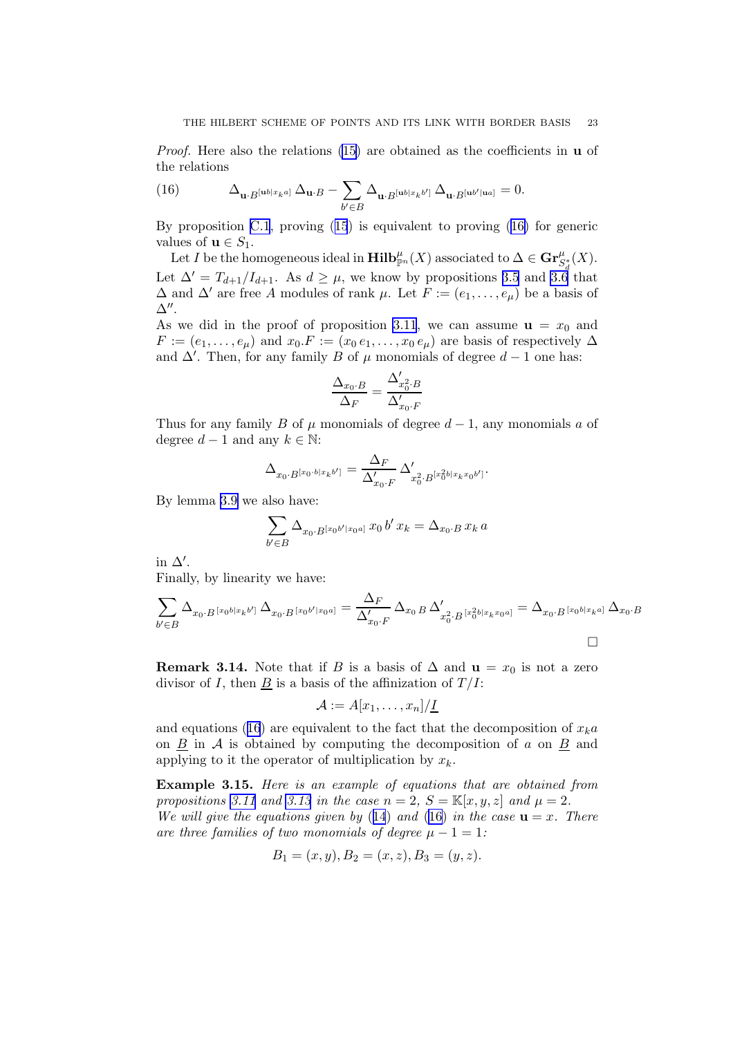*Proof.* Here also the relations (15) are obtained as the coefficients in $\mathbf{u}$ of the relations

$$\Delta_{\mathbf{u}\cdot B^{[\mathbf{u}b|x_k a]}}\,\Delta_{\mathbf{u}\cdot B} - \sum_{b'\in B} \Delta_{\mathbf{u}\cdot B^{[\mathbf{u}b|x_k b']}}\,\Delta_{\mathbf{u}\cdot B^{[\mathbf{u}b'|\mathbf{u}a]}} = 0. \tag{16}$$

By proposition C.1, proving (15) is equivalent to proving (16) for generic values of $\mathbf{u} \in S_1$.

Let $I$ be the homogeneous ideal in $\mathbf{Hilb}^{\mu}_{\mathbb{P}^n}(X)$ associated to $\Delta \in \mathbf{Gr}^{\mu}_{S_d^*}(X)$. Let $\Delta' = T_{d+1}/I_{d+1}$. As $d \geq \mu$, we know by propositions 3.5 and 3.6 that $\Delta$ and $\Delta'$ are free $A$ modules of rank $\mu$. Let $F := (e_1, \dots, e_\mu)$ be a basis of $\Delta''$.
As we did in the proof of proposition 3.11, we can assume $\mathbf{u} = x_0$ and $F := (e_1, \dots, e_\mu)$ and $x_0.F := (x_0\, e_1, \dots, x_0\, e_\mu)$ are basis of respectively $\Delta$ and $\Delta'$. Then, for any family $B$ of $\mu$ monomials of degree $d-1$ one has:

$$\frac{\Delta_{x_0\cdot B}}{\Delta_F} = \frac{\Delta'_{x_0^2\cdot B}}{\Delta'_{x_0\cdot F}}$$

Thus for any family $B$ of $\mu$ monomials of degree $d-1$, any monomials $a$ of degree $d-1$ and any $k \in \mathbb{N}$:

$$\Delta_{x_0\cdot B^{[x_0\cdot b|x_k b']}} = \frac{\Delta_F}{\Delta'_{x_0\cdot F}}\,\Delta'_{x_0^2\cdot B^{[x_0^2 b|x_k x_0 b']}}.$$

By lemma 3.9 we also have:

$$\sum_{b'\in B} \Delta_{x_0\cdot B^{[x_0 b'|x_0 a]}}\, x_0\, b'\, x_k = \Delta_{x_0\cdot B}\, x_k\, a$$

in $\Delta'$.
Finally, by linearity we have:

$$\sum_{b'\in B} \Delta_{x_0\cdot B^{[x_0 b|x_k b']}}\,\Delta_{x_0\cdot B^{[x_0 b'|x_0 a]}} = \frac{\Delta_F}{\Delta'_{x_0\cdot F}}\,\Delta_{x_0\,B}\,\Delta'_{x_0^2\cdot B^{[x_0^2 b|x_k x_0 a]}} = \Delta_{x_0\cdot B^{[x_0 b|x_k a]}}\,\Delta_{x_0\cdot B}$$

$\square$

**Remark 3.14.** Note that if $B$ is a basis of $\Delta$ and $\mathbf{u} = x_0$ is not a zero divisor of $I$, then $\underline{B}$ is a basis of the affinization of $T/I$:

$$\mathcal{A} := A[x_1, \dots, x_n]/\underline{I}$$

and equations (16) are equivalent to the fact that the decomposition of $x_k a$ on $\underline{B}$ in $\mathcal{A}$ is obtained by computing the decomposition of $a$ on $\underline{B}$ and applying to it the operator of multiplication by $x_k$.

**Example 3.15.** *Here is an example of equations that are obtained from propositions 3.11 and 3.13 in the case $n = 2$, $S = \mathbb{K}[x, y, z]$ and $\mu = 2$.*
*We will give the equations given by (14) and (16) in the case $\mathbf{u} = x$. There are three families of two monomials of degree $\mu - 1 = 1$:*

$$B_1 = (x, y), B_2 = (x, z), B_3 = (y, z).$$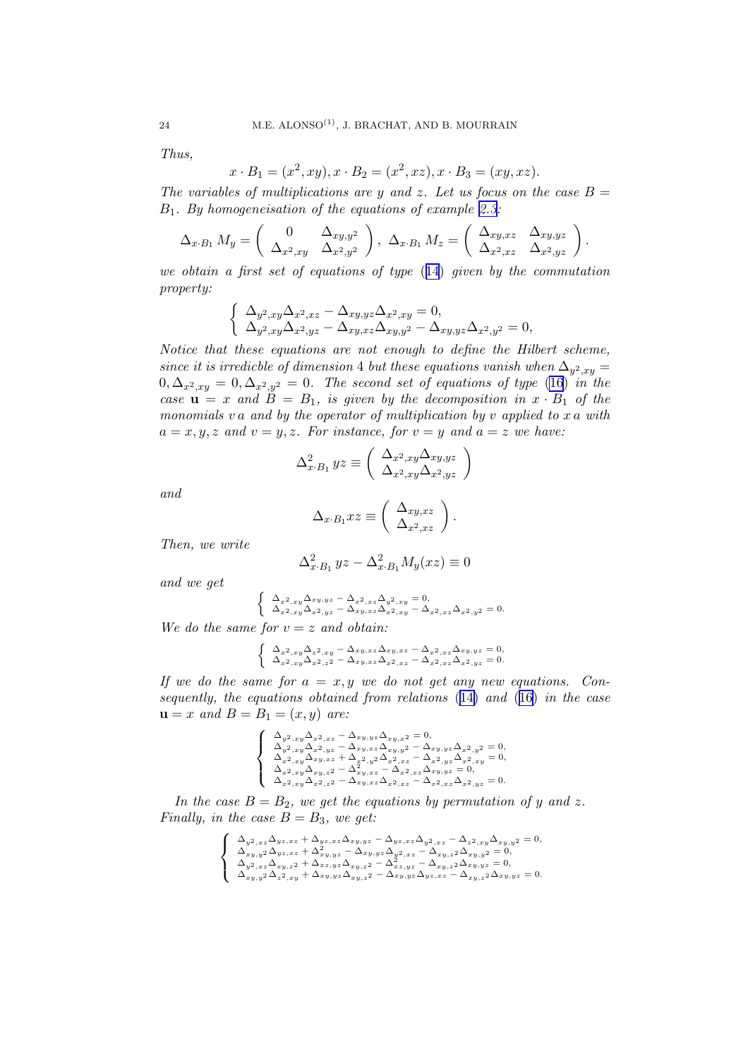*Thus,*

$$x \cdot B_1 = (x^2, xy), x \cdot B_2 = (x^2, xz), x \cdot B_3 = (xy, xz).$$

*The variables of multiplications are $y$ and $z$. Let us focus on the case $B = B_1$. By homogeneisation of the equations of example [2.3]:*

$$\Delta_{x \cdot B_1} M_y = \begin{pmatrix} 0 & \Delta_{xy,y^2} \\ \Delta_{x^2,xy} & \Delta_{x^2,y^2} \end{pmatrix}, \; \Delta_{x \cdot B_1} M_z = \begin{pmatrix} \Delta_{xy,xz} & \Delta_{xy,yz} \\ \Delta_{x^2,xz} & \Delta_{x^2,yz} \end{pmatrix}.$$

*we obtain a first set of equations of type ([14]) given by the commutation property:*

$$\begin{cases} \Delta_{y^2,xy}\Delta_{x^2,xz} - \Delta_{xy,yz}\Delta_{x^2,xy} = 0, \\ \Delta_{y^2,xy}\Delta_{x^2,yz} - \Delta_{xy,xz}\Delta_{xy,y^2} - \Delta_{xy,yz}\Delta_{x^2,y^2} = 0, \end{cases}$$

*Notice that these equations are not enough to define the Hilbert scheme, since it is irredicble of dimension 4 but these equations vanish when $\Delta_{y^2,xy} = 0, \Delta_{x^2,xy} = 0, \Delta_{x^2,y^2} = 0$. The second set of equations of type ([16]) in the case $\mathbf{u} = x$ and $B = B_1$, is given by the decomposition in $x \cdot B_1$ of the monomials $v\,a$ and by the operator of multiplication by $v$ applied to $x\,a$ with $a = x, y, z$ and $v = y, z$. For instance, for $v = y$ and $a = z$ we have:*

$$\Delta^2_{x \cdot B_1}\, yz \equiv \begin{pmatrix} \Delta_{x^2,xy}\Delta_{xy,yz} \\ \Delta_{x^2,xy}\Delta_{x^2,yz} \end{pmatrix}$$

*and*

$$\Delta_{x \cdot B_1} xz \equiv \begin{pmatrix} \Delta_{xy,xz} \\ \Delta_{x^2,xz} \end{pmatrix}.$$

*Then, we write*

$$\Delta^2_{x \cdot B_1}\, yz - \Delta^2_{x \cdot B_1} M_y(xz) \equiv 0$$

*and we get*

$$\begin{cases} \Delta_{x^2,xy}\Delta_{xy,yz} - \Delta_{x^2,xz}\Delta_{y^2,xy} = 0, \\ \Delta_{x^2,xy}\Delta_{x^2,yz} - \Delta_{xy,xz}\Delta_{x^2,xy} - \Delta_{x^2,xz}\Delta_{x^2,y^2} = 0. \end{cases}$$

*We do the same for $v = z$ and obtain:*

$$\begin{cases} \Delta_{x^2,xy}\Delta_{z^2,xy} - \Delta_{xy,xz}\Delta_{xy,xz} - \Delta_{x^2,xz}\Delta_{xy,yz} = 0, \\ \Delta_{x^2,xy}\Delta_{x^2,z^2} - \Delta_{xy,xz}\Delta_{x^2,xz} - \Delta_{x^2,xz}\Delta_{x^2,yz} = 0. \end{cases}$$

*If we do the same for $a = x, y$ we do not get any new equations. Consequently, the equations obtained from relations ([14]) and ([16]) in the case $\mathbf{u} = x$ and $B = B_1 = (x, y)$ are:*

$$\begin{cases} \Delta_{y^2,xy}\Delta_{x^2,xz} - \Delta_{xy,yz}\Delta_{xy,x^2} = 0, \\ \Delta_{y^2,xy}\Delta_{x^2,yz} - \Delta_{xy,xz}\Delta_{xy,y^2} - \Delta_{xy,yz}\Delta_{x^2,y^2} = 0, \\ \Delta_{x^2,xy}\Delta_{xy,xz} + \Delta^2_{x^2,y^2}\Delta_{x^2,xz} - \Delta_{x^2,yz}\Delta_{x^2,xy} = 0, \\ \Delta_{x^2,xy}\Delta_{xy,z^2} - \Delta^2_{xy,xz} - \Delta_{x^2,xz}\Delta_{xy,yz} = 0, \\ \Delta_{x^2,xy}\Delta_{x^2,z^2} - \Delta_{xy,xz}\Delta_{x^2,xz} - \Delta_{x^2,xz}\Delta_{x^2,yz} = 0. \end{cases}$$

*In the case $B = B_2$, we get the equations by permutation of $y$ and $z$. Finally, in the case $B = B_3$, we get:*

$$\begin{cases} \Delta_{y^2,xz}\Delta_{yz,xz} + \Delta_{yz,xz}\Delta_{xy,yz} - \Delta_{yz,xz}\Delta_{y^2,xz} - \Delta_{z^2,xy}\Delta_{xy,y^2} = 0, \\ \Delta_{xy,y^2}\Delta_{yz,xz} + \Delta^2_{xy,yz} - \Delta_{xy,yz}\Delta_{y^2,xz} - \Delta_{xy,z^2}\Delta_{xy,y^2} = 0, \\ \Delta_{y^2,xz}\Delta_{xy,z^2} + \Delta_{xz,yz}\Delta_{xy,z^2} - \Delta^2_{xz,yz} - \Delta_{xy,z^2}\Delta_{xy,yz} = 0, \\ \Delta_{xy,y^2}\Delta_{z^2,xy} + \Delta_{xy,yz}\Delta_{xy,z^2} - \Delta_{xy,yz}\Delta_{yz,xz} - \Delta_{xy,z^2}\Delta_{xy,yz} = 0. \end{cases}$$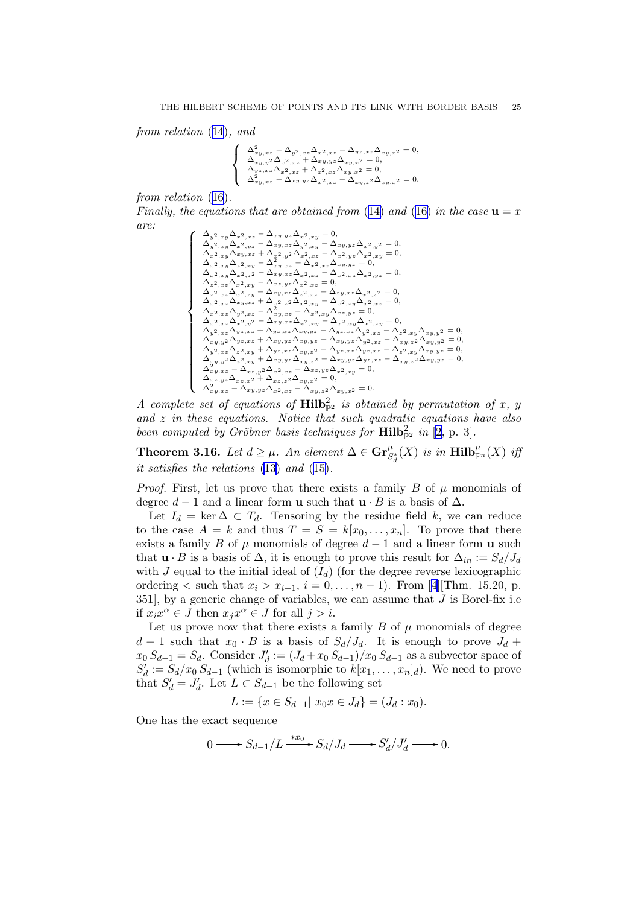*from relation* (14), *and*

$$\begin{cases} \Delta^2_{xy,xz} - \Delta_{y^2,xz}\Delta_{x^2,xz} - \Delta_{yz,xz}\Delta_{xy,x^2} = 0, \\ \Delta_{xy,y^2}\Delta_{x^2,xz} + \Delta_{xy,yz}\Delta_{xy,x^2} = 0, \\ \Delta_{yz,xz}\Delta_{x^2,xz} + \Delta_{z^2,xz}\Delta_{xy,x^2} = 0, \\ \Delta^2_{xy,xz} - \Delta_{xy,yz}\Delta_{x^2,xz} - \Delta_{xy,z^2}\Delta_{xy,x^2} = 0. \end{cases}$$

*from relation* (16).
*Finally, the equations that are obtained from* (14) *and* (16) *in the case* $\mathbf{u} = x$ *are:*

$$\begin{cases} \Delta_{y^2,xy}\Delta_{x^2,xz} - \Delta_{xy,yz}\Delta_{x^2,xy} = 0, \\ \Delta_{y^2,xy}\Delta_{x^2,yz} - \Delta_{xy,xz}\Delta_{y^2,xy} - \Delta_{xy,yz}\Delta_{x^2,y^2} = 0, \\ \Delta_{x^2,xy}\Delta_{xy,xz} + \Delta_{x^2,y^2}\Delta_{x^2,xz} - \Delta_{x^2,yz}\Delta_{x^2,xy} = 0, \\ \Delta_{x^2,xy}\Delta_{z^2,xy} - \Delta^2_{xy,xz} - \Delta_{x^2,xz}\Delta_{xy,yz} = 0, \\ \Delta_{x^2,xy}\Delta_{x^2,z^2} - \Delta_{xy,xz}\Delta_{x^2,xz} - \Delta_{x^2,xz}\Delta_{x^2,yz} = 0, \\ \Delta_{z^2,xz}\Delta_{x^2,xy} - \Delta_{xz,yz}\Delta_{x^2,xz} = 0, \\ \Delta_{z^2,xz}\Delta_{x^2,zy} - \Delta_{xy,xz}\Delta_{z^2,xz} - \Delta_{zy,xz}\Delta_{x^2,z^2} = 0, \\ \Delta_{x^2,xz}\Delta_{xy,xz} + \Delta_{x^2,z^2}\Delta_{x^2,xy} - \Delta_{x^2,zy}\Delta_{x^2,xz} = 0, \\ \Delta_{x^2,xz}\Delta_{y^2,xz} - \Delta^2_{xy,xz} - \Delta_{x^2,xy}\Delta_{xz,yz} = 0, \\ \Delta_{x^2,xz}\Delta_{x^2,y^2} - \Delta_{xy,xz}\Delta_{x^2,xy} - \Delta_{x^2,xy}\Delta_{x^2,zy} = 0, \\ \Delta_{y^2,xz}\Delta_{yz,xz} + \Delta_{yz,xz}\Delta_{xy,yz} - \Delta_{yz,xz}\Delta_{y^2,xz} - \Delta_{z^2,xy}\Delta_{xy,y^2} = 0, \\ \Delta_{xy,y^2}\Delta_{yz,xz} + \Delta_{xy,yz}\Delta_{xy,yz} - \Delta_{xy,yz}\Delta_{y^2,xz} - \Delta_{xy,z^2}\Delta_{xy,y^2} = 0, \\ \Delta_{y^2,xz}\Delta_{z^2,xy} + \Delta_{yz,xz}\Delta_{xy,z^2} - \Delta_{yz,xz}\Delta_{yz,xz} - \Delta_{z^2,xy}\Delta_{xy,yz} = 0, \\ \Delta_{xy,y^2}\Delta_{z^2,xy} + \Delta_{xy,yz}\Delta_{xy,z^2} - \Delta_{xy,yz}\Delta_{yz,xz} - \Delta_{xy,z^2}\Delta_{xy,yz} = 0, \\ \Delta^2_{xy,xz} - \Delta_{xz,y^2}\Delta_{x^2,xz} - \Delta_{xz,yz}\Delta_{x^2,xy} = 0, \\ \Delta_{xz,yz}\Delta_{xz,x^2} + \Delta_{xz,z^2}\Delta_{xy,x^2} = 0, \\ \Delta^2_{xy,xz} - \Delta_{xy,yz}\Delta_{x^2,xz} - \Delta_{xy,z^2}\Delta_{xy,x^2} = 0. \end{cases}$$

*A complete set of equations of* $\mathbf{Hilb}^2_{\mathbb{P}^2}$ *is obtained by permutation of* $x$, $y$ *and* $z$ *in these equations. Notice that such quadratic equations have also been computed by Gröbner basis techniques for* $\mathbf{Hilb}^2_{\mathbb{P}^2}$ *in* [2, p. 3].

**Theorem 3.16.** *Let* $d \geq \mu$. *An element* $\Delta \in \mathbf{Gr}^{\mu}_{S^*_d}(X)$ *is in* $\mathbf{Hilb}^{\mu}_{\mathbb{P}^n}(X)$ *iff it satisfies the relations* (13) *and* (15).

*Proof.* First, let us prove that there exists a family $B$ of $\mu$ monomials of degree $d-1$ and a linear form $\mathbf{u}$ such that $\mathbf{u} \cdot B$ is a basis of $\Delta$.

Let $I_d = \ker \Delta \subset T_d$. Tensoring by the residue field $k$, we can reduce to the case $A = k$ and thus $T = S = k[x_0, \ldots, x_n]$. To prove that there exists a family $B$ of $\mu$ monomials of degree $d-1$ and a linear form $\mathbf{u}$ such that $\mathbf{u} \cdot B$ is a basis of $\Delta$, it is enough to prove this result for $\Delta_{in} := S_d/J_d$ with $J$ equal to the initial ideal of $(I_d)$ (for the degree reverse lexicographic ordering $<$ such that $x_i > x_{i+1}$, $i = 0, \ldots, n-1$). From [4][Thm. 15.20, p. 351], by a generic change of variables, we can assume that $J$ is Borel-fix i.e if $x_i x^{\alpha} \in J$ then $x_j x^{\alpha} \in J$ for all $j > i$.

Let us prove now that there exists a family $B$ of $\mu$ monomials of degree $d-1$ such that $x_0 \cdot B$ is a basis of $S_d/J_d$. It is enough to prove $J_d + x_0 S_{d-1} = S_d$. Consider $J'_d := (J_d + x_0 S_{d-1})/x_0 S_{d-1}$ as a subvector space of $S'_d := S_d/x_0 S_{d-1}$ (which is isomorphic to $k[x_1, \ldots, x_n]_d$). We need to prove that $S'_d = J'_d$. Let $L \subset S_{d-1}$ be the following set

$$L := \{x \in S_{d-1} |\ x_0 x \in J_d\} = (J_d : x_0).$$

One has the exact sequence

$$0 \longrightarrow S_{d-1}/L \xrightarrow{*x_0} S_d/J_d \longrightarrow S'_d/J'_d \longrightarrow 0.$$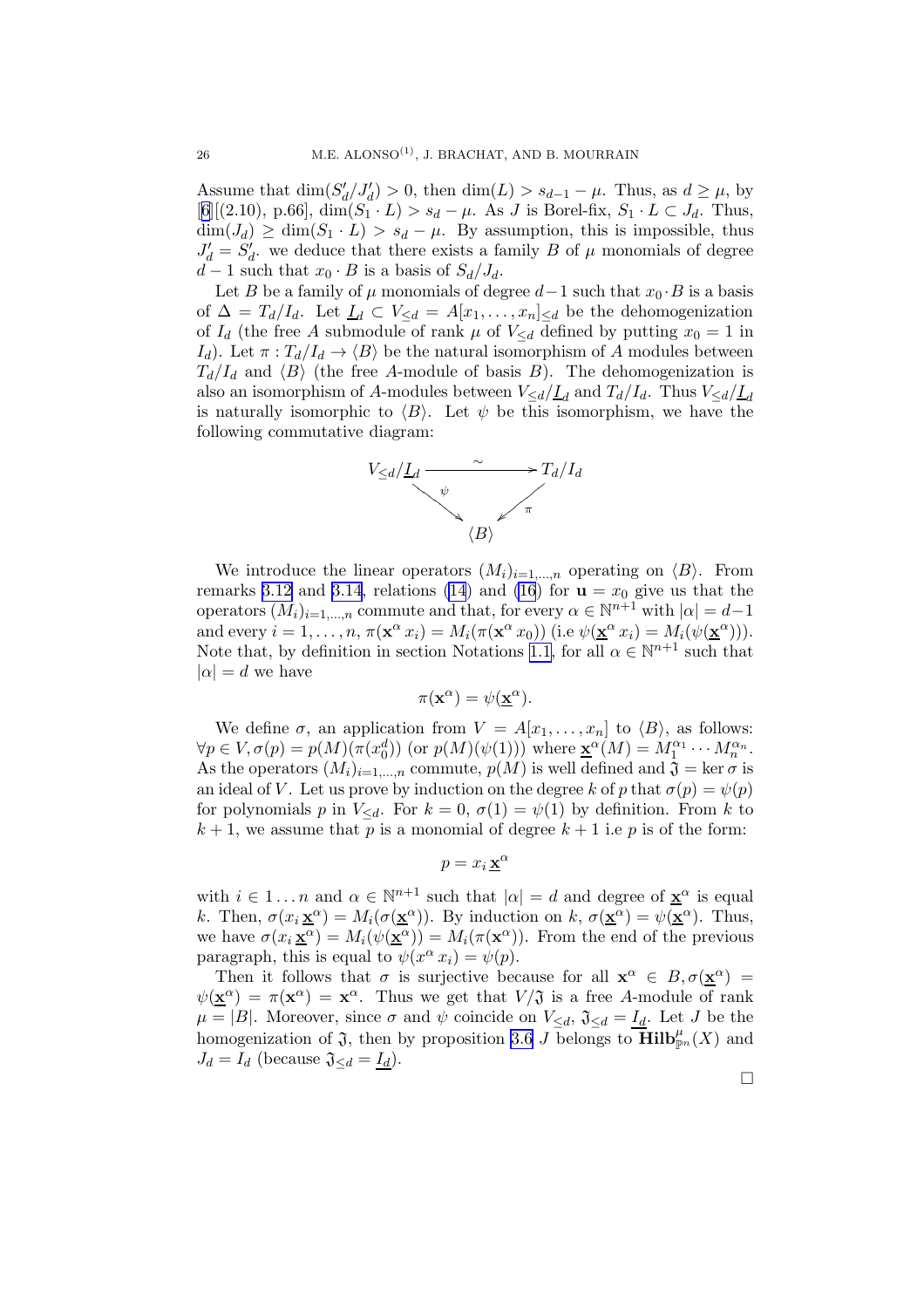Assume that $\dim(S'_d/J'_d) > 0$, then $\dim(L) > s_{d-1} - \mu$. Thus, as $d \geq \mu$, by [6][(2.10), p.66], $\dim(S_1 \cdot L) > s_d - \mu$. As $J$ is Borel-fix, $S_1 \cdot L \subset J_d$. Thus, $\dim(J_d) \geq \dim(S_1 \cdot L) > s_d - \mu$. By assumption, this is impossible, thus $J'_d = S'_d$. we deduce that there exists a family $B$ of $\mu$ monomials of degree $d-1$ such that $x_0 \cdot B$ is a basis of $S_d/J_d$.

Let $B$ be a family of $\mu$ monomials of degree $d-1$ such that $x_0 \cdot B$ is a basis of $\Delta = T_d/I_d$. Let $\underline{I}_d \subset V_{\leq d} = A[x_1, \ldots, x_n]_{\leq d}$ be the dehomogenization of $I_d$ (the free $A$ submodule of rank $\mu$ of $V_{\leq d}$ defined by putting $x_0 = 1$ in $I_d$). Let $\pi : T_d/I_d \to \langle B \rangle$ be the natural isomorphism of $A$ modules between $T_d/I_d$ and $\langle B \rangle$ (the free $A$-module of basis $B$). The dehomogenization is also an isomorphism of $A$-modules between $V_{\leq d}/\underline{I}_d$ and $T_d/I_d$. Thus $V_{\leq d}/\underline{I}_d$ is naturally isomorphic to $\langle B \rangle$. Let $\psi$ be this isomorphism, we have the following commutative diagram:

$$\begin{array}{ccc} V_{\leq d}/\underline{I}_d & \xrightarrow{\sim} & T_d/I_d \\ & {\scriptstyle\psi}\searrow \quad \swarrow{\scriptstyle\pi} & \\ & \langle B \rangle & \end{array}$$

We introduce the linear operators $(M_i)_{i=1,\ldots,n}$ operating on $\langle B \rangle$. From remarks 3.12 and 3.14, relations (14) and (16) for $\mathbf{u} = x_0$ give us that the operators $(M_i)_{i=1,\ldots,n}$ commute and that, for every $\alpha \in \mathbb{N}^{n+1}$ with $|\alpha| = d-1$ and every $i = 1, \ldots, n$, $\pi(\mathbf{x}^\alpha\, x_i) = M_i(\pi(\mathbf{x}^\alpha\, x_0))$ (i.e $\psi(\underline{\mathbf{x}}^\alpha\, x_i) = M_i(\psi(\underline{\mathbf{x}}^\alpha))$). Note that, by definition in section Notations 1.1, for all $\alpha \in \mathbb{N}^{n+1}$ such that $|\alpha| = d$ we have

$$\pi(\mathbf{x}^\alpha) = \psi(\underline{\mathbf{x}}^\alpha).$$

We define $\sigma$, an application from $V = A[x_1, \ldots, x_n]$ to $\langle B \rangle$, as follows: $\forall p \in V, \sigma(p) = p(M)(\pi(x_0^d))$ (or $p(M)(\psi(1))$) where $\underline{\mathbf{x}}^\alpha(M) = M_1^{\alpha_1} \cdots M_n^{\alpha_n}$. As the operators $(M_i)_{i=1,\ldots,n}$ commute, $p(M)$ is well defined and $\mathfrak{J} = \ker \sigma$ is an ideal of $V$. Let us prove by induction on the degree $k$ of $p$ that $\sigma(p) = \psi(p)$ for polynomials $p$ in $V_{\leq d}$. For $k = 0$, $\sigma(1) = \psi(1)$ by definition. From $k$ to $k+1$, we assume that $p$ is a monomial of degree $k+1$ i.e $p$ is of the form:

$$p = x_i\, \underline{\mathbf{x}}^\alpha$$

with $i \in 1 \ldots n$ and $\alpha \in \mathbb{N}^{n+1}$ such that $|\alpha| = d$ and degree of $\underline{\mathbf{x}}^\alpha$ is equal $k$. Then, $\sigma(x_i\, \underline{\mathbf{x}}^\alpha) = M_i(\sigma(\underline{\mathbf{x}}^\alpha))$. By induction on $k$, $\sigma(\underline{\mathbf{x}}^\alpha) = \psi(\underline{\mathbf{x}}^\alpha)$. Thus, we have $\sigma(x_i\, \underline{\mathbf{x}}^\alpha) = M_i(\psi(\underline{\mathbf{x}}^\alpha)) = M_i(\pi(\mathbf{x}^\alpha))$. From the end of the previous paragraph, this is equal to $\psi(x^\alpha\, x_i) = \psi(p)$.

Then it follows that $\sigma$ is surjective because for all $\mathbf{x}^\alpha \in B, \sigma(\underline{\mathbf{x}}^\alpha) = \psi(\underline{\mathbf{x}}^\alpha) = \pi(\mathbf{x}^\alpha) = \mathbf{x}^\alpha$. Thus we get that $V/\mathfrak{J}$ is a free $A$-module of rank $\mu = |B|$. Moreover, since $\sigma$ and $\psi$ coincide on $V_{\leq d}$, $\mathfrak{J}_{\leq d} = \underline{I_d}$. Let $J$ be the homogenization of $\mathfrak{J}$, then by proposition 3.6 $J$ belongs to $\mathbf{Hilb}^\mu_{\mathbb{P}^n}(X)$ and $J_d = I_d$ (because $\mathfrak{J}_{\leq d} = \underline{I_d}$).

$\square$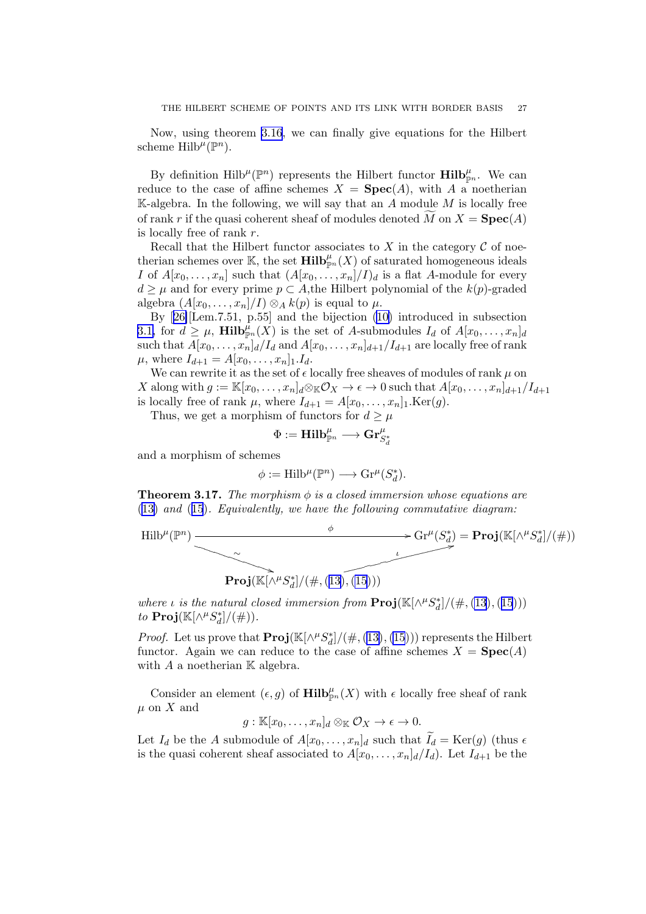Now, using theorem 3.16, we can finally give equations for the Hilbert scheme $\mathrm{Hilb}^\mu(\mathbb{P}^n)$.

By definition $\mathrm{Hilb}^\mu(\mathbb{P}^n)$ represents the Hilbert functor $\mathbf{Hilb}^\mu_{\mathbb{P}^n}$. We can reduce to the case of affine schemes $X = \mathbf{Spec}(A)$, with $A$ a noetherian $\mathbb{K}$-algebra. In the following, we will say that an $A$ module $M$ is locally free of rank $r$ if the quasi coherent sheaf of modules denoted $\widetilde{M}$ on $X = \mathbf{Spec}(A)$ is locally free of rank $r$.

Recall that the Hilbert functor associates to $X$ in the category $\mathcal{C}$ of noetherian schemes over $\mathbb{K}$, the set $\mathbf{Hilb}^\mu_{\mathbb{P}^n}(X)$ of saturated homogeneous ideals $I$ of $A[x_0,\ldots,x_n]$ such that $(A[x_0,\ldots,x_n]/I)_d$ is a flat $A$-module for every $d \geq \mu$ and for every prime $p \subset A$,the Hilbert polynomial of the $k(p)$-graded algebra $(A[x_0,\ldots,x_n]/I) \otimes_A k(p)$ is equal to $\mu$.

By [26][Lem.7.51, p.55] and the bijection (10) introduced in subsection 3.1, for $d \geq \mu$, $\mathbf{Hilb}^\mu_{\mathbb{P}^n}(X)$ is the set of $A$-submodules $I_d$ of $A[x_0,\ldots,x_n]_d$ such that $A[x_0,\ldots,x_n]_d/I_d$ and $A[x_0,\ldots,x_n]_{d+1}/I_{d+1}$ are locally free of rank $\mu$, where $I_{d+1} = A[x_0,\ldots,x_n]_1.I_d$.

We can rewrite it as the set of $\epsilon$ locally free sheaves of modules of rank $\mu$ on $X$ along with $g := \mathbb{K}[x_0,\ldots,x_n]_d \otimes_{\mathbb{K}} \mathcal{O}_X \to \epsilon \to 0$ such that $A[x_0,\ldots,x_n]_{d+1}/I_{d+1}$ is locally free of rank $\mu$, where $I_{d+1} = A[x_0,\ldots,x_n]_1.\mathrm{Ker}(g)$.

Thus, we get a morphism of functors for $d \geq \mu$

$$\Phi := \mathbf{Hilb}^\mu_{\mathbb{P}^n} \longrightarrow \mathbf{Gr}^\mu_{S^*_d}$$

and a morphism of schemes

$$\phi := \mathrm{Hilb}^\mu(\mathbb{P}^n) \longrightarrow \mathrm{Gr}^\mu(S^*_d).$$

**Theorem 3.17.** *The morphism $\phi$ is a closed immersion whose equations are (13) and (15). Equivalently, we have the following commutative diagram:*

$$\begin{array}{ccc}
\mathrm{Hilb}^\mu(\mathbb{P}^n) & \xrightarrow{\quad\phi\quad} & \mathrm{Gr}^\mu(S^*_d) = \mathbf{Proj}(\mathbb{K}[\wedge^\mu S^*_d]/(\#)) \\
& \searrow^{\sim} \quad \nearrow^{\iota} & \\
& \mathbf{Proj}(\mathbb{K}[\wedge^\mu S^*_d]/(\#,(13),(15))) &
\end{array}$$

*where $\iota$ is the natural closed immersion from $\mathbf{Proj}(\mathbb{K}[\wedge^\mu S^*_d]/(\#,(13),(15)))$ to $\mathbf{Proj}(\mathbb{K}[\wedge^\mu S^*_d]/(\#))$.*

*Proof.* Let us prove that $\mathbf{Proj}(\mathbb{K}[\wedge^\mu S^*_d]/(\#,(13),(15)))$ represents the Hilbert functor. Again we can reduce to the case of affine schemes $X = \mathbf{Spec}(A)$ with $A$ a noetherian $\mathbb{K}$ algebra.

Consider an element $(\epsilon, g)$ of $\mathbf{Hilb}^\mu_{\mathbb{P}^n}(X)$ with $\epsilon$ locally free sheaf of rank $\mu$ on $X$ and

$$g : \mathbb{K}[x_0,\ldots,x_n]_d \otimes_{\mathbb{K}} \mathcal{O}_X \to \epsilon \to 0.$$

Let $I_d$ be the $A$ submodule of $A[x_0,\ldots,x_n]_d$ such that $\widetilde{I_d} = \mathrm{Ker}(g)$ (thus $\epsilon$ is the quasi coherent sheaf associated to $A[x_0,\ldots,x_n]_d/I_d$). Let $I_{d+1}$ be the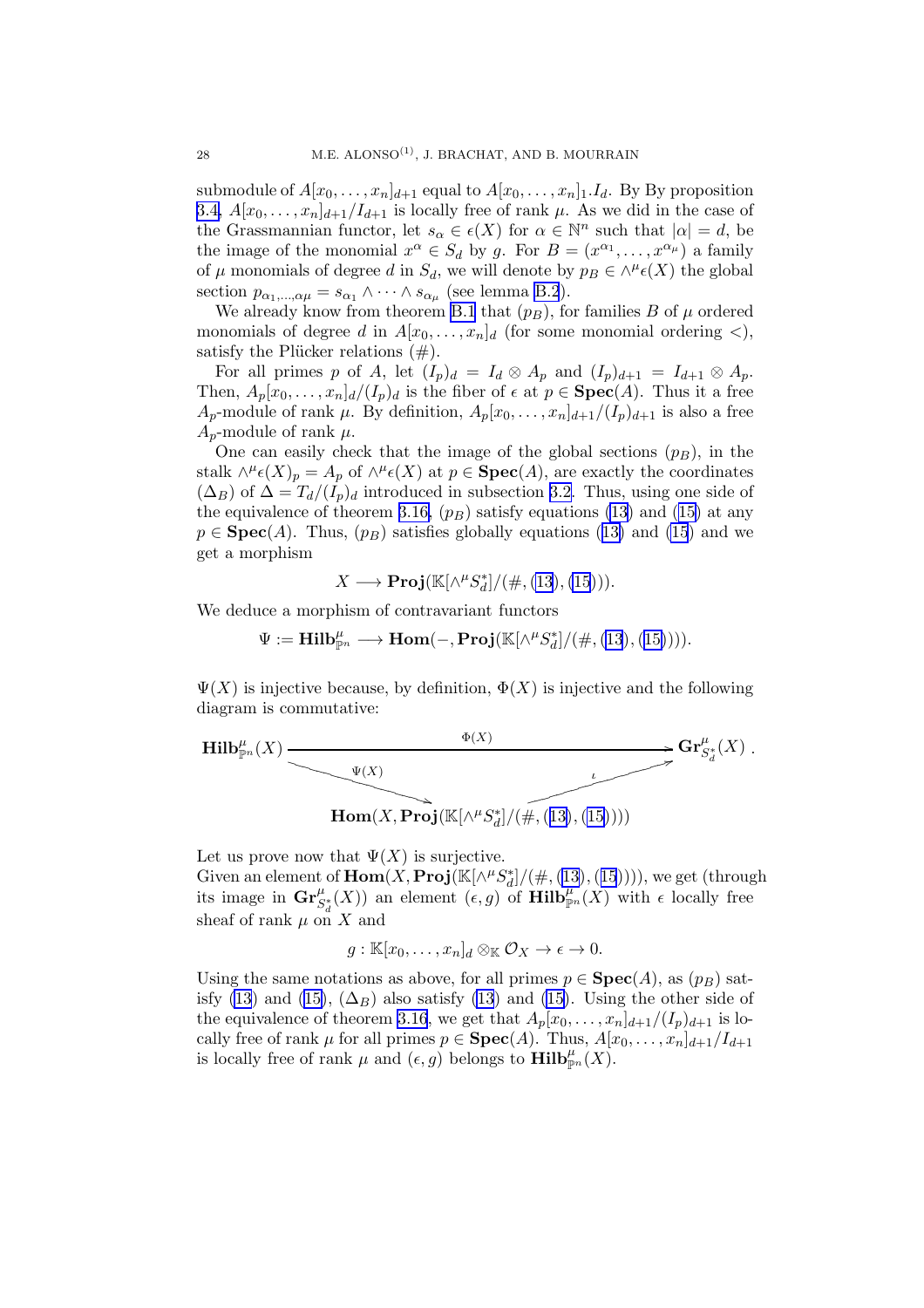submodule of $A[x_0,\dots,x_n]_{d+1}$ equal to $A[x_0,\dots,x_n]_1.I_d$. By By proposition 3.4, $A[x_0,\dots,x_n]_{d+1}/I_{d+1}$ is locally free of rank $\mu$. As we did in the case of the Grassmannian functor, let $s_\alpha \in \epsilon(X)$ for $\alpha \in \mathbb{N}^n$ such that $|\alpha| = d$, be the image of the monomial $x^\alpha \in S_d$ by $g$. For $B = (x^{\alpha_1},\dots,x^{\alpha_\mu})$ a family of $\mu$ monomials of degree $d$ in $S_d$, we will denote by $p_B \in \wedge^\mu \epsilon(X)$ the global section $p_{\alpha_1,\dots,\alpha_\mu} = s_{\alpha_1} \wedge \cdots \wedge s_{\alpha_\mu}$ (see lemma B.2).

We already know from theorem B.1 that $(p_B)$, for families $B$ of $\mu$ ordered monomials of degree $d$ in $A[x_0,\dots,x_n]_d$ (for some monomial ordering $<$), satisfy the Plücker relations $(\#)$.

For all primes $p$ of $A$, let $(I_p)_d = I_d \otimes A_p$ and $(I_p)_{d+1} = I_{d+1} \otimes A_p$. Then, $A_p[x_0,\dots,x_n]_d/(I_p)_d$ is the fiber of $\epsilon$ at $p \in \mathbf{Spec}(A)$. Thus it a free $A_p$-module of rank $\mu$. By definition, $A_p[x_0,\dots,x_n]_{d+1}/(I_p)_{d+1}$ is also a free $A_p$-module of rank $\mu$.

One can easily check that the image of the global sections $(p_B)$, in the stalk $\wedge^\mu \epsilon(X)_p = A_p$ of $\wedge^\mu \epsilon(X)$ at $p \in \mathbf{Spec}(A)$, are exactly the coordinates $(\Delta_B)$ of $\Delta = T_d/(I_p)_d$ introduced in subsection 3.2. Thus, using one side of the equivalence of theorem 3.16, $(p_B)$ satisfy equations (13) and (15) at any $p \in \mathbf{Spec}(A)$. Thus, $(p_B)$ satisfies globally equations (13) and (15) and we get a morphism

$$X \longrightarrow \mathbf{Proj}(\mathbb{K}[\wedge^\mu S_d^*]/(\#, (13), (15))).$$

We deduce a morphism of contravariant functors

$$\Psi := \mathbf{Hilb}^\mu_{\mathbb{P}^n} \longrightarrow \mathbf{Hom}(-, \mathbf{Proj}(\mathbb{K}[\wedge^\mu S_d^*]/(\#, (13), (15)))).$$

$\Psi(X)$ is injective because, by definition, $\Phi(X)$ is injective and the following diagram is commutative:

$$\begin{array}{ccc}
\mathbf{Hilb}^\mu_{\mathbb{P}^n}(X) & \xrightarrow{\quad\Phi(X)\quad} & \mathbf{Gr}^\mu_{S_d^*}(X)\,. \\
& \searrow^{\Psi(X)} \qquad\qquad \nearrow^{\iota} & \\
& \mathbf{Hom}(X, \mathbf{Proj}(\mathbb{K}[\wedge^\mu S_d^*]/(\#, (13), (15)))) &
\end{array}$$

Let us prove now that $\Psi(X)$ is surjective.

Given an element of $\mathbf{Hom}(X, \mathbf{Proj}(\mathbb{K}[\wedge^\mu S_d^*]/(\#, (13), (15))))$, we get (through its image in $\mathbf{Gr}^\mu_{S_d^*}(X)$) an element $(\epsilon, g)$ of $\mathbf{Hilb}^\mu_{\mathbb{P}^n}(X)$ with $\epsilon$ locally free sheaf of rank $\mu$ on $X$ and

$$g : \mathbb{K}[x_0,\dots,x_n]_d \otimes_{\mathbb{K}} \mathcal{O}_X \to \epsilon \to 0.$$

Using the same notations as above, for all primes $p \in \mathbf{Spec}(A)$, as $(p_B)$ satisfy (13) and (15), $(\Delta_B)$ also satisfy (13) and (15). Using the other side of the equivalence of theorem 3.16, we get that $A_p[x_0,\dots,x_n]_{d+1}/(I_p)_{d+1}$ is locally free of rank $\mu$ for all primes $p \in \mathbf{Spec}(A)$. Thus, $A[x_0,\dots,x_n]_{d+1}/I_{d+1}$ is locally free of rank $\mu$ and $(\epsilon, g)$ belongs to $\mathbf{Hilb}^\mu_{\mathbb{P}^n}(X)$.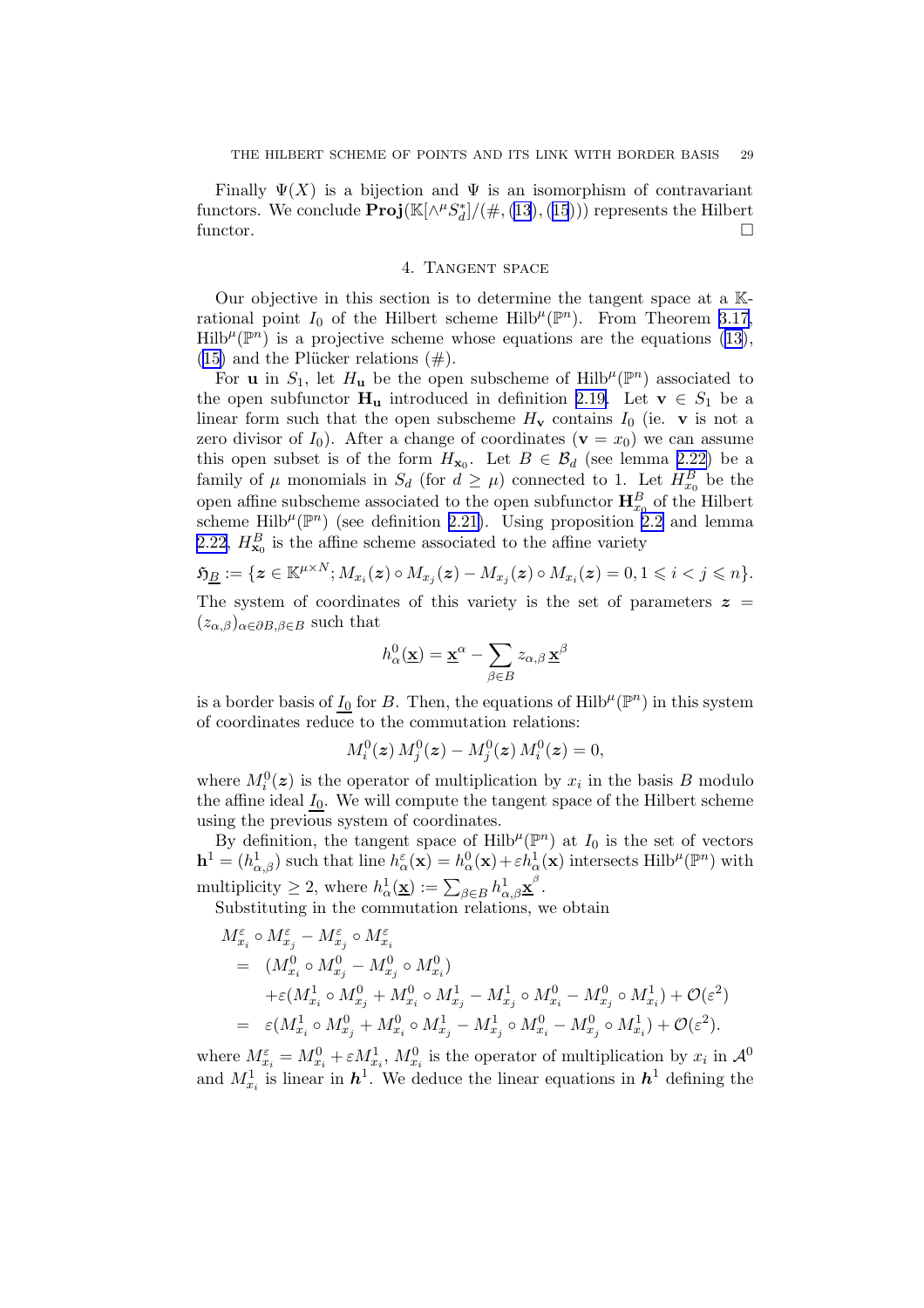Finally $\Psi(X)$ is a bijection and $\Psi$ is an isomorphism of contravariant functors. We conclude $\mathbf{Proj}(\mathbb{K}[\wedge^\mu S_d^*]/(\#, (13), (15)))$ represents the Hilbert functor. $\square$

## 4. Tangent space

Our objective in this section is to determine the tangent space at a $\mathbb{K}$-rational point $I_0$ of the Hilbert scheme $\mathrm{Hilb}^\mu(\mathbb{P}^n)$. From Theorem 3.17, $\mathrm{Hilb}^\mu(\mathbb{P}^n)$ is a projective scheme whose equations are the equations (13), (15) and the Plücker relations (#).

For $\mathbf{u}$ in $S_1$, let $H_{\mathbf{u}}$ be the open subscheme of $\mathrm{Hilb}^\mu(\mathbb{P}^n)$ associated to the open subfunctor $\mathbf{H}_{\mathbf{u}}$ introduced in definition 2.19. Let $\mathbf{v} \in S_1$ be a linear form such that the open subscheme $H_{\mathbf{v}}$ contains $I_0$ (ie. $\mathbf{v}$ is not a zero divisor of $I_0$). After a change of coordinates ($\mathbf{v} = x_0$) we can assume this open subset is of the form $H_{\mathbf{x}_0}$. Let $B \in \mathcal{B}_d$ (see lemma 2.22) be a family of $\mu$ monomials in $S_d$ (for $d \geq \mu$) connected to 1. Let $H_{x_0}^B$ be the open affine subscheme associated to the open subfunctor $\mathbf{H}_{x_0}^B$ of the Hilbert scheme $\mathrm{Hilb}^\mu(\mathbb{P}^n)$ (see definition 2.21). Using proposition 2.2 and lemma 2.22, $H_{\mathbf{x}_0}^B$ is the affine scheme associated to the affine variety

$$\mathfrak{H}_{\underline{B}} := \{\boldsymbol{z} \in \mathbb{K}^{\mu \times N}; M_{x_i}(\boldsymbol{z}) \circ M_{x_j}(\boldsymbol{z}) - M_{x_j}(\boldsymbol{z}) \circ M_{x_i}(\boldsymbol{z}) = 0, 1 \leqslant i < j \leqslant n\}.$$

The system of coordinates of this variety is the set of parameters $\boldsymbol{z} = (z_{\alpha,\beta})_{\alpha \in \partial B, \beta \in B}$ such that

$$h_\alpha^0(\underline{\mathbf{x}}) = \underline{\mathbf{x}}^\alpha - \sum_{\beta \in B} z_{\alpha,\beta}\, \underline{\mathbf{x}}^\beta$$

is a border basis of $\underline{I_0}$ for $B$. Then, the equations of $\mathrm{Hilb}^\mu(\mathbb{P}^n)$ in this system of coordinates reduce to the commutation relations:

$$M_i^0(\boldsymbol{z})\, M_j^0(\boldsymbol{z}) - M_j^0(\boldsymbol{z})\, M_i^0(\boldsymbol{z}) = 0,$$

where $M_i^0(\boldsymbol{z})$ is the operator of multiplication by $x_i$ in the basis $B$ modulo the affine ideal $\underline{I_0}$. We will compute the tangent space of the Hilbert scheme using the previous system of coordinates.

By definition, the tangent space of $\mathrm{Hilb}^\mu(\mathbb{P}^n)$ at $I_0$ is the set of vectors $\mathbf{h}^1 = (h_{\alpha,\beta}^1)$ such that line $h_\alpha^\varepsilon(\mathbf{x}) = h_\alpha^0(\mathbf{x}) + \varepsilon h_\alpha^1(\mathbf{x})$ intersects $\mathrm{Hilb}^\mu(\mathbb{P}^n)$ with multiplicity $\geq 2$, where $h_\alpha^1(\underline{\mathbf{x}}) := \sum_{\beta \in B} h_{\alpha,\beta}^1 \underline{\mathbf{x}}^\beta$.

Substituting in the commutation relations, we obtain

$$\begin{aligned}
& M_{x_i}^\varepsilon \circ M_{x_j}^\varepsilon - M_{x_j}^\varepsilon \circ M_{x_i}^\varepsilon \\
&= (M_{x_i}^0 \circ M_{x_j}^0 - M_{x_j}^0 \circ M_{x_i}^0) \\
&\quad + \varepsilon (M_{x_i}^1 \circ M_{x_j}^0 + M_{x_i}^0 \circ M_{x_j}^1 - M_{x_j}^1 \circ M_{x_i}^0 - M_{x_j}^0 \circ M_{x_i}^1) + \mathcal{O}(\varepsilon^2) \\
&= \varepsilon (M_{x_i}^1 \circ M_{x_j}^0 + M_{x_i}^0 \circ M_{x_j}^1 - M_{x_j}^1 \circ M_{x_i}^0 - M_{x_j}^0 \circ M_{x_i}^1) + \mathcal{O}(\varepsilon^2).
\end{aligned}$$

where $M_{x_i}^\varepsilon = M_{x_i}^0 + \varepsilon M_{x_i}^1$, $M_{x_i}^0$ is the operator of multiplication by $x_i$ in $\mathcal{A}^0$ and $M_{x_i}^1$ is linear in $\boldsymbol{h}^1$. We deduce the linear equations in $\boldsymbol{h}^1$ defining the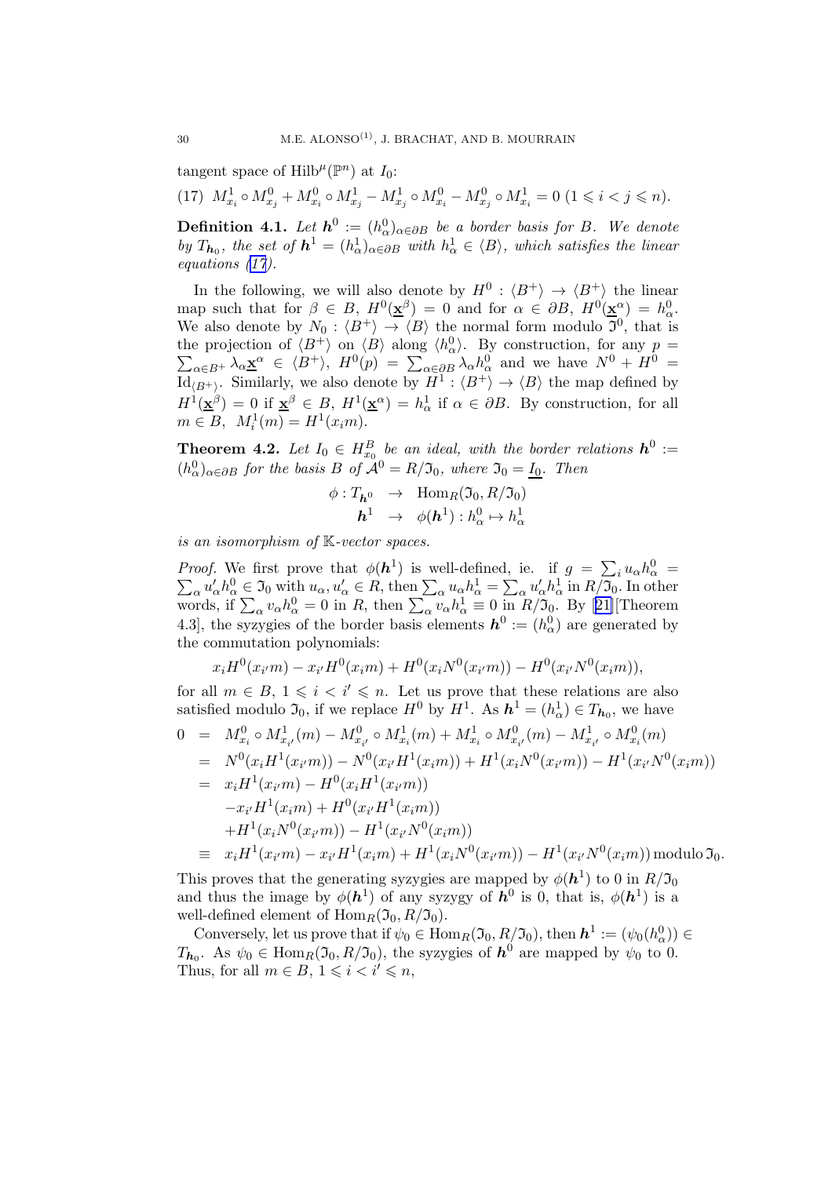tangent space of $\mathrm{Hilb}^{\mu}(\mathbb{P}^n)$ at $I_0$:

$$(17)\quad M^1_{x_i} \circ M^0_{x_j} + M^0_{x_i} \circ M^1_{x_j} - M^1_{x_j} \circ M^0_{x_i} - M^0_{x_j} \circ M^1_{x_i} = 0 \; (1 \leqslant i < j \leqslant n).$$

**Definition 4.1.** *Let $\boldsymbol{h}^0 := (h^0_\alpha)_{\alpha \in \partial B}$ be a border basis for $B$. We denote by $T_{\boldsymbol{h}_0}$, the set of $\boldsymbol{h}^1 = (h^1_\alpha)_{\alpha \in \partial B}$ with $h^1_\alpha \in \langle B \rangle$, which satisfies the linear equations (17).*

In the following, we will also denote by $H^0 : \langle B^+ \rangle \to \langle B^+ \rangle$ the linear map such that for $\beta \in B$, $H^0(\underline{\mathbf{x}}^\beta) = 0$ and for $\alpha \in \partial B$, $H^0(\underline{\mathbf{x}}^\alpha) = h^0_\alpha$. We also denote by $N_0 : \langle B^+ \rangle \to \langle B \rangle$ the normal form modulo $\mathfrak{I}^0$, that is the projection of $\langle B^+ \rangle$ on $\langle B \rangle$ along $\langle h^0_\alpha \rangle$. By construction, for any $p = \sum_{\alpha \in B^+} \lambda_\alpha \underline{\mathbf{x}}^\alpha \in \langle B^+ \rangle$, $H^0(p) = \sum_{\alpha \in \partial B} \lambda_\alpha h^0_\alpha$ and we have $N^0 + H^0 = \mathrm{Id}_{\langle B^+ \rangle}$. Similarly, we also denote by $H^1 : \langle B^+ \rangle \to \langle B \rangle$ the map defined by $H^1(\underline{\mathbf{x}}^\beta) = 0$ if $\underline{\mathbf{x}}^\beta \in B$, $H^1(\underline{\mathbf{x}}^\alpha) = h^1_\alpha$ if $\alpha \in \partial B$. By construction, for all $m \in B$, $M^1_i(m) = H^1(x_i m)$.

**Theorem 4.2.** *Let $I_0 \in H^B_{x_0}$ be an ideal, with the border relations $\boldsymbol{h}^0 := (h^0_\alpha)_{\alpha \in \partial B}$ for the basis $B$ of $\mathcal{A}^0 = R/\mathfrak{I}_0$, where $\mathfrak{I}_0 = \underline{I_0}$. Then*

$$\begin{array}{rcl} \phi : T_{\boldsymbol{h}^0} & \to & \mathrm{Hom}_R(\mathfrak{I}_0, R/\mathfrak{I}_0) \\ \boldsymbol{h}^1 & \to & \phi(\boldsymbol{h}^1) : h^0_\alpha \mapsto h^1_\alpha \end{array}$$

*is an isomorphism of $\mathbb{K}$-vector spaces.*

*Proof.* We first prove that $\phi(\boldsymbol{h}^1)$ is well-defined, ie. if $g = \sum_i u_\alpha h^0_\alpha = \sum_\alpha u'_\alpha h^0_\alpha \in \mathfrak{I}_0$ with $u_\alpha, u'_\alpha \in R$, then $\sum_\alpha u_\alpha h^1_\alpha = \sum_\alpha u'_\alpha h^1_\alpha$ in $R/\mathfrak{I}_0$. In other words, if $\sum_\alpha v_\alpha h^0_\alpha = 0$ in $R$, then $\sum_\alpha v_\alpha h^1_\alpha \equiv 0$ in $R/\mathfrak{I}_0$. By [21][Theorem 4.3], the syzygies of the border basis elements $\boldsymbol{h}^0 := (h^0_\alpha)$ are generated by the commutation polynomials:

$$x_i H^0(x_{i'} m) - x_{i'} H^0(x_i m) + H^0(x_i N^0(x_{i'} m)) - H^0(x_{i'} N^0(x_i m)),$$

for all $m \in B$, $1 \leqslant i < i' \leqslant n$. Let us prove that these relations are also satisfied modulo $\mathfrak{I}_0$, if we replace $H^0$ by $H^1$. As $\boldsymbol{h}^1 = (h^1_\alpha) \in T_{\boldsymbol{h}_0}$, we have

$$\begin{array}{rcl} 0 & = & M^0_{x_i} \circ M^1_{x_{i'}}(m) - M^0_{x_{i'}} \circ M^1_{x_i}(m) + M^1_{x_i} \circ M^0_{x_{i'}}(m) - M^1_{x_{i'}} \circ M^0_{x_i}(m) \\ & = & N^0(x_i H^1(x_{i'} m)) - N^0(x_{i'} H^1(x_i m)) + H^1(x_i N^0(x_{i'} m)) - H^1(x_{i'} N^0(x_i m)) \\ & = & x_i H^1(x_{i'} m) - H^0(x_i H^1(x_{i'} m)) \\ & & - x_{i'} H^1(x_i m) + H^0(x_{i'} H^1(x_i m)) \\ & & + H^1(x_i N^0(x_{i'} m)) - H^1(x_{i'} N^0(x_i m)) \\ & \equiv & x_i H^1(x_{i'} m) - x_{i'} H^1(x_i m) + H^1(x_i N^0(x_{i'} m)) - H^1(x_{i'} N^0(x_i m)) \,\text{modulo}\, \mathfrak{I}_0. \end{array}$$

This proves that the generating syzygies are mapped by $\phi(\boldsymbol{h}^1)$ to 0 in $R/\mathfrak{I}_0$ and thus the image by $\phi(\boldsymbol{h}^1)$ of any syzygy of $\boldsymbol{h}^0$ is 0, that is, $\phi(\boldsymbol{h}^1)$ is a well-defined element of $\mathrm{Hom}_R(\mathfrak{I}_0, R/\mathfrak{I}_0)$.

Conversely, let us prove that if $\psi_0 \in \mathrm{Hom}_R(\mathfrak{I}_0, R/\mathfrak{I}_0)$, then $\boldsymbol{h}^1 := (\psi_0(h^0_\alpha)) \in T_{\boldsymbol{h}_0}$. As $\psi_0 \in \mathrm{Hom}_R(\mathfrak{I}_0, R/\mathfrak{I}_0)$, the syzygies of $\boldsymbol{h}^0$ are mapped by $\psi_0$ to 0. Thus, for all $m \in B$, $1 \leqslant i < i' \leqslant n$,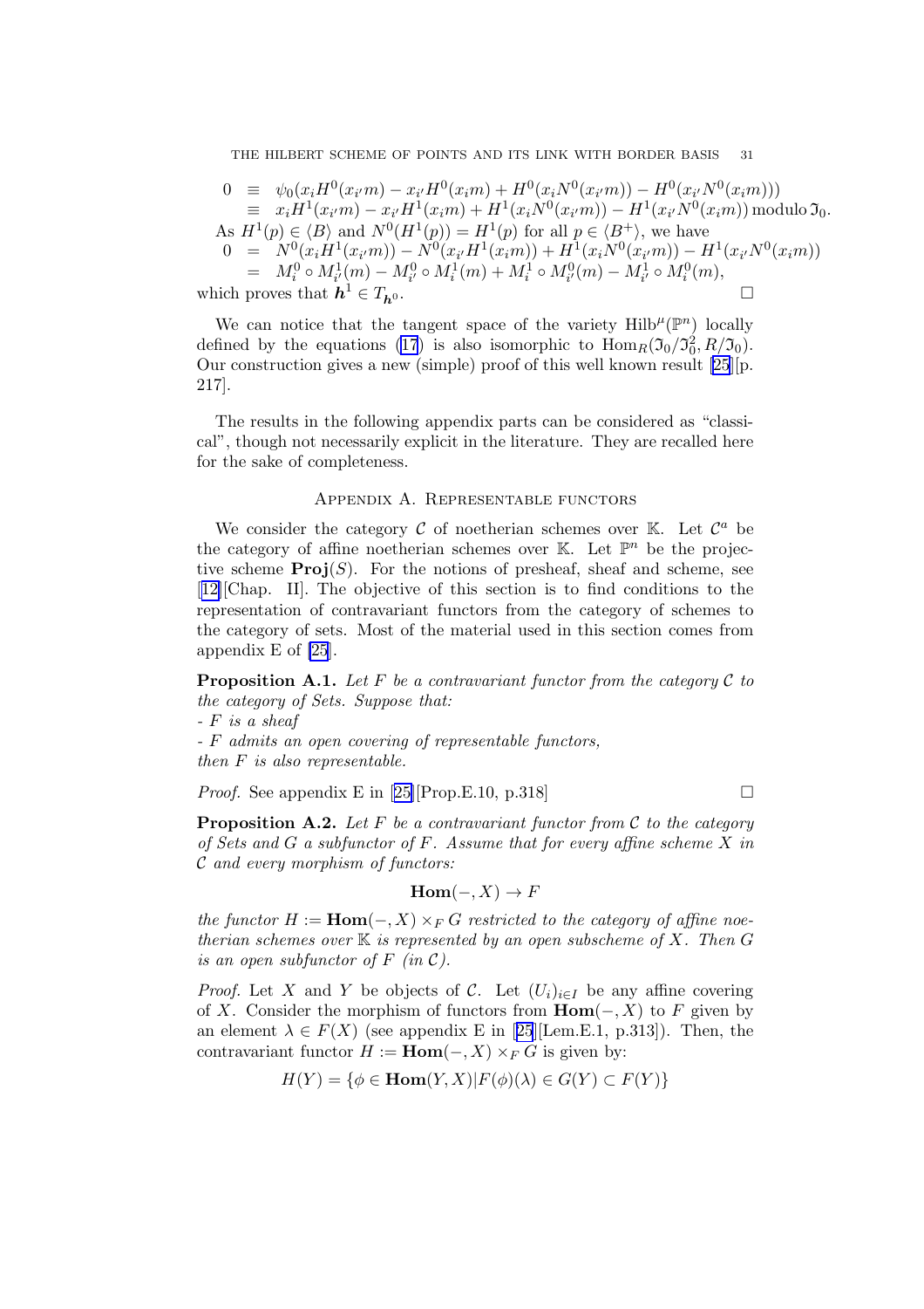$$
\begin{aligned}
0 &\equiv \psi_0(x_i H^0(x_{i'} m) - x_{i'} H^0(x_i m) + H^0(x_i N^0(x_{i'} m)) - H^0(x_{i'} N^0(x_i m))) \\
&\equiv x_i H^1(x_{i'} m) - x_{i'} H^1(x_i m) + H^1(x_i N^0(x_{i'} m)) - H^1(x_{i'} N^0(x_i m)) \operatorname{modulo} \mathfrak{I}_0.
\end{aligned}
$$

As $H^1(p) \in \langle B \rangle$ and $N^0(H^1(p)) = H^1(p)$ for all $p \in \langle B^+ \rangle$, we have

$$
\begin{aligned}
0 &= N^0(x_i H^1(x_{i'} m)) - N^0(x_{i'} H^1(x_i m)) + H^1(x_i N^0(x_{i'} m)) - H^1(x_{i'} N^0(x_i m)) \\
&= M_i^0 \circ M_{i'}^1(m) - M_{i'}^0 \circ M_i^1(m) + M_i^1 \circ M_{i'}^0(m) - M_{i'}^1 \circ M_i^0(m),
\end{aligned}
$$

which proves that $\boldsymbol{h}^1 \in T_{\boldsymbol{h}^0}$. □

We can notice that the tangent space of the variety $\mathrm{Hilb}^\mu(\mathbb{P}^n)$ locally defined by the equations (17) is also isomorphic to $\mathrm{Hom}_R(\mathfrak{I}_0/\mathfrak{I}_0^2, R/\mathfrak{I}_0)$. Our construction gives a new (simple) proof of this well known result [25][p. 217].

The results in the following appendix parts can be considered as "classical", though not necessarily explicit in the literature. They are recalled here for the sake of completeness.

## Appendix A. Representable functors

We consider the category $\mathcal{C}$ of noetherian schemes over $\mathbb{K}$. Let $\mathcal{C}^a$ be the category of affine noetherian schemes over $\mathbb{K}$. Let $\mathbb{P}^n$ be the projective scheme $\mathbf{Proj}(S)$. For the notions of presheaf, sheaf and scheme, see [12][Chap. II]. The objective of this section is to find conditions to the representation of contravariant functors from the category of schemes to the category of sets. Most of the material used in this section comes from appendix E of [25].

**Proposition A.1.** *Let $F$ be a contravariant functor from the category $\mathcal{C}$ to the category of Sets. Suppose that:*
*- $F$ is a sheaf*
*- $F$ admits an open covering of representable functors,*
*then $F$ is also representable.*

*Proof.* See appendix E in [25][Prop.E.10, p.318] □

**Proposition A.2.** *Let $F$ be a contravariant functor from $\mathcal{C}$ to the category of Sets and $G$ a subfunctor of $F$. Assume that for every affine scheme $X$ in $\mathcal{C}$ and every morphism of functors:*

$$\mathbf{Hom}(-, X) \to F$$

*the functor $H := \mathbf{Hom}(-, X) \times_F G$ restricted to the category of affine noetherian schemes over $\mathbb{K}$ is represented by an open subscheme of $X$. Then $G$ is an open subfunctor of $F$ (in $\mathcal{C}$).*

*Proof.* Let $X$ and $Y$ be objects of $\mathcal{C}$. Let $(U_i)_{i \in I}$ be any affine covering of $X$. Consider the morphism of functors from $\mathbf{Hom}(-, X)$ to $F$ given by an element $\lambda \in F(X)$ (see appendix E in [25][Lem.E.1, p.313]). Then, the contravariant functor $H := \mathbf{Hom}(-, X) \times_F G$ is given by:

$$H(Y) = \{\phi \in \mathbf{Hom}(Y, X) | F(\phi)(\lambda) \in G(Y) \subset F(Y)\}$$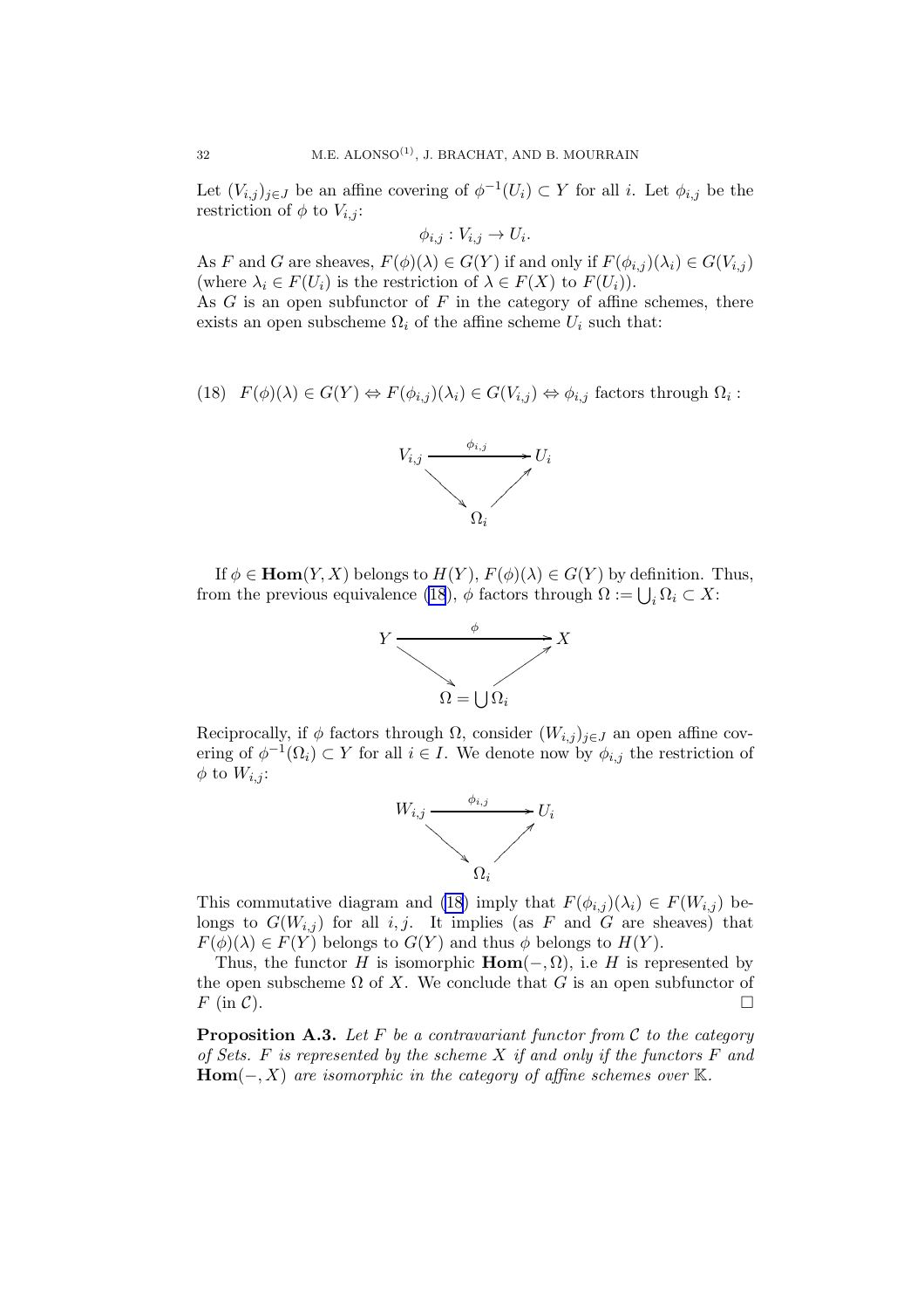Let $(V_{i,j})_{j\in J}$ be an affine covering of $\phi^{-1}(U_i) \subset Y$ for all $i$. Let $\phi_{i,j}$ be the restriction of $\phi$ to $V_{i,j}$:

$$\phi_{i,j} : V_{i,j} \to U_i.$$

As $F$ and $G$ are sheaves, $F(\phi)(\lambda) \in G(Y)$ if and only if $F(\phi_{i,j})(\lambda_i) \in G(V_{i,j})$ (where $\lambda_i \in F(U_i)$ is the restriction of $\lambda \in F(X)$ to $F(U_i)$).
As $G$ is an open subfunctor of $F$ in the category of affine schemes, there exists an open subscheme $\Omega_i$ of the affine scheme $U_i$ such that:

$$F(\phi)(\lambda) \in G(Y) \Leftrightarrow F(\phi_{i,j})(\lambda_i) \in G(V_{i,j}) \Leftrightarrow \phi_{i,j} \text{ factors through } \Omega_i : \tag{18}$$

$$\begin{array}{ccc} V_{i,j} & \xrightarrow{\phi_{i,j}} & U_i \\ & \searrow \quad \nearrow & \\ & \Omega_i & \end{array}$$

If $\phi \in \mathbf{Hom}(Y, X)$ belongs to $H(Y)$, $F(\phi)(\lambda) \in G(Y)$ by definition. Thus, from the previous equivalence (18), $\phi$ factors through $\Omega := \bigcup_i \Omega_i \subset X$:

$$\begin{array}{ccc} Y & \xrightarrow{\phi} & X \\ & \searrow \quad \nearrow & \\ & \Omega = \bigcup \Omega_i & \end{array}$$

Reciprocally, if $\phi$ factors through $\Omega$, consider $(W_{i,j})_{j\in J}$ an open affine covering of $\phi^{-1}(\Omega_i) \subset Y$ for all $i \in I$. We denote now by $\phi_{i,j}$ the restriction of $\phi$ to $W_{i,j}$:

$$\begin{array}{ccc} W_{i,j} & \xrightarrow{\phi_{i,j}} & U_i \\ & \searrow \quad \nearrow & \\ & \Omega_i & \end{array}$$

This commutative diagram and (18) imply that $F(\phi_{i,j})(\lambda_i) \in F(W_{i,j})$ belongs to $G(W_{i,j})$ for all $i, j$. It implies (as $F$ and $G$ are sheaves) that $F(\phi)(\lambda) \in F(Y)$ belongs to $G(Y)$ and thus $\phi$ belongs to $H(Y)$.

Thus, the functor $H$ is isomorphic $\mathbf{Hom}(-, \Omega)$, i.e $H$ is represented by the open subscheme $\Omega$ of $X$. We conclude that $G$ is an open subfunctor of $F$ (in $\mathcal{C}$). □

**Proposition A.3.** *Let $F$ be a contravariant functor from $\mathcal{C}$ to the category of Sets. $F$ is represented by the scheme $X$ if and only if the functors $F$ and $\mathbf{Hom}(-, X)$ are isomorphic in the category of affine schemes over $\mathbb{K}$.*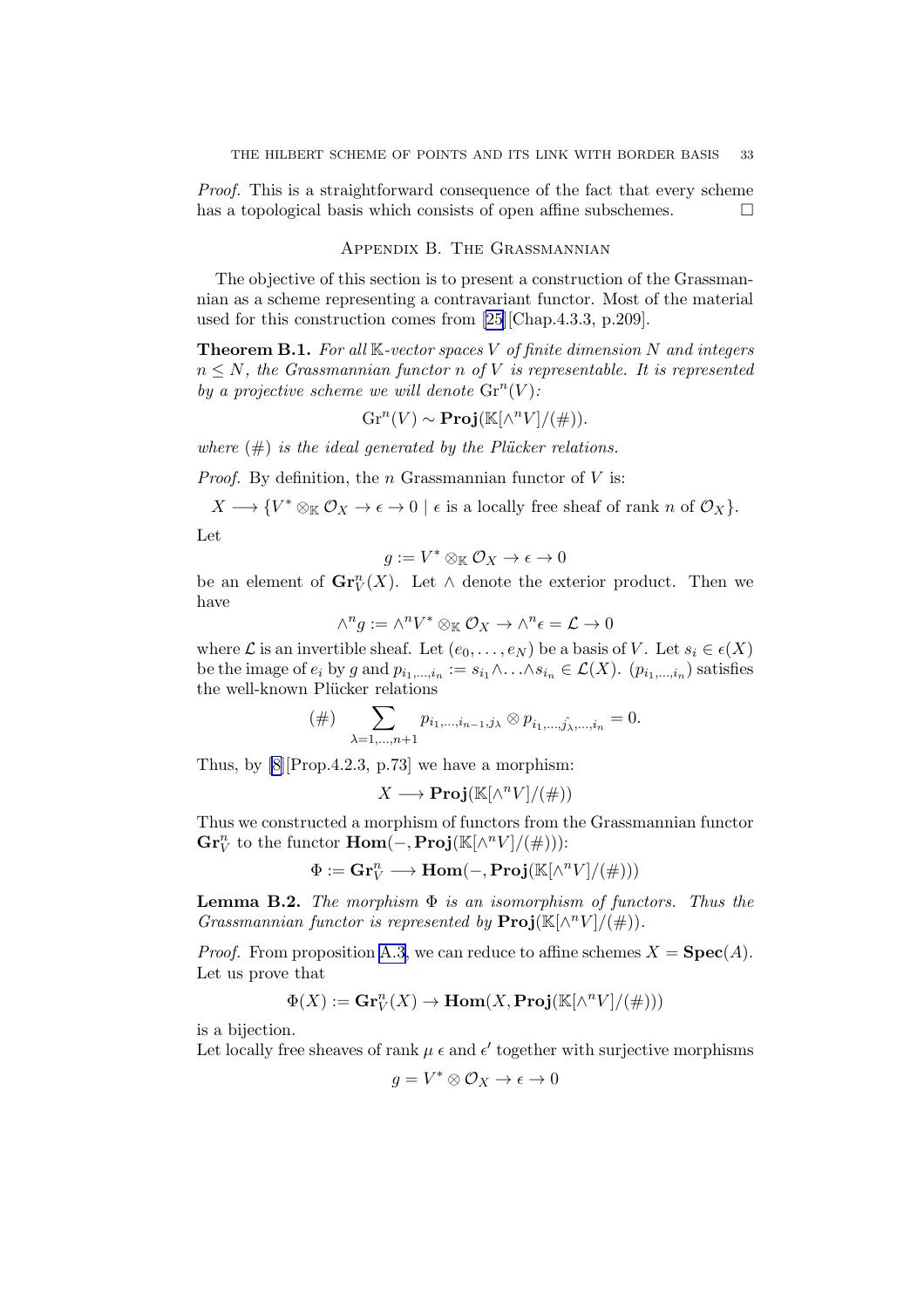*Proof.* This is a straightforward consequence of the fact that every scheme has a topological basis which consists of open affine subschemes. $\square$

## Appendix B. The Grassmannian

The objective of this section is to present a construction of the Grassmannian as a scheme representing a contravariant functor. Most of the material used for this construction comes from [25][Chap.4.3.3, p.209].

**Theorem B.1.** *For all $\mathbb{K}$-vector spaces $V$ of finite dimension $N$ and integers $n \leq N$, the Grassmannian functor $n$ of $V$ is representable. It is represented by a projective scheme we will denote $\mathrm{Gr}^n(V)$:*

$$\mathrm{Gr}^n(V) \sim \mathbf{Proj}(\mathbb{K}[\wedge^n V]/(\#)).$$

*where $(\#)$ is the ideal generated by the Plücker relations.*

*Proof.* By definition, the $n$ Grassmannian functor of $V$ is:

$$X \longrightarrow \{V^* \otimes_{\mathbb{K}} \mathcal{O}_X \to \epsilon \to 0 \mid \epsilon \text{ is a locally free sheaf of rank } n \text{ of } \mathcal{O}_X\}.$$

Let

$$g := V^* \otimes_{\mathbb{K}} \mathcal{O}_X \to \epsilon \to 0$$

be an element of $\mathbf{Gr}_V^n(X)$. Let $\wedge$ denote the exterior product. Then we have

$$\wedge^n g := \wedge^n V^* \otimes_{\mathbb{K}} \mathcal{O}_X \to \wedge^n \epsilon = \mathcal{L} \to 0$$

where $\mathcal{L}$ is an invertible sheaf. Let $(e_0, \dots, e_N)$ be a basis of $V$. Let $s_i \in \epsilon(X)$ be the image of $e_i$ by $g$ and $p_{i_1,\dots,i_n} := s_{i_1} \wedge \dots \wedge s_{i_n} \in \mathcal{L}(X)$. $(p_{i_1,\dots,i_n})$ satisfies the well-known Plücker relations

$$(\#) \quad \sum_{\lambda=1,\dots,n+1} p_{i_1,\dots,i_{n-1},j_\lambda} \otimes p_{i_1,\dots,\hat{j_\lambda},\dots,i_n} = 0.$$

Thus, by [8][Prop.4.2.3, p.73] we have a morphism:

$$X \longrightarrow \mathbf{Proj}(\mathbb{K}[\wedge^n V]/(\#))$$

Thus we constructed a morphism of functors from the Grassmannian functor $\mathbf{Gr}_V^n$ to the functor $\mathbf{Hom}(-, \mathbf{Proj}(\mathbb{K}[\wedge^n V]/(\#)))$:

$$\Phi := \mathbf{Gr}_V^n \longrightarrow \mathbf{Hom}(-, \mathbf{Proj}(\mathbb{K}[\wedge^n V]/(\#)))$$

**Lemma B.2.** *The morphism $\Phi$ is an isomorphism of functors. Thus the Grassmannian functor is represented by $\mathbf{Proj}(\mathbb{K}[\wedge^n V]/(\#))$.*

*Proof.* From proposition A.3, we can reduce to affine schemes $X = \mathbf{Spec}(A)$. Let us prove that

$$\Phi(X) := \mathbf{Gr}_V^n(X) \to \mathbf{Hom}(X, \mathbf{Proj}(\mathbb{K}[\wedge^n V]/(\#)))$$

is a bijection.

Let locally free sheaves of rank $\mu$ $\epsilon$ and $\epsilon'$ together with surjective morphisms

$$g = V^* \otimes \mathcal{O}_X \to \epsilon \to 0$$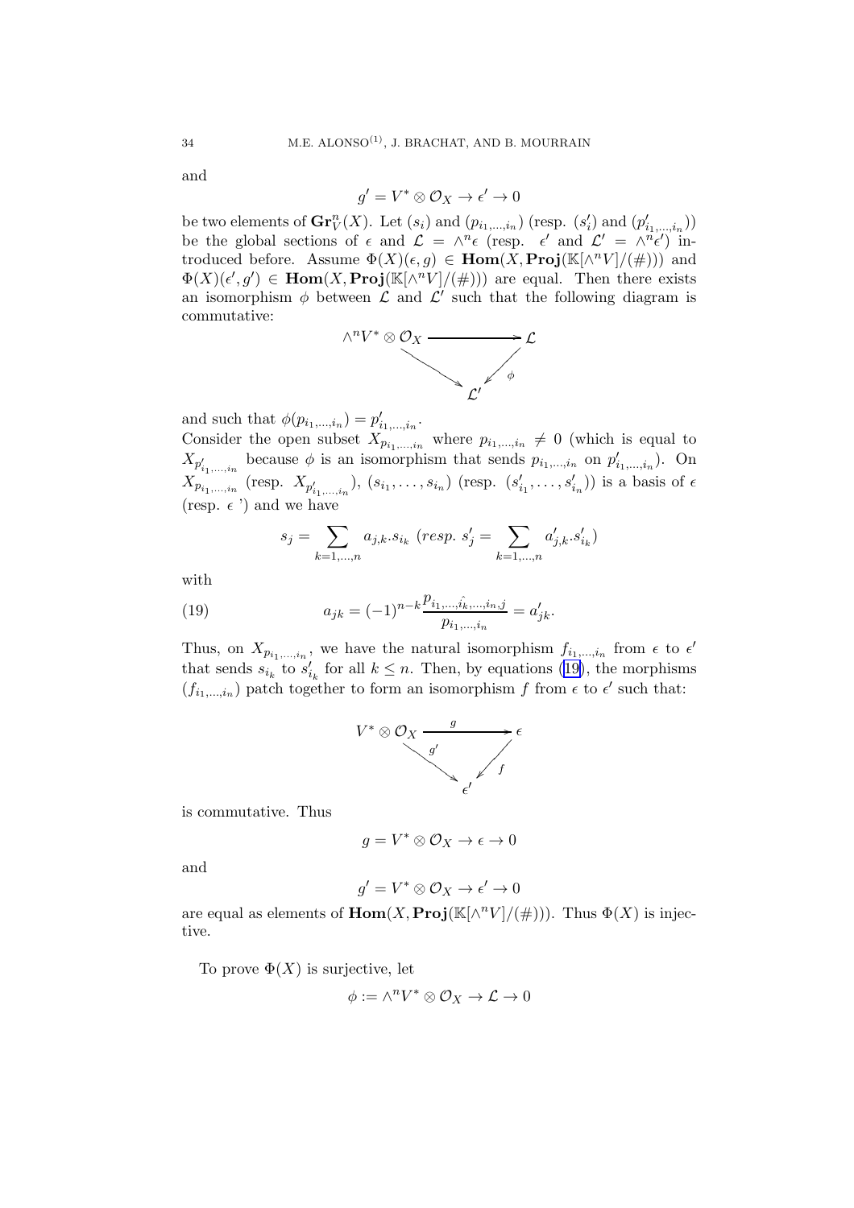and

$$g' = V^* \otimes \mathcal{O}_X \to \epsilon' \to 0$$

be two elements of $\mathbf{Gr}_V^n(X)$. Let $(s_i)$ and $(p_{i_1,\ldots,i_n})$ (resp. $(s'_i)$ and $(p'_{i_1,\ldots,i_n})$) be the global sections of $\epsilon$ and $\mathcal{L} = \wedge^n \epsilon$ (resp. $\epsilon'$ and $\mathcal{L}' = \wedge^n \epsilon'$) introduced before. Assume $\Phi(X)(\epsilon, g) \in \mathbf{Hom}(X, \mathbf{Proj}(\mathbb{K}[\wedge^n V]/(\#)))$ and $\Phi(X)(\epsilon', g') \in \mathbf{Hom}(X, \mathbf{Proj}(\mathbb{K}[\wedge^n V]/(\#)))$ are equal. Then there exists an isomorphism $\phi$ between $\mathcal{L}$ and $\mathcal{L}'$ such that the following diagram is commutative:

$$\begin{array}{ccc} \wedge^n V^* \otimes \mathcal{O}_X & \longrightarrow & \mathcal{L} \\ & \searrow & \swarrow \phi \\ & \mathcal{L}' & \end{array}$$

and such that $\phi(p_{i_1,\ldots,i_n}) = p'_{i_1,\ldots,i_n}$.
Consider the open subset $X_{p_{i_1,\ldots,i_n}}$ where $p_{i_1,\ldots,i_n} \neq 0$ (which is equal to $X_{p'_{i_1,\ldots,i_n}}$ because $\phi$ is an isomorphism that sends $p_{i_1,\ldots,i_n}$ on $p'_{i_1,\ldots,i_n}$). On $X_{p_{i_1,\ldots,i_n}}$ (resp. $X_{p'_{i_1,\ldots,i_n}}$), $(s_{i_1}, \ldots, s_{i_n})$ (resp. $(s'_{i_1}, \ldots, s'_{i_n})$) is a basis of $\epsilon$ (resp. $\epsilon$ ') and we have

$$s_j = \sum_{k=1,\ldots,n} a_{j,k}.s_{i_k} \ (resp.\ s'_j = \sum_{k=1,\ldots,n} a'_{j,k}.s'_{i_k})$$

with

$$a_{jk} = (-1)^{n-k} \frac{p_{i_1,\ldots,\hat{i_k},\ldots,i_n,j}}{p_{i_1,\ldots,i_n}} = a'_{jk}. \tag{19}$$

Thus, on $X_{p_{i_1,\ldots,i_n}}$, we have the natural isomorphism $f_{i_1,\ldots,i_n}$ from $\epsilon$ to $\epsilon'$ that sends $s_{i_k}$ to $s'_{i_k}$ for all $k \leq n$. Then, by equations (19), the morphisms $(f_{i_1,\ldots,i_n})$ patch together to form an isomorphism $f$ from $\epsilon$ to $\epsilon'$ such that:

$$\begin{array}{ccc} V^* \otimes \mathcal{O}_X & \xrightarrow{\ g\ } & \epsilon \\ & \searrow^{g'} & \swarrow f \\ & \epsilon' & \end{array}$$

is commutative. Thus

$$g = V^* \otimes \mathcal{O}_X \to \epsilon \to 0$$

and

$$g' = V^* \otimes \mathcal{O}_X \to \epsilon' \to 0$$

are equal as elements of $\mathbf{Hom}(X, \mathbf{Proj}(\mathbb{K}[\wedge^n V]/(\#)))$. Thus $\Phi(X)$ is injective.

To prove $\Phi(X)$ is surjective, let

$$\phi := \wedge^n V^* \otimes \mathcal{O}_X \to \mathcal{L} \to 0$$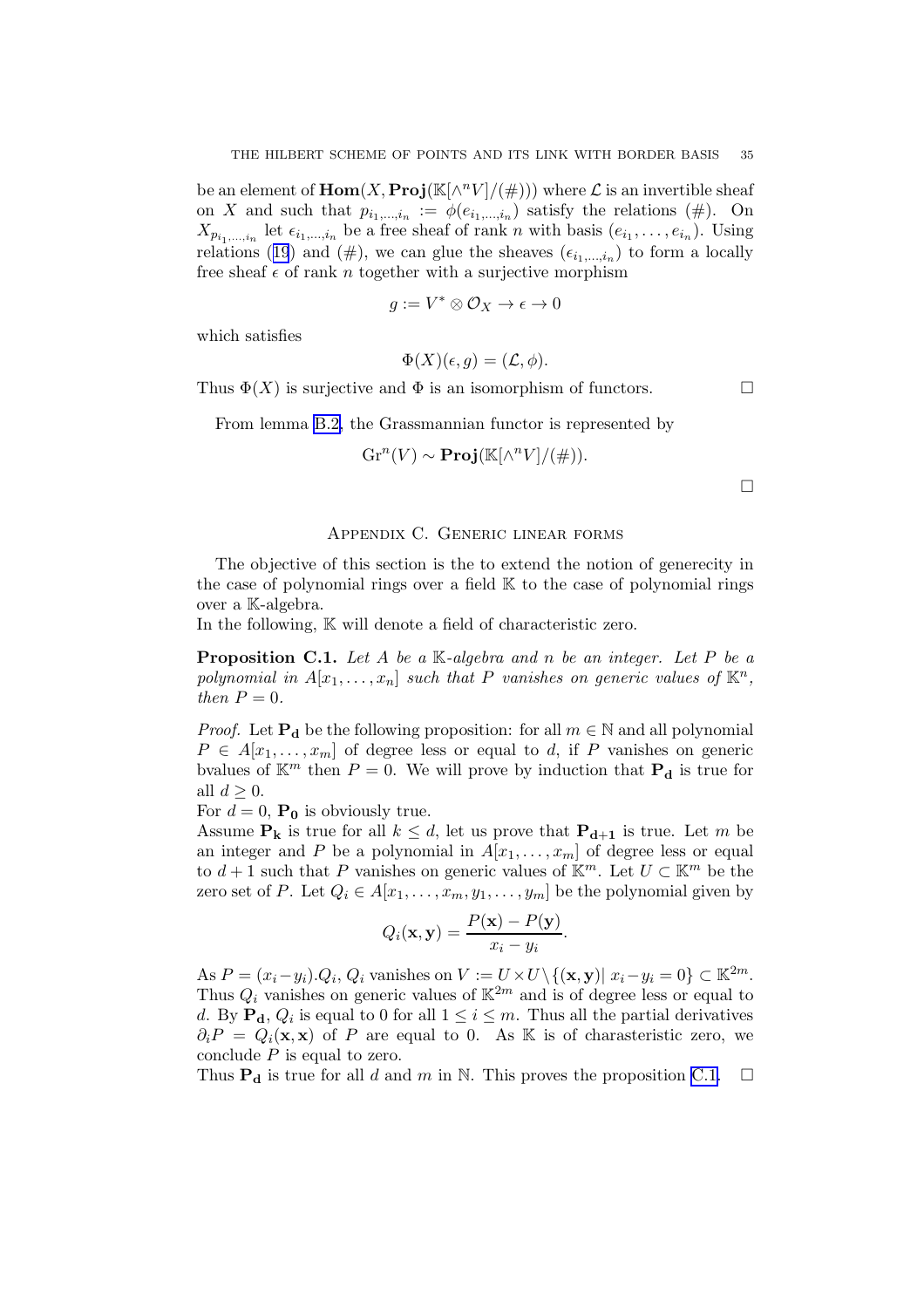be an element of $\mathbf{Hom}(X, \mathbf{Proj}(\mathbb{K}[\wedge^n V]/(\#)))$ where $\mathcal{L}$ is an invertible sheaf on $X$ and such that $p_{i_1,\dots,i_n} := \phi(e_{i_1,\dots,i_n})$ satisfy the relations $(\#)$. On $X_{p_{i_1,\dots,i_n}}$ let $\epsilon_{i_1,\dots,i_n}$ be a free sheaf of rank $n$ with basis $(e_{i_1},\dots,e_{i_n})$. Using relations (19) and $(\#)$, we can glue the sheaves $(\epsilon_{i_1,\dots,i_n})$ to form a locally free sheaf $\epsilon$ of rank $n$ together with a surjective morphism

$$g := V^* \otimes \mathcal{O}_X \to \epsilon \to 0$$

which satisfies

$$\Phi(X)(\epsilon, g) = (\mathcal{L}, \phi).$$

Thus $\Phi(X)$ is surjective and $\Phi$ is an isomorphism of functors. □

From lemma B.2, the Grassmannian functor is represented by

$$\mathrm{Gr}^n(V) \sim \mathbf{Proj}(\mathbb{K}[\wedge^n V]/(\#)).$$

□

## Appendix C. Generic linear forms

The objective of this section is the to extend the notion of generecity in the case of polynomial rings over a field $\mathbb{K}$ to the case of polynomial rings over a $\mathbb{K}$-algebra.

In the following, $\mathbb{K}$ will denote a field of characteristic zero.

**Proposition C.1.** *Let $A$ be a $\mathbb{K}$-algebra and $n$ be an integer. Let $P$ be a polynomial in $A[x_1,\dots,x_n]$ such that $P$ vanishes on generic values of $\mathbb{K}^n$, then $P = 0$.*

*Proof.* Let $\mathbf{P_d}$ be the following proposition: for all $m \in \mathbb{N}$ and all polynomial $P \in A[x_1,\dots,x_m]$ of degree less or equal to $d$, if $P$ vanishes on generic bvalues of $\mathbb{K}^m$ then $P = 0$. We will prove by induction that $\mathbf{P_d}$ is true for all $d \geq 0$.

For $d = 0$, $\mathbf{P_0}$ is obviously true.

Assume $\mathbf{P_k}$ is true for all $k \leq d$, let us prove that $\mathbf{P_{d+1}}$ is true. Let $m$ be an integer and $P$ be a polynomial in $A[x_1,\dots,x_m]$ of degree less or equal to $d+1$ such that $P$ vanishes on generic values of $\mathbb{K}^m$. Let $U \subset \mathbb{K}^m$ be the zero set of $P$. Let $Q_i \in A[x_1,\dots,x_m,y_1,\dots,y_m]$ be the polynomial given by

$$Q_i(\mathbf{x},\mathbf{y}) = \frac{P(\mathbf{x}) - P(\mathbf{y})}{x_i - y_i}.$$

As $P = (x_i - y_i).Q_i$, $Q_i$ vanishes on $V := U \times U \setminus \{(\mathbf{x},\mathbf{y}) |\ x_i - y_i = 0\} \subset \mathbb{K}^{2m}$. Thus $Q_i$ vanishes on generic values of $\mathbb{K}^{2m}$ and is of degree less or equal to $d$. By $\mathbf{P_d}$, $Q_i$ is equal to 0 for all $1 \leq i \leq m$. Thus all the partial derivatives $\partial_i P = Q_i(\mathbf{x},\mathbf{x})$ of $P$ are equal to 0. As $\mathbb{K}$ is of charasteristic zero, we conclude $P$ is equal to zero.

Thus $\mathbf{P_d}$ is true for all $d$ and $m$ in $\mathbb{N}$. This proves the proposition C.1. □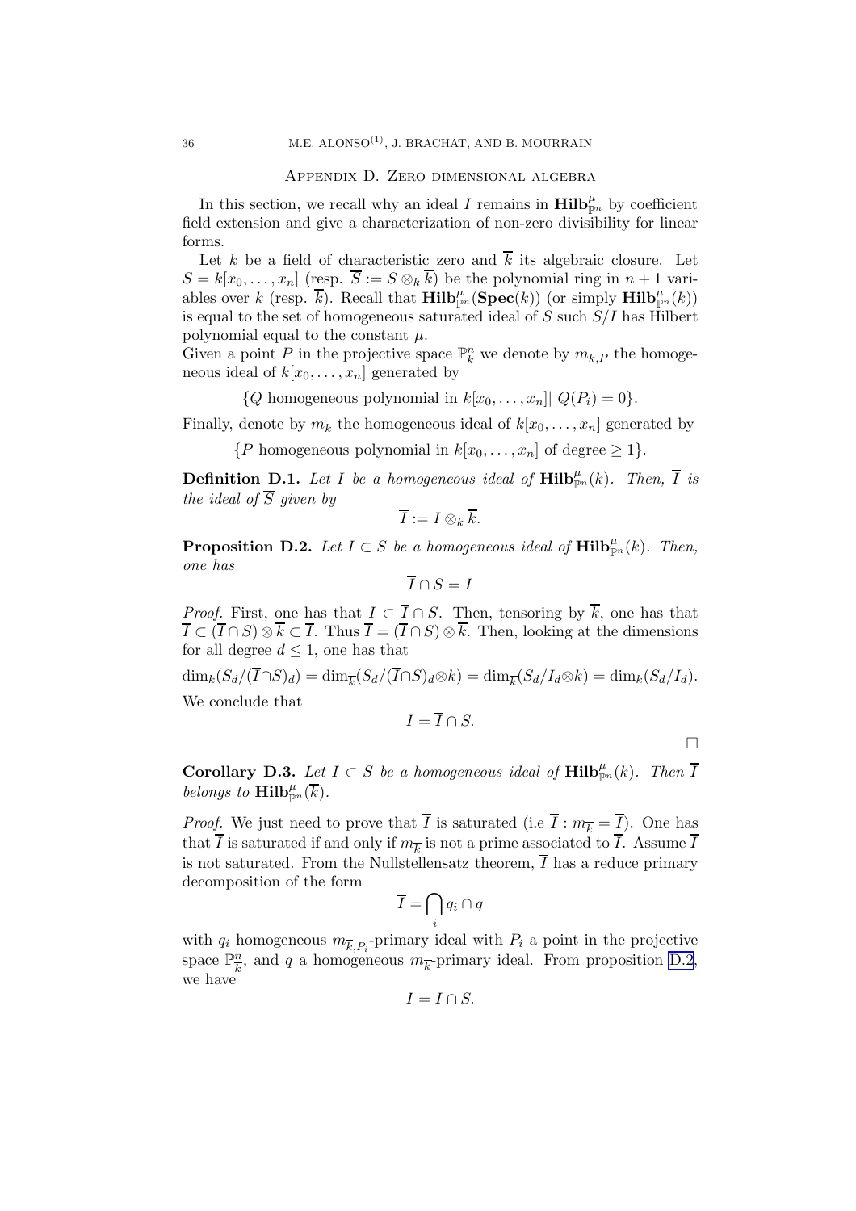## Appendix D. Zero dimensional algebra

In this section, we recall why an ideal $I$ remains in $\mathbf{Hilb}^{\mu}_{\mathbb{P}^n}$ by coefficient field extension and give a characterization of non-zero divisibility for linear forms.

Let $k$ be a field of characteristic zero and $\overline{k}$ its algebraic closure. Let $S = k[x_0, \ldots, x_n]$ (resp. $\overline{S} := S \otimes_k \overline{k}$) be the polynomial ring in $n+1$ variables over $k$ (resp. $\overline{k}$). Recall that $\mathbf{Hilb}^{\mu}_{\mathbb{P}^n}(\mathbf{Spec}(k))$ (or simply $\mathbf{Hilb}^{\mu}_{\mathbb{P}^n}(k)$) is equal to the set of homogeneous saturated ideal of $S$ such $S/I$ has Hilbert polynomial equal to the constant $\mu$.

Given a point $P$ in the projective space $\mathbb{P}^n_k$ we denote by $m_{k,P}$ the homogeneous ideal of $k[x_0, \ldots, x_n]$ generated by

$$\{Q \text{ homogeneous polynomial in } k[x_0, \ldots, x_n] |\ Q(P_i) = 0\}.$$

Finally, denote by $m_k$ the homogeneous ideal of $k[x_0, \ldots, x_n]$ generated by

$$\{P \text{ homogeneous polynomial in } k[x_0, \ldots, x_n] \text{ of degree} \geq 1\}.$$

**Definition D.1.** *Let $I$ be a homogeneous ideal of $\mathbf{Hilb}^{\mu}_{\mathbb{P}^n}(k)$. Then, $\overline{I}$ is the ideal of $\overline{S}$ given by*

$$\overline{I} := I \otimes_k \overline{k}.$$

**Proposition D.2.** *Let $I \subset S$ be a homogeneous ideal of $\mathbf{Hilb}^{\mu}_{\mathbb{P}^n}(k)$. Then, one has*

$$\overline{I} \cap S = I$$

*Proof.* First, one has that $I \subset \overline{I} \cap S$. Then, tensoring by $\overline{k}$, one has that $\overline{I} \subset (\overline{I} \cap S) \otimes \overline{k} \subset \overline{I}$. Thus $\overline{I} = (\overline{I} \cap S) \otimes \overline{k}$. Then, looking at the dimensions for all degree $d \leq 1$, one has that

$\dim_k(S_d/(\overline{I} \cap S)_d) = \dim_{\overline{k}}(S_d/(\overline{I} \cap S)_d \otimes \overline{k}) = \dim_{\overline{k}}(S_d/I_d \otimes \overline{k}) = \dim_k(S_d/I_d).$

We conclude that

$$I = \overline{I} \cap S.$$

□

**Corollary D.3.** *Let $I \subset S$ be a homogeneous ideal of $\mathbf{Hilb}^{\mu}_{\mathbb{P}^n}(k)$. Then $\overline{I}$ belongs to $\mathbf{Hilb}^{\mu}_{\mathbb{P}^n}(\overline{k})$.*

*Proof.* We just need to prove that $\overline{I}$ is saturated (i.e $\overline{I} : m_{\overline{k}} = \overline{I}$). One has that $\overline{I}$ is saturated if and only if $m_{\overline{k}}$ is not a prime associated to $\overline{I}$. Assume $\overline{I}$ is not saturated. From the Nullstellensatz theorem, $\overline{I}$ has a reduce primary decomposition of the form

$$\overline{I} = \bigcap_i q_i \cap q$$

with $q_i$ homogeneous $m_{\overline{k},P_i}$-primary ideal with $P_i$ a point in the projective space $\mathbb{P}^n_{\overline{k}}$, and $q$ a homogeneous $m_{\overline{k}}$-primary ideal. From proposition D.2, we have

$$I = \overline{I} \cap S.$$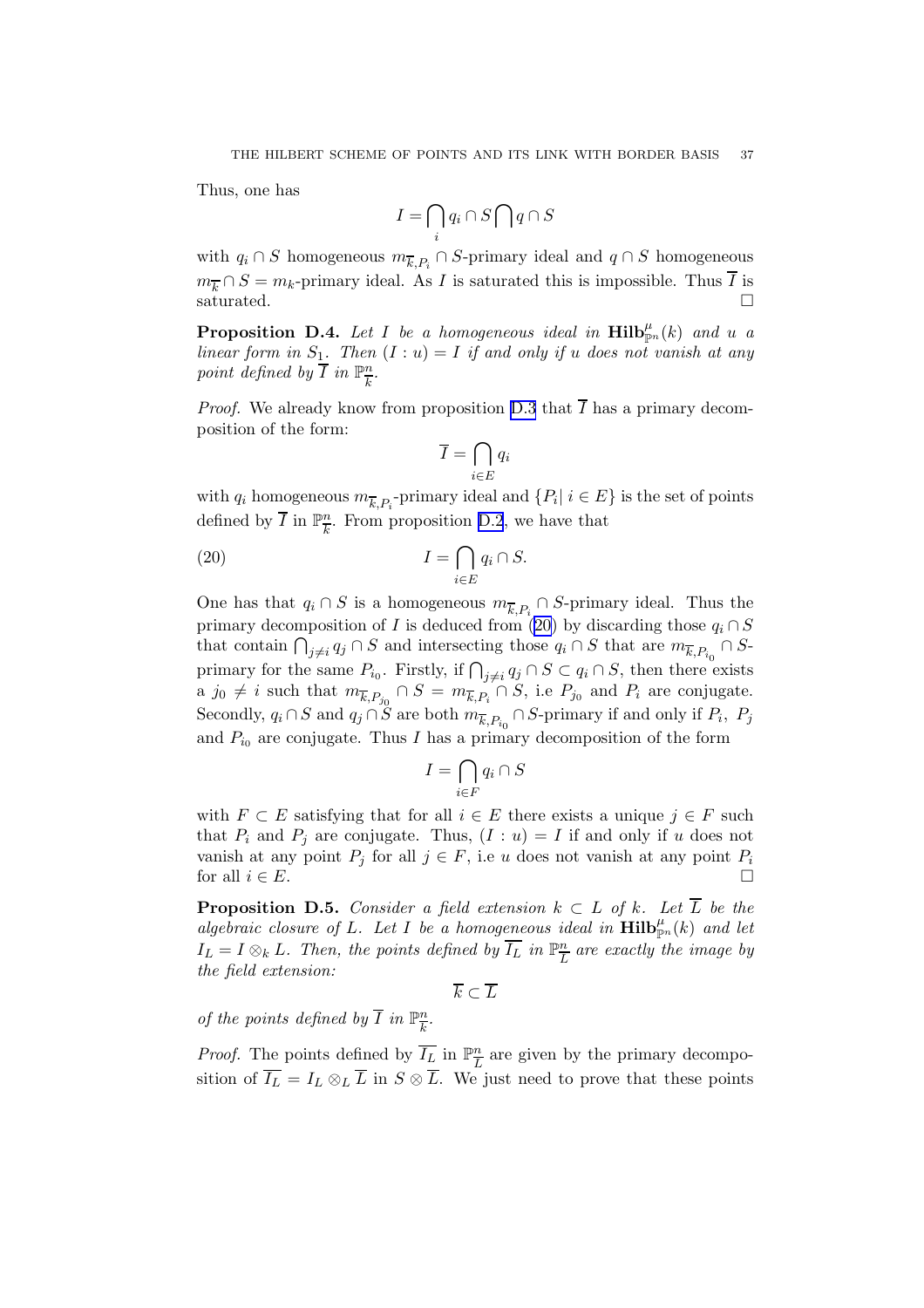Thus, one has

$$I = \bigcap_i q_i \cap S \bigcap q \cap S$$

with $q_i \cap S$ homogeneous $m_{\overline{k},P_i} \cap S$-primary ideal and $q \cap S$ homogeneous $m_{\overline{k}} \cap S = m_k$-primary ideal. As $I$ is saturated this is impossible. Thus $\overline{I}$ is saturated. $\square$

**Proposition D.4.** *Let $I$ be a homogeneous ideal in $\mathbf{Hilb}^{\mu}_{\mathbb{P}^n}(k)$ and $u$ a linear form in $S_1$. Then $(I : u) = I$ if and only if $u$ does not vanish at any point defined by $\overline{I}$ in $\mathbb{P}^n_{\overline{k}}$.*

*Proof.* We already know from proposition D.3 that $\overline{I}$ has a primary decomposition of the form:

$$\overline{I} = \bigcap_{i \in E} q_i$$

with $q_i$ homogeneous $m_{\overline{k},P_i}$-primary ideal and $\{P_i |\ i \in E\}$ is the set of points defined by $\overline{I}$ in $\mathbb{P}^n_{\overline{k}}$. From proposition D.2, we have that

$$I = \bigcap_{i \in E} q_i \cap S. \tag{20}$$

One has that $q_i \cap S$ is a homogeneous $m_{\overline{k},P_i} \cap S$-primary ideal. Thus the primary decomposition of $I$ is deduced from (20) by discarding those $q_i \cap S$ that contain $\bigcap_{j \neq i} q_j \cap S$ and intersecting those $q_i \cap S$ that are $m_{\overline{k},P_{i_0}} \cap S$-primary for the same $P_{i_0}$. Firstly, if $\bigcap_{j \neq i} q_j \cap S \subset q_i \cap S$, then there exists a $j_0 \neq i$ such that $m_{\overline{k},P_{j_0}} \cap S = m_{\overline{k},P_i} \cap S$, i.e $P_{j_0}$ and $P_i$ are conjugate. Secondly, $q_i \cap S$ and $q_j \cap S$ are both $m_{\overline{k},P_{i_0}} \cap S$-primary if and only if $P_i$, $P_j$ and $P_{i_0}$ are conjugate. Thus $I$ has a primary decomposition of the form

$$I = \bigcap_{i \in F} q_i \cap S$$

with $F \subset E$ satisfying that for all $i \in E$ there exists a unique $j \in F$ such that $P_i$ and $P_j$ are conjugate. Thus, $(I : u) = I$ if and only if $u$ does not vanish at any point $P_j$ for all $j \in F$, i.e $u$ does not vanish at any point $P_i$ for all $i \in E$. $\square$

**Proposition D.5.** *Consider a field extension $k \subset L$ of $k$. Let $\overline{L}$ be the algebraic closure of $L$. Let $I$ be a homogeneous ideal in $\mathbf{Hilb}^{\mu}_{\mathbb{P}^n}(k)$ and let $I_L = I \otimes_k L$. Then, the points defined by $\overline{I_L}$ in $\mathbb{P}^n_{\overline{L}}$ are exactly the image by the field extension:*

$$\overline{k} \subset \overline{L}$$

*of the points defined by $\overline{I}$ in $\mathbb{P}^n_{\overline{k}}$.*

*Proof.* The points defined by $\overline{I_L}$ in $\mathbb{P}^n_{\overline{L}}$ are given by the primary decomposition of $\overline{I_L} = I_L \otimes_L \overline{L}$ in $S \otimes \overline{L}$. We just need to prove that these points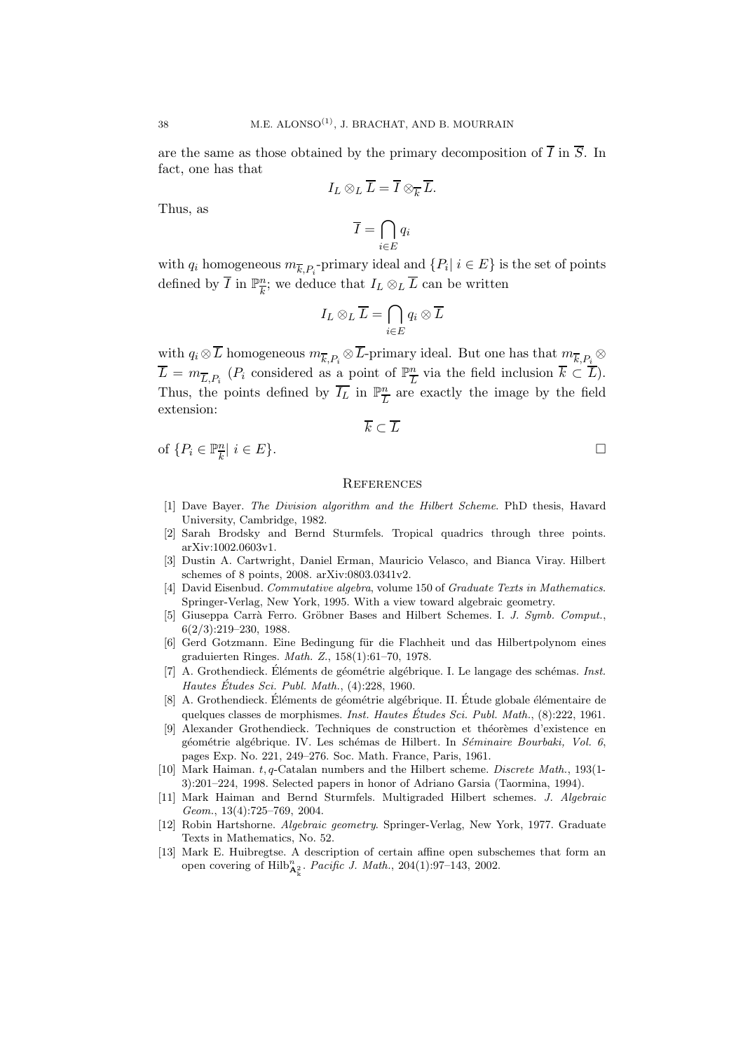are the same as those obtained by the primary decomposition of $\overline{I}$ in $\overline{S}$. In fact, one has that

$$I_L \otimes_L \overline{L} = \overline{I} \otimes_{\overline{k}} \overline{L}.$$

Thus, as

$$\overline{I} = \bigcap_{i \in E} q_i$$

with $q_i$ homogeneous $m_{\overline{k},P_i}$-primary ideal and $\{P_i | \; i \in E\}$ is the set of points defined by $\overline{I}$ in $\mathbb{P}^n_{\overline{k}}$; we deduce that $I_L \otimes_L \overline{L}$ can be written

$$I_L \otimes_L \overline{L} = \bigcap_{i \in E} q_i \otimes \overline{L}$$

with $q_i \otimes \overline{L}$ homogeneous $m_{\overline{k},P_i} \otimes \overline{L}$-primary ideal. But one has that $m_{\overline{k},P_i} \otimes \overline{L} = m_{\overline{L},P_i}$ ($P_i$ considered as a point of $\mathbb{P}^n_{\overline{L}}$ via the field inclusion $\overline{k} \subset \overline{L}$). Thus, the points defined by $\overline{I_L}$ in $\mathbb{P}^n_{\overline{L}}$ are exactly the image by the field extension:

$$\overline{k} \subset \overline{L}$$

of $\{P_i \in \mathbb{P}^n_{\overline{k}} | \; i \in E\}$. □

## References

[1] Dave Bayer. *The Division algorithm and the Hilbert Scheme*. PhD thesis, Havard University, Cambridge, 1982.

[2] Sarah Brodsky and Bernd Sturmfels. Tropical quadrics through three points. arXiv:1002.0603v1.

[3] Dustin A. Cartwright, Daniel Erman, Mauricio Velasco, and Bianca Viray. Hilbert schemes of 8 points, 2008. arXiv:0803.0341v2.

[4] David Eisenbud. *Commutative algebra*, volume 150 of *Graduate Texts in Mathematics*. Springer-Verlag, New York, 1995. With a view toward algebraic geometry.

[5] Giuseppa Carrà Ferro. Gröbner Bases and Hilbert Schemes. I. *J. Symb. Comput.*, 6(2/3):219–230, 1988.

[6] Gerd Gotzmann. Eine Bedingung für die Flachheit und das Hilbertpolynom eines graduierten Ringes. *Math. Z.*, 158(1):61–70, 1978.

[7] A. Grothendieck. Éléments de géométrie algébrique. I. Le langage des schémas. *Inst. Hautes Études Sci. Publ. Math.*, (4):228, 1960.

[8] A. Grothendieck. Éléments de géométrie algébrique. II. Étude globale élémentaire de quelques classes de morphismes. *Inst. Hautes Études Sci. Publ. Math.*, (8):222, 1961.

[9] Alexander Grothendieck. Techniques de construction et théorèmes d'existence en géométrie algébrique. IV. Les schémas de Hilbert. In *Séminaire Bourbaki, Vol. 6*, pages Exp. No. 221, 249–276. Soc. Math. France, Paris, 1961.

[10] Mark Haiman. $t, q$-Catalan numbers and the Hilbert scheme. *Discrete Math.*, 193(1-3):201–224, 1998. Selected papers in honor of Adriano Garsia (Taormina, 1994).

[11] Mark Haiman and Bernd Sturmfels. Multigraded Hilbert schemes. *J. Algebraic Geom.*, 13(4):725–769, 2004.

[12] Robin Hartshorne. *Algebraic geometry*. Springer-Verlag, New York, 1977. Graduate Texts in Mathematics, No. 52.

[13] Mark E. Huibregtse. A description of certain affine open subschemes that form an open covering of $\mathrm{Hilb}^n_{\mathbf{A}^2_k}$. *Pacific J. Math.*, 204(1):97–143, 2002.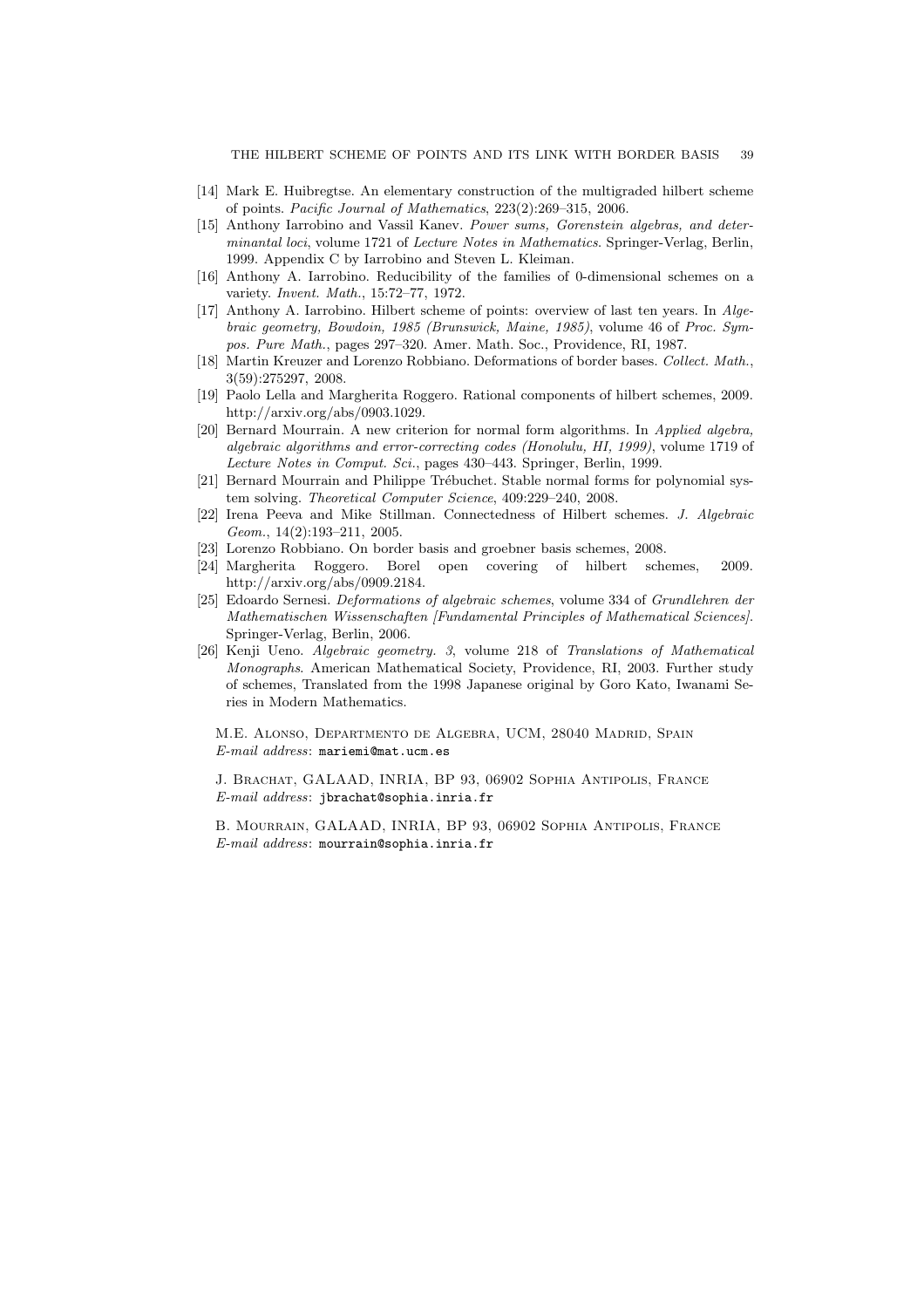[14] Mark E. Huibregtse. An elementary construction of the multigraded hilbert scheme of points. *Pacific Journal of Mathematics*, 223(2):269–315, 2006.

[15] Anthony Iarrobino and Vassil Kanev. *Power sums, Gorenstein algebras, and determinantal loci*, volume 1721 of *Lecture Notes in Mathematics*. Springer-Verlag, Berlin, 1999. Appendix C by Iarrobino and Steven L. Kleiman.

[16] Anthony A. Iarrobino. Reducibility of the families of 0-dimensional schemes on a variety. *Invent. Math.*, 15:72–77, 1972.

[17] Anthony A. Iarrobino. Hilbert scheme of points: overview of last ten years. In *Algebraic geometry, Bowdoin, 1985 (Brunswick, Maine, 1985)*, volume 46 of *Proc. Sympos. Pure Math.*, pages 297–320. Amer. Math. Soc., Providence, RI, 1987.

[18] Martin Kreuzer and Lorenzo Robbiano. Deformations of border bases. *Collect. Math.*, 3(59):275297, 2008.

[19] Paolo Lella and Margherita Roggero. Rational components of hilbert schemes, 2009. http://arxiv.org/abs/0903.1029.

[20] Bernard Mourrain. A new criterion for normal form algorithms. In *Applied algebra, algebraic algorithms and error-correcting codes (Honolulu, HI, 1999)*, volume 1719 of *Lecture Notes in Comput. Sci.*, pages 430–443. Springer, Berlin, 1999.

[21] Bernard Mourrain and Philippe Trébuchet. Stable normal forms for polynomial system solving. *Theoretical Computer Science*, 409:229–240, 2008.

[22] Irena Peeva and Mike Stillman. Connectedness of Hilbert schemes. *J. Algebraic Geom.*, 14(2):193–211, 2005.

[23] Lorenzo Robbiano. On border basis and groebner basis schemes, 2008.

[24] Margherita Roggero. Borel open covering of hilbert schemes, 2009. http://arxiv.org/abs/0909.2184.

[25] Edoardo Sernesi. *Deformations of algebraic schemes*, volume 334 of *Grundlehren der Mathematischen Wissenschaften [Fundamental Principles of Mathematical Sciences]*. Springer-Verlag, Berlin, 2006.

[26] Kenji Ueno. *Algebraic geometry. 3*, volume 218 of *Translations of Mathematical Monographs*. American Mathematical Society, Providence, RI, 2003. Further study of schemes, Translated from the 1998 Japanese original by Goro Kato, Iwanami Series in Modern Mathematics.

M.E. Alonso, Departmento de Algebra, UCM, 28040 Madrid, Spain
*E-mail address*: `mariemi@mat.ucm.es`

J. Brachat, GALAAD, INRIA, BP 93, 06902 Sophia Antipolis, France
*E-mail address*: `jbrachat@sophia.inria.fr`

B. Mourrain, GALAAD, INRIA, BP 93, 06902 Sophia Antipolis, France
*E-mail address*: `mourrain@sophia.inria.fr`